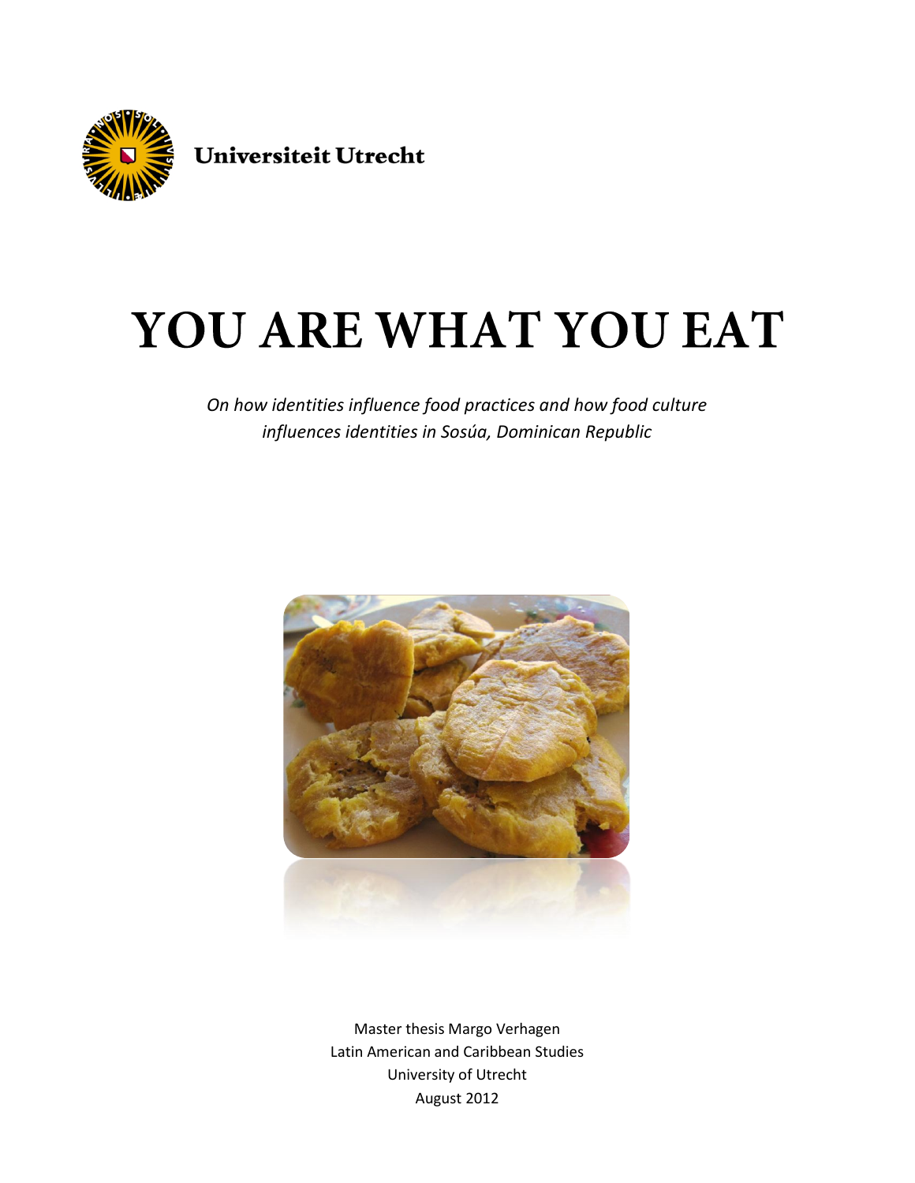Universiteit Utrecht

# YOU ARE WHAT YOU EAT

*On how identities influence food practices and how food culture influences identities in Sosúa, Dominican Republic*

Master thesis Margo Verhagen
Latin American and Caribbean Studies
University of Utrecht
August 2012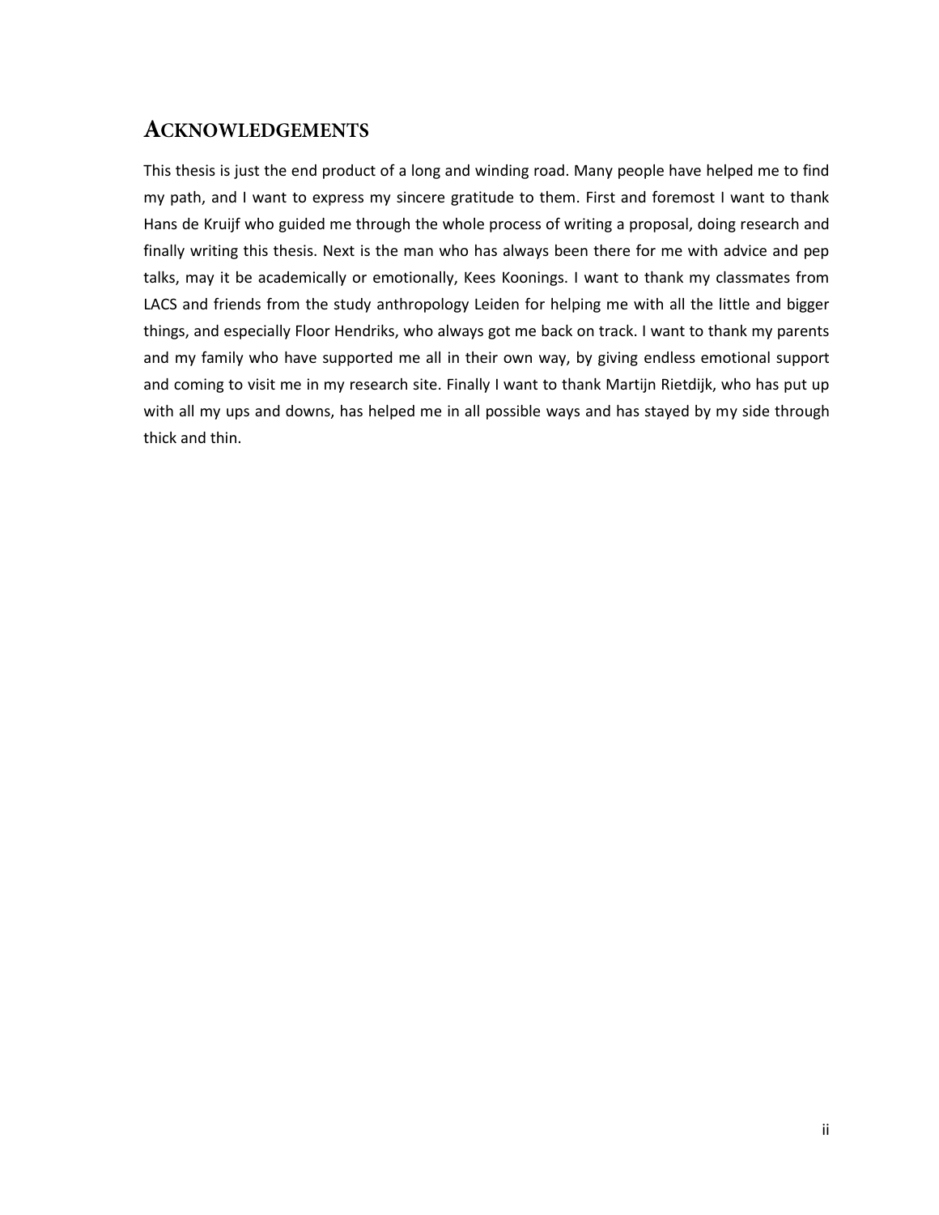## Acknowledgements

This thesis is just the end product of a long and winding road. Many people have helped me to find my path, and I want to express my sincere gratitude to them. First and foremost I want to thank Hans de Kruijf who guided me through the whole process of writing a proposal, doing research and finally writing this thesis. Next is the man who has always been there for me with advice and pep talks, may it be academically or emotionally, Kees Koonings. I want to thank my classmates from LACS and friends from the study anthropology Leiden for helping me with all the little and bigger things, and especially Floor Hendriks, who always got me back on track. I want to thank my parents and my family who have supported me all in their own way, by giving endless emotional support and coming to visit me in my research site. Finally I want to thank Martijn Rietdijk, who has put up with all my ups and downs, has helped me in all possible ways and has stayed by my side through thick and thin.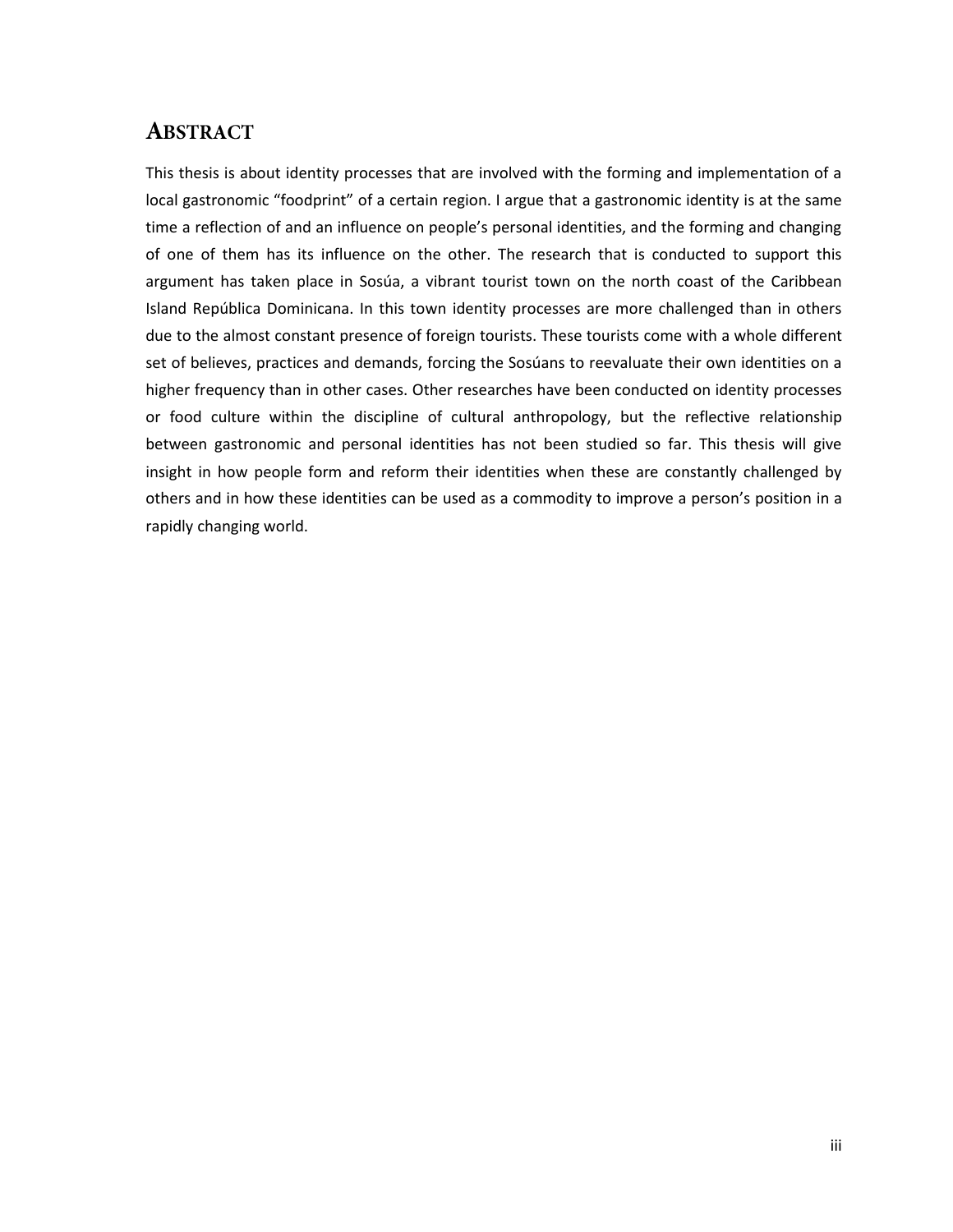## Abstract

This thesis is about identity processes that are involved with the forming and implementation of a local gastronomic “foodprint” of a certain region. I argue that a gastronomic identity is at the same time a reflection of and an influence on people’s personal identities, and the forming and changing of one of them has its influence on the other. The research that is conducted to support this argument has taken place in Sosúa, a vibrant tourist town on the north coast of the Caribbean Island República Dominicana. In this town identity processes are more challenged than in others due to the almost constant presence of foreign tourists. These tourists come with a whole different set of believes, practices and demands, forcing the Sosúans to reevaluate their own identities on a higher frequency than in other cases. Other researches have been conducted on identity processes or food culture within the discipline of cultural anthropology, but the reflective relationship between gastronomic and personal identities has not been studied so far. This thesis will give insight in how people form and reform their identities when these are constantly challenged by others and in how these identities can be used as a commodity to improve a person’s position in a rapidly changing world.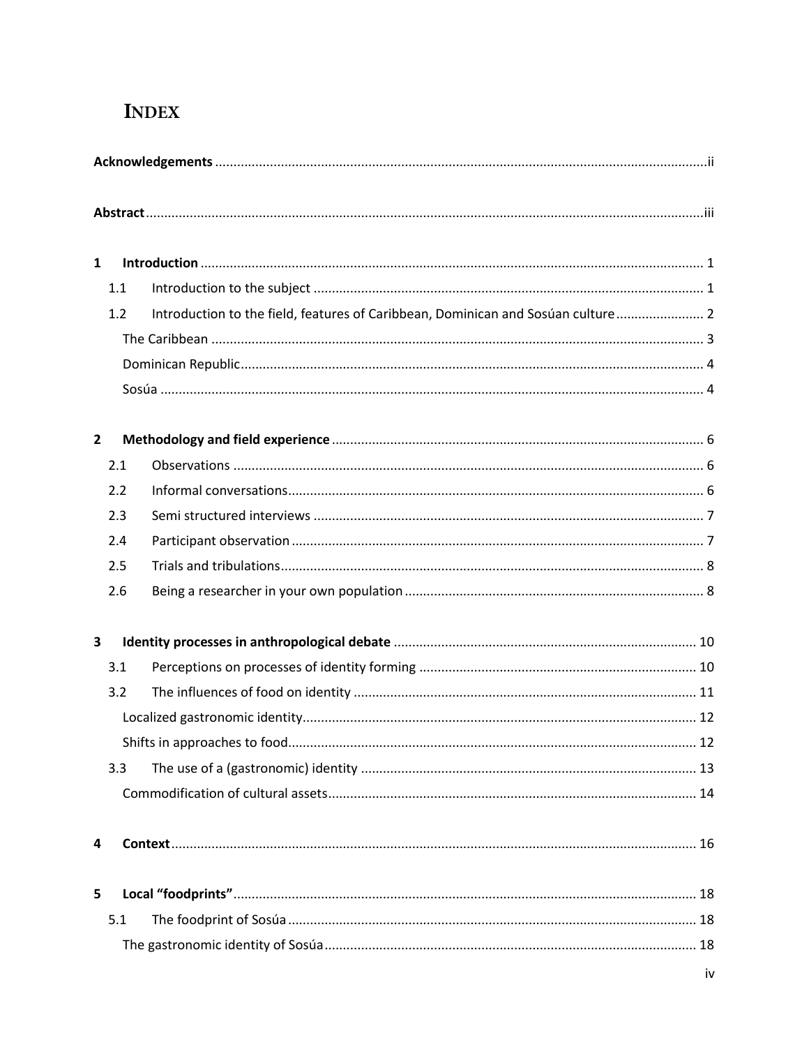# INDEX

**Acknowledgements** ii

**Abstract** iii

**1 Introduction** 1

- 1.1 Introduction to the subject 1
- 1.2 Introduction to the field, features of Caribbean, Dominican and Sosúan culture 2
  - The Caribbean 3
  - Dominican Republic 4
  - Sosúa 4

**2 Methodology and field experience** 6

- 2.1 Observations 6
- 2.2 Informal conversations 6
- 2.3 Semi structured interviews 7
- 2.4 Participant observation 7
- 2.5 Trials and tribulations 8
- 2.6 Being a researcher in your own population 8

**3 Identity processes in anthropological debate** 10

- 3.1 Perceptions on processes of identity forming 10
- 3.2 The influences of food on identity 11
  - Localized gastronomic identity 12
  - Shifts in approaches to food 12
- 3.3 The use of a (gastronomic) identity 13
  - Commodification of cultural assets 14

**4 Context** 16

**5 Local "foodprints"** 18

- 5.1 The foodprint of Sosúa 18
  - The gastronomic identity of Sosúa 18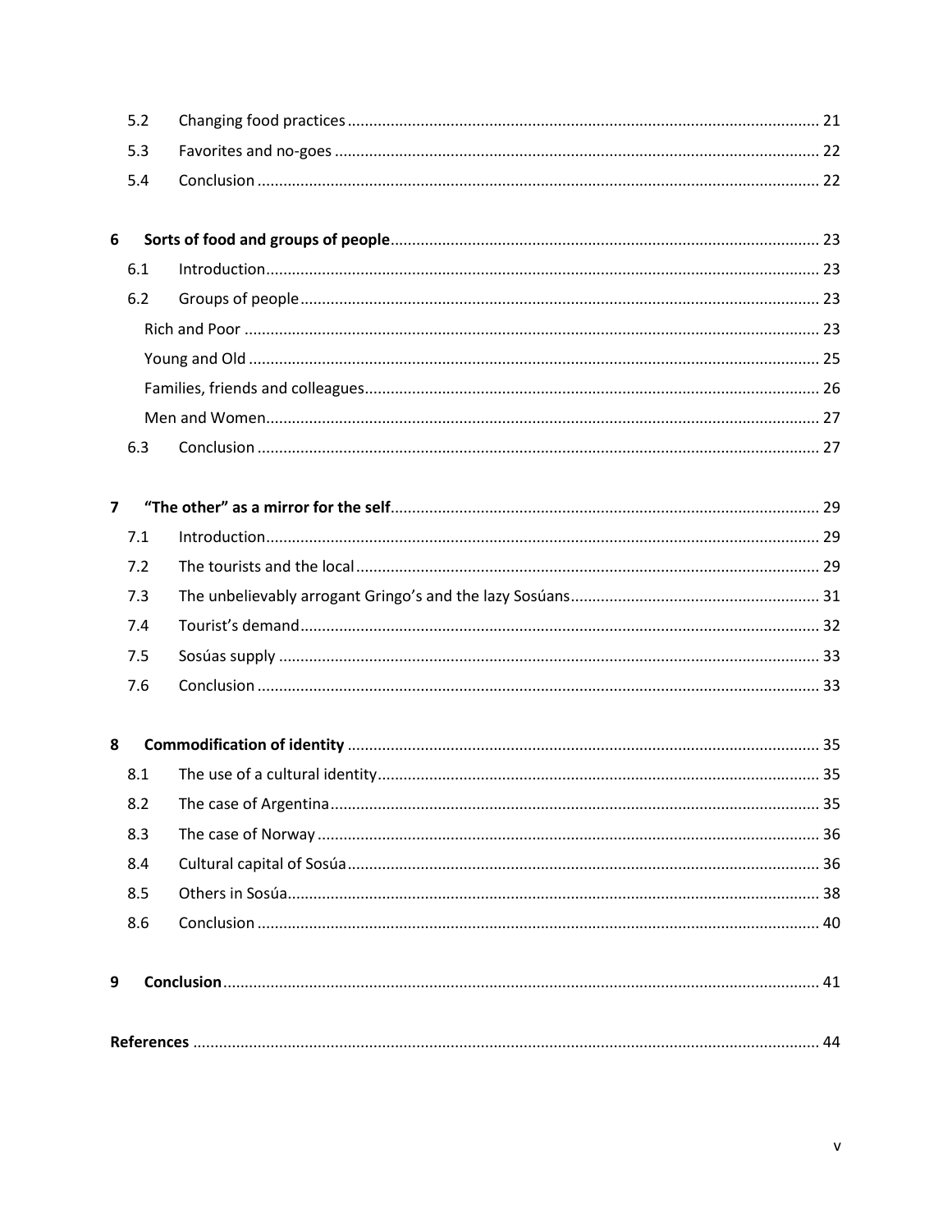5.2 Changing food practices ........................................................................................................ 21

5.3 Favorites and no-goes ........................................................................................................ 22

5.4 Conclusion ........................................................................................................................ 22

**6 Sorts of food and groups of people** ................................................................................... 23

6.1 Introduction ....................................................................................................................... 23

6.2 Groups of people ............................................................................................................... 23

Rich and Poor ........................................................................................................................ 23

Young and Old ....................................................................................................................... 25

Families, friends and colleagues ............................................................................................. 26

Men and Women .................................................................................................................... 27

6.3 Conclusion ........................................................................................................................ 27

**7 "The other" as a mirror for the self** ................................................................................... 29

7.1 Introduction ....................................................................................................................... 29

7.2 The tourists and the local ................................................................................................... 29

7.3 The unbelievably arrogant Gringo's and the lazy Sosúans ................................................. 31

7.4 Tourist's demand ................................................................................................................ 32

7.5 Sosúas supply .................................................................................................................... 33

7.6 Conclusion ........................................................................................................................ 33

**8 Commodification of identity** ............................................................................................. 35

8.1 The use of a cultural identity .............................................................................................. 35

8.2 The case of Argentina ......................................................................................................... 35

8.3 The case of Norway ............................................................................................................ 36

8.4 Cultural capital of Sosúa .................................................................................................... 36

8.5 Others in Sosúa .................................................................................................................. 38

8.6 Conclusion ........................................................................................................................ 40

**9 Conclusion** ......................................................................................................................... 41

**References** ........................................................................................................................... 44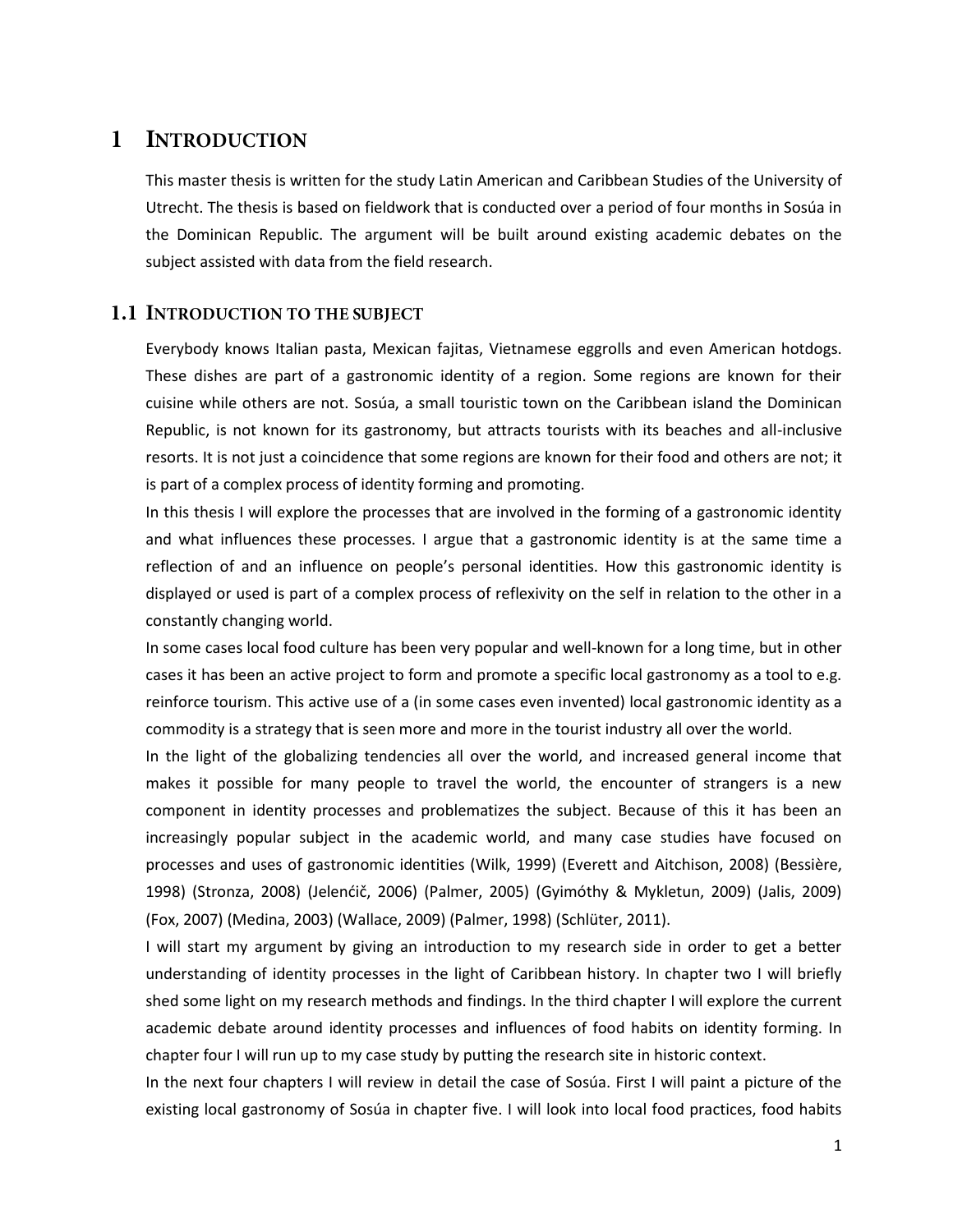# 1 INTRODUCTION

This master thesis is written for the study Latin American and Caribbean Studies of the University of Utrecht. The thesis is based on fieldwork that is conducted over a period of four months in Sosúa in the Dominican Republic. The argument will be built around existing academic debates on the subject assisted with data from the field research.

## 1.1 INTRODUCTION TO THE SUBJECT

Everybody knows Italian pasta, Mexican fajitas, Vietnamese eggrolls and even American hotdogs. These dishes are part of a gastronomic identity of a region. Some regions are known for their cuisine while others are not. Sosúa, a small touristic town on the Caribbean island the Dominican Republic, is not known for its gastronomy, but attracts tourists with its beaches and all-inclusive resorts. It is not just a coincidence that some regions are known for their food and others are not; it is part of a complex process of identity forming and promoting.

In this thesis I will explore the processes that are involved in the forming of a gastronomic identity and what influences these processes. I argue that a gastronomic identity is at the same time a reflection of and an influence on people's personal identities. How this gastronomic identity is displayed or used is part of a complex process of reflexivity on the self in relation to the other in a constantly changing world.

In some cases local food culture has been very popular and well-known for a long time, but in other cases it has been an active project to form and promote a specific local gastronomy as a tool to e.g. reinforce tourism. This active use of a (in some cases even invented) local gastronomic identity as a commodity is a strategy that is seen more and more in the tourist industry all over the world.

In the light of the globalizing tendencies all over the world, and increased general income that makes it possible for many people to travel the world, the encounter of strangers is a new component in identity processes and problematizes the subject. Because of this it has been an increasingly popular subject in the academic world, and many case studies have focused on processes and uses of gastronomic identities (Wilk, 1999) (Everett and Aitchison, 2008) (Bessière, 1998) (Stronza, 2008) (Jelenćič, 2006) (Palmer, 2005) (Gyimóthy & Mykletun, 2009) (Jalis, 2009) (Fox, 2007) (Medina, 2003) (Wallace, 2009) (Palmer, 1998) (Schlüter, 2011).

I will start my argument by giving an introduction to my research side in order to get a better understanding of identity processes in the light of Caribbean history. In chapter two I will briefly shed some light on my research methods and findings. In the third chapter I will explore the current academic debate around identity processes and influences of food habits on identity forming. In chapter four I will run up to my case study by putting the research site in historic context.

In the next four chapters I will review in detail the case of Sosúa. First I will paint a picture of the existing local gastronomy of Sosúa in chapter five. I will look into local food practices, food habits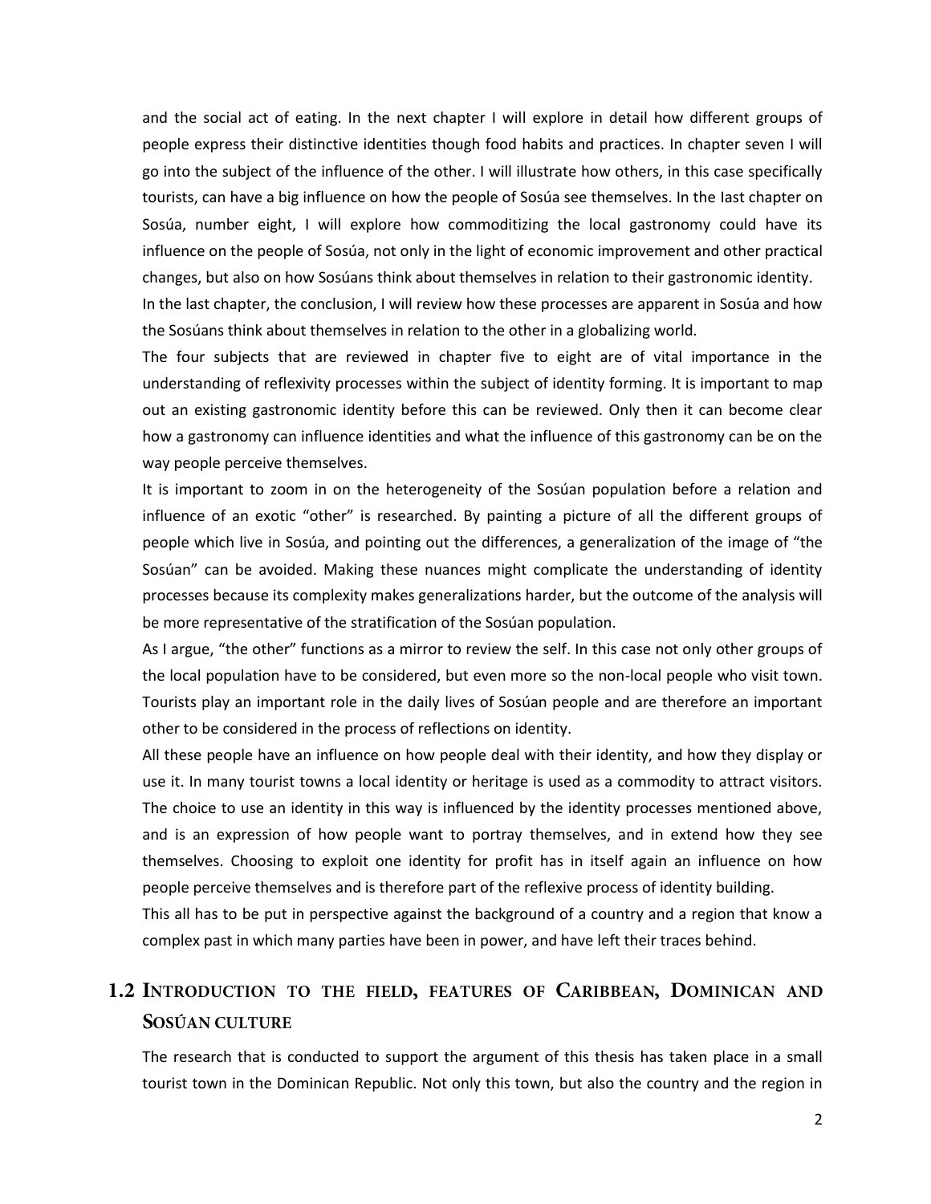and the social act of eating. In the next chapter I will explore in detail how different groups of people express their distinctive identities though food habits and practices. In chapter seven I will go into the subject of the influence of the other. I will illustrate how others, in this case specifically tourists, can have a big influence on how the people of Sosúa see themselves. In the last chapter on Sosúa, number eight, I will explore how commoditizing the local gastronomy could have its influence on the people of Sosúa, not only in the light of economic improvement and other practical changes, but also on how Sosúans think about themselves in relation to their gastronomic identity.
In the last chapter, the conclusion, I will review how these processes are apparent in Sosúa and how the Sosúans think about themselves in relation to the other in a globalizing world.

The four subjects that are reviewed in chapter five to eight are of vital importance in the understanding of reflexivity processes within the subject of identity forming. It is important to map out an existing gastronomic identity before this can be reviewed. Only then it can become clear how a gastronomy can influence identities and what the influence of this gastronomy can be on the way people perceive themselves.

It is important to zoom in on the heterogeneity of the Sosúan population before a relation and influence of an exotic "other" is researched. By painting a picture of all the different groups of people which live in Sosúa, and pointing out the differences, a generalization of the image of "the Sosúan" can be avoided. Making these nuances might complicate the understanding of identity processes because its complexity makes generalizations harder, but the outcome of the analysis will be more representative of the stratification of the Sosúan population.

As I argue, "the other" functions as a mirror to review the self. In this case not only other groups of the local population have to be considered, but even more so the non-local people who visit town. Tourists play an important role in the daily lives of Sosúan people and are therefore an important other to be considered in the process of reflections on identity.

All these people have an influence on how people deal with their identity, and how they display or use it. In many tourist towns a local identity or heritage is used as a commodity to attract visitors. The choice to use an identity in this way is influenced by the identity processes mentioned above, and is an expression of how people want to portray themselves, and in extend how they see themselves. Choosing to exploit one identity for profit has in itself again an influence on how people perceive themselves and is therefore part of the reflexive process of identity building.

This all has to be put in perspective against the background of a country and a region that know a complex past in which many parties have been in power, and have left their traces behind.

## 1.2 Introduction to the field, features of Caribbean, Dominican and Sosúan culture

The research that is conducted to support the argument of this thesis has taken place in a small tourist town in the Dominican Republic. Not only this town, but also the country and the region in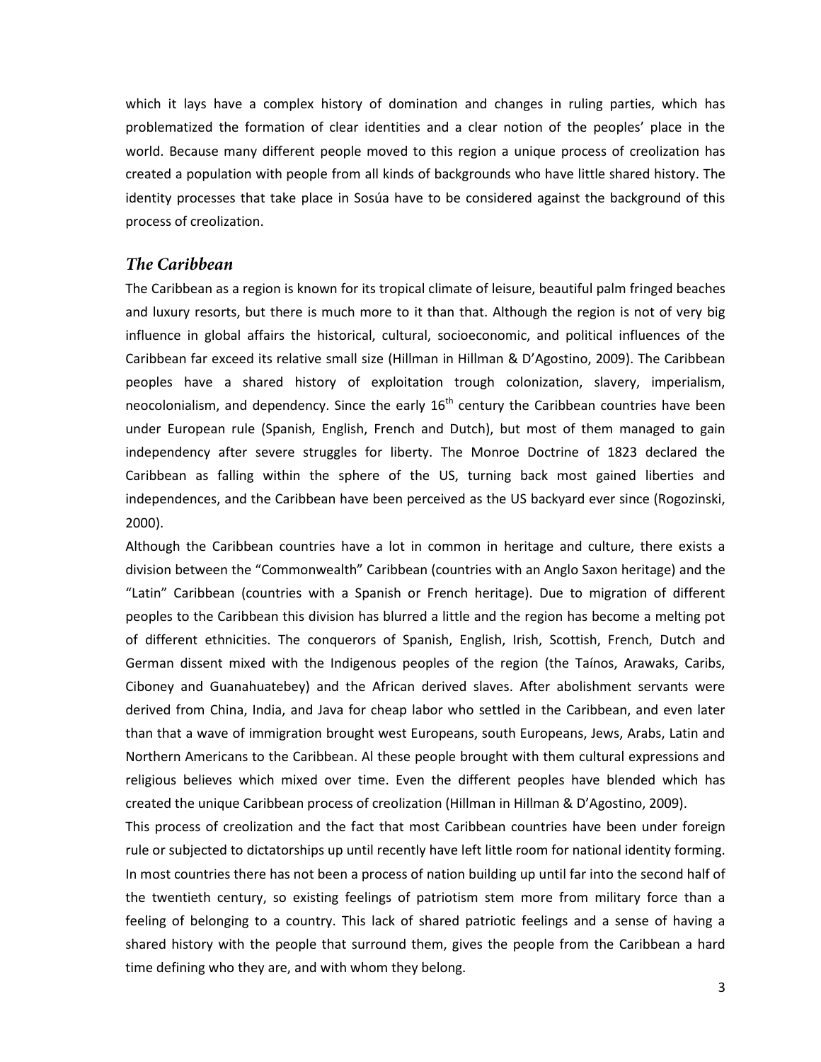which it lays have a complex history of domination and changes in ruling parties, which has problematized the formation of clear identities and a clear notion of the peoples' place in the world. Because many different people moved to this region a unique process of creolization has created a population with people from all kinds of backgrounds who have little shared history. The identity processes that take place in Sosúa have to be considered against the background of this process of creolization.

## *The Caribbean*

The Caribbean as a region is known for its tropical climate of leisure, beautiful palm fringed beaches and luxury resorts, but there is much more to it than that. Although the region is not of very big influence in global affairs the historical, cultural, socioeconomic, and political influences of the Caribbean far exceed its relative small size (Hillman in Hillman & D'Agostino, 2009). The Caribbean peoples have a shared history of exploitation trough colonization, slavery, imperialism, neocolonialism, and dependency. Since the early 16th century the Caribbean countries have been under European rule (Spanish, English, French and Dutch), but most of them managed to gain independency after severe struggles for liberty. The Monroe Doctrine of 1823 declared the Caribbean as falling within the sphere of the US, turning back most gained liberties and independences, and the Caribbean have been perceived as the US backyard ever since (Rogozinski, 2000).

Although the Caribbean countries have a lot in common in heritage and culture, there exists a division between the "Commonwealth" Caribbean (countries with an Anglo Saxon heritage) and the "Latin" Caribbean (countries with a Spanish or French heritage). Due to migration of different peoples to the Caribbean this division has blurred a little and the region has become a melting pot of different ethnicities. The conquerors of Spanish, English, Irish, Scottish, French, Dutch and German dissent mixed with the Indigenous peoples of the region (the Taínos, Arawaks, Caribs, Ciboney and Guanahuatebey) and the African derived slaves. After abolishment servants were derived from China, India, and Java for cheap labor who settled in the Caribbean, and even later than that a wave of immigration brought west Europeans, south Europeans, Jews, Arabs, Latin and Northern Americans to the Caribbean. Al these people brought with them cultural expressions and religious believes which mixed over time. Even the different peoples have blended which has created the unique Caribbean process of creolization (Hillman in Hillman & D'Agostino, 2009).

This process of creolization and the fact that most Caribbean countries have been under foreign rule or subjected to dictatorships up until recently have left little room for national identity forming. In most countries there has not been a process of nation building up until far into the second half of the twentieth century, so existing feelings of patriotism stem more from military force than a feeling of belonging to a country. This lack of shared patriotic feelings and a sense of having a shared history with the people that surround them, gives the people from the Caribbean a hard time defining who they are, and with whom they belong.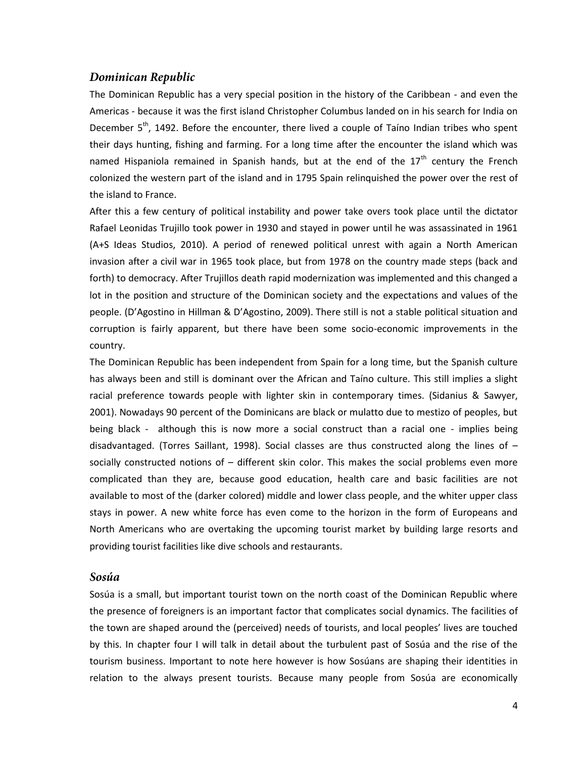## *Dominican Republic*

The Dominican Republic has a very special position in the history of the Caribbean - and even the Americas - because it was the first island Christopher Columbus landed on in his search for India on December 5th, 1492. Before the encounter, there lived a couple of Taíno Indian tribes who spent their days hunting, fishing and farming. For a long time after the encounter the island which was named Hispaniola remained in Spanish hands, but at the end of the 17th century the French colonized the western part of the island and in 1795 Spain relinquished the power over the rest of the island to France.

After this a few century of political instability and power take overs took place until the dictator Rafael Leonidas Trujillo took power in 1930 and stayed in power until he was assassinated in 1961 (A+S Ideas Studios, 2010). A period of renewed political unrest with again a North American invasion after a civil war in 1965 took place, but from 1978 on the country made steps (back and forth) to democracy. After Trujillos death rapid modernization was implemented and this changed a lot in the position and structure of the Dominican society and the expectations and values of the people. (D'Agostino in Hillman & D'Agostino, 2009). There still is not a stable political situation and corruption is fairly apparent, but there have been some socio-economic improvements in the country.

The Dominican Republic has been independent from Spain for a long time, but the Spanish culture has always been and still is dominant over the African and Taíno culture. This still implies a slight racial preference towards people with lighter skin in contemporary times. (Sidanius & Sawyer, 2001). Nowadays 90 percent of the Dominicans are black or mulatto due to mestizo of peoples, but being black - although this is now more a social construct than a racial one - implies being disadvantaged. (Torres Saillant, 1998). Social classes are thus constructed along the lines of – socially constructed notions of – different skin color. This makes the social problems even more complicated than they are, because good education, health care and basic facilities are not available to most of the (darker colored) middle and lower class people, and the whiter upper class stays in power. A new white force has even come to the horizon in the form of Europeans and North Americans who are overtaking the upcoming tourist market by building large resorts and providing tourist facilities like dive schools and restaurants.

## *Sosúa*

Sosúa is a small, but important tourist town on the north coast of the Dominican Republic where the presence of foreigners is an important factor that complicates social dynamics. The facilities of the town are shaped around the (perceived) needs of tourists, and local peoples' lives are touched by this. In chapter four I will talk in detail about the turbulent past of Sosúa and the rise of the tourism business. Important to note here however is how Sosúans are shaping their identities in relation to the always present tourists. Because many people from Sosúa are economically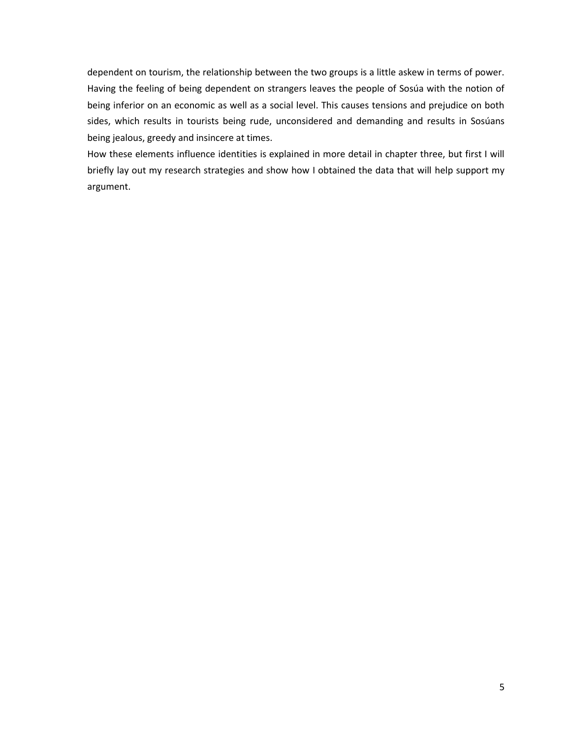dependent on tourism, the relationship between the two groups is a little askew in terms of power. Having the feeling of being dependent on strangers leaves the people of Sosúa with the notion of being inferior on an economic as well as a social level. This causes tensions and prejudice on both sides, which results in tourists being rude, unconsidered and demanding and results in Sosúans being jealous, greedy and insincere at times.

How these elements influence identities is explained in more detail in chapter three, but first I will briefly lay out my research strategies and show how I obtained the data that will help support my argument.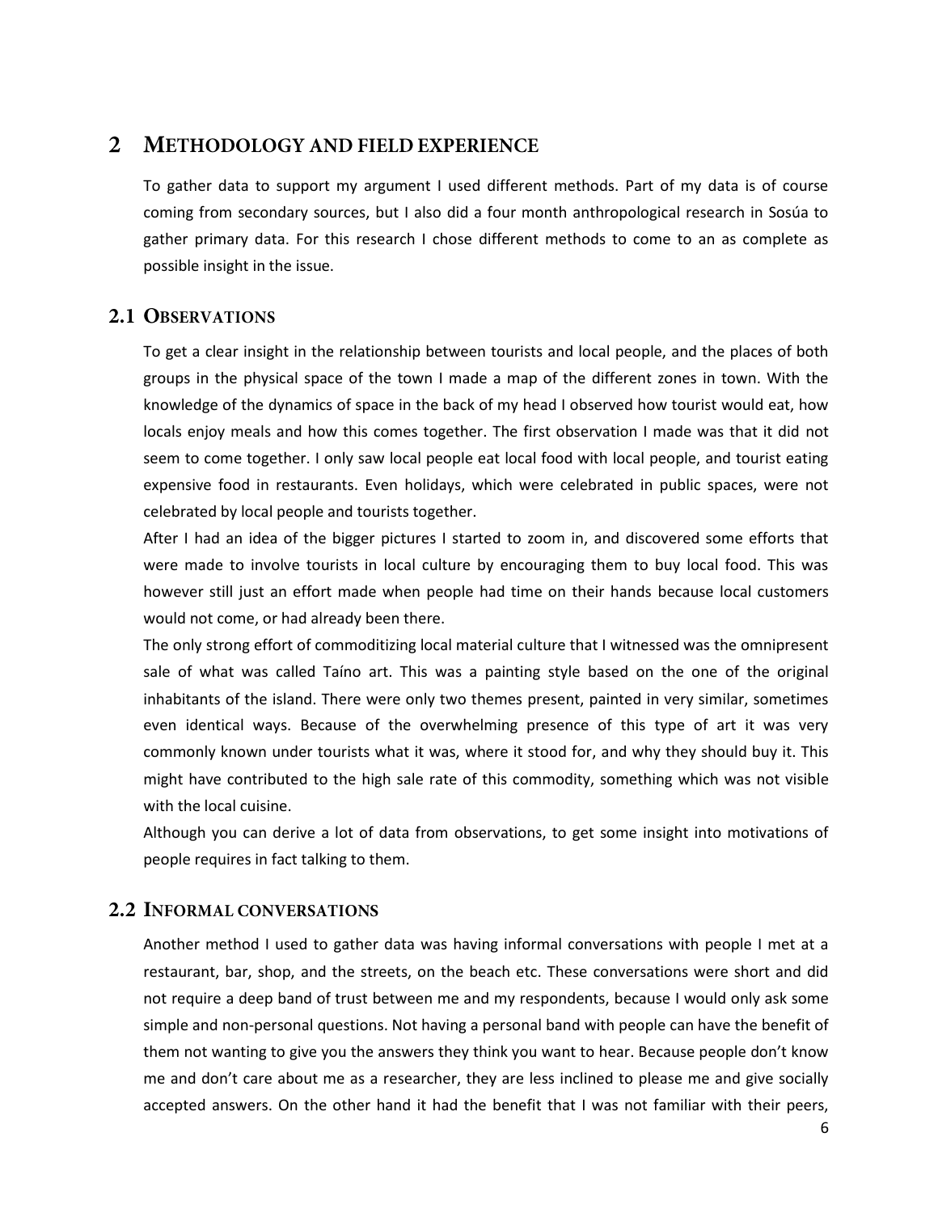# 2 METHODOLOGY AND FIELD EXPERIENCE

To gather data to support my argument I used different methods. Part of my data is of course coming from secondary sources, but I also did a four month anthropological research in Sosúa to gather primary data. For this research I chose different methods to come to an as complete as possible insight in the issue.

## 2.1 OBSERVATIONS

To get a clear insight in the relationship between tourists and local people, and the places of both groups in the physical space of the town I made a map of the different zones in town. With the knowledge of the dynamics of space in the back of my head I observed how tourist would eat, how locals enjoy meals and how this comes together. The first observation I made was that it did not seem to come together. I only saw local people eat local food with local people, and tourist eating expensive food in restaurants. Even holidays, which were celebrated in public spaces, were not celebrated by local people and tourists together.

After I had an idea of the bigger pictures I started to zoom in, and discovered some efforts that were made to involve tourists in local culture by encouraging them to buy local food. This was however still just an effort made when people had time on their hands because local customers would not come, or had already been there.

The only strong effort of commoditizing local material culture that I witnessed was the omnipresent sale of what was called Taíno art. This was a painting style based on the one of the original inhabitants of the island. There were only two themes present, painted in very similar, sometimes even identical ways. Because of the overwhelming presence of this type of art it was very commonly known under tourists what it was, where it stood for, and why they should buy it. This might have contributed to the high sale rate of this commodity, something which was not visible with the local cuisine.

Although you can derive a lot of data from observations, to get some insight into motivations of people requires in fact talking to them.

## 2.2 INFORMAL CONVERSATIONS

Another method I used to gather data was having informal conversations with people I met at a restaurant, bar, shop, and the streets, on the beach etc. These conversations were short and did not require a deep band of trust between me and my respondents, because I would only ask some simple and non-personal questions. Not having a personal band with people can have the benefit of them not wanting to give you the answers they think you want to hear. Because people don't know me and don't care about me as a researcher, they are less inclined to please me and give socially accepted answers. On the other hand it had the benefit that I was not familiar with their peers,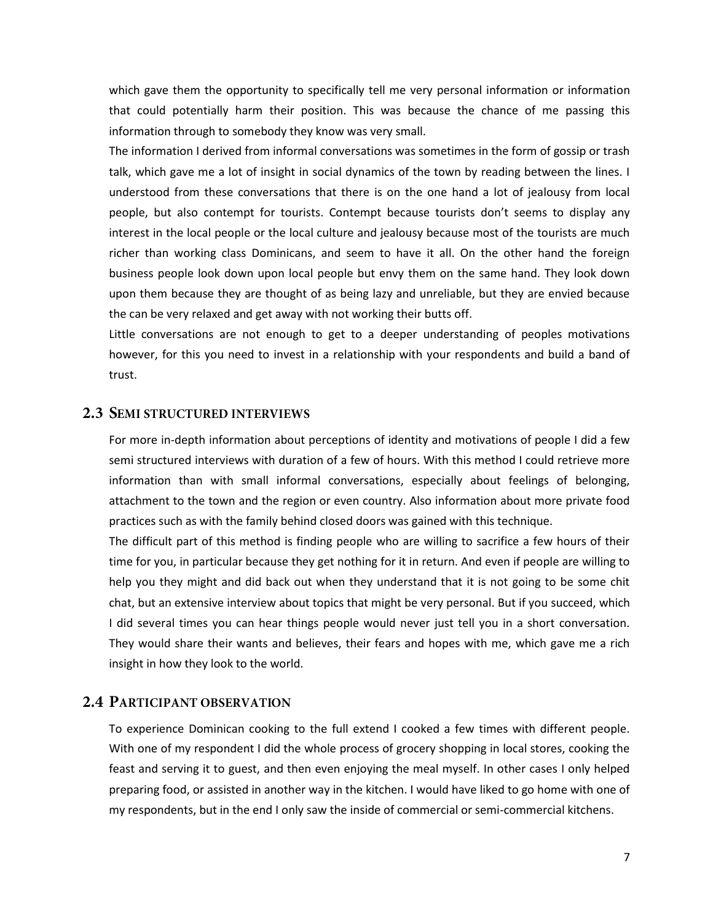which gave them the opportunity to specifically tell me very personal information or information that could potentially harm their position. This was because the chance of me passing this information through to somebody they know was very small.

The information I derived from informal conversations was sometimes in the form of gossip or trash talk, which gave me a lot of insight in social dynamics of the town by reading between the lines. I understood from these conversations that there is on the one hand a lot of jealousy from local people, but also contempt for tourists. Contempt because tourists don't seems to display any interest in the local people or the local culture and jealousy because most of the tourists are much richer than working class Dominicans, and seem to have it all. On the other hand the foreign business people look down upon local people but envy them on the same hand. They look down upon them because they are thought of as being lazy and unreliable, but they are envied because the can be very relaxed and get away with not working their butts off.

Little conversations are not enough to get to a deeper understanding of peoples motivations however, for this you need to invest in a relationship with your respondents and build a band of trust.

## 2.3 Semi structured interviews

For more in-depth information about perceptions of identity and motivations of people I did a few semi structured interviews with duration of a few of hours. With this method I could retrieve more information than with small informal conversations, especially about feelings of belonging, attachment to the town and the region or even country. Also information about more private food practices such as with the family behind closed doors was gained with this technique.

The difficult part of this method is finding people who are willing to sacrifice a few hours of their time for you, in particular because they get nothing for it in return. And even if people are willing to help you they might and did back out when they understand that it is not going to be some chit chat, but an extensive interview about topics that might be very personal. But if you succeed, which I did several times you can hear things people would never just tell you in a short conversation. They would share their wants and believes, their fears and hopes with me, which gave me a rich insight in how they look to the world.

## 2.4 Participant observation

To experience Dominican cooking to the full extend I cooked a few times with different people. With one of my respondent I did the whole process of grocery shopping in local stores, cooking the feast and serving it to guest, and then even enjoying the meal myself. In other cases I only helped preparing food, or assisted in another way in the kitchen. I would have liked to go home with one of my respondents, but in the end I only saw the inside of commercial or semi-commercial kitchens.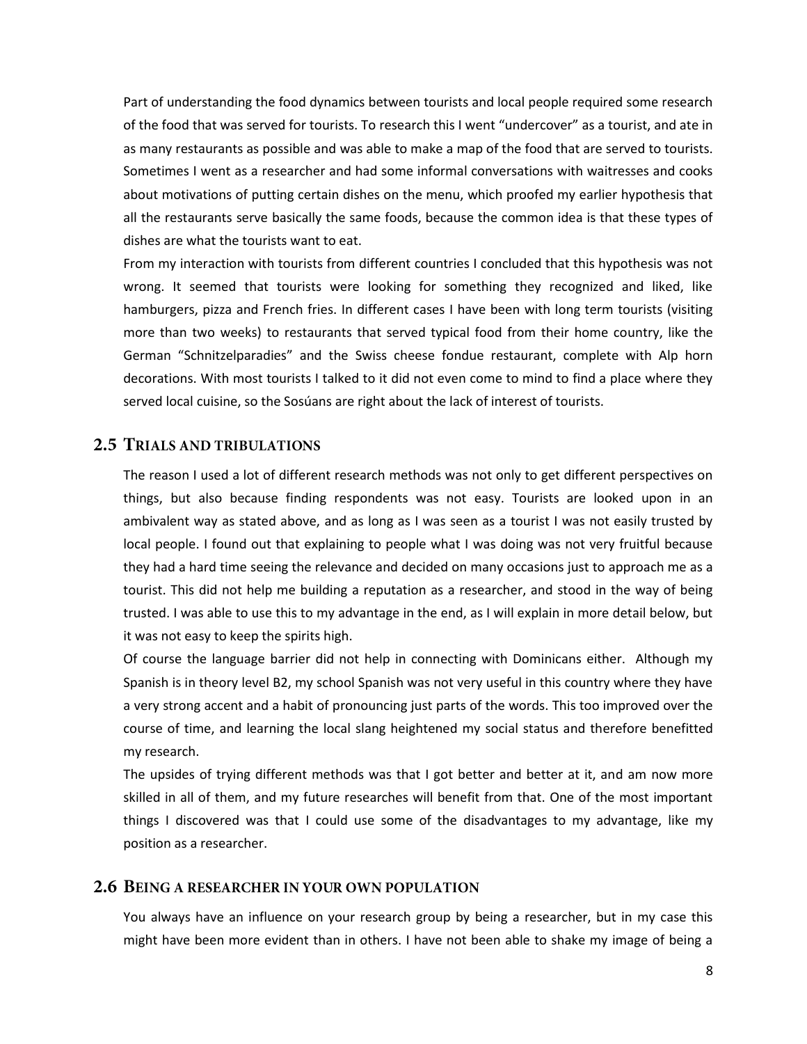Part of understanding the food dynamics between tourists and local people required some research of the food that was served for tourists. To research this I went "undercover" as a tourist, and ate in as many restaurants as possible and was able to make a map of the food that are served to tourists. Sometimes I went as a researcher and had some informal conversations with waitresses and cooks about motivations of putting certain dishes on the menu, which proofed my earlier hypothesis that all the restaurants serve basically the same foods, because the common idea is that these types of dishes are what the tourists want to eat.

From my interaction with tourists from different countries I concluded that this hypothesis was not wrong. It seemed that tourists were looking for something they recognized and liked, like hamburgers, pizza and French fries. In different cases I have been with long term tourists (visiting more than two weeks) to restaurants that served typical food from their home country, like the German "Schnitzelparadies" and the Swiss cheese fondue restaurant, complete with Alp horn decorations. With most tourists I talked to it did not even come to mind to find a place where they served local cuisine, so the Sosúans are right about the lack of interest of tourists.

## 2.5 Trials and tribulations

The reason I used a lot of different research methods was not only to get different perspectives on things, but also because finding respondents was not easy. Tourists are looked upon in an ambivalent way as stated above, and as long as I was seen as a tourist I was not easily trusted by local people. I found out that explaining to people what I was doing was not very fruitful because they had a hard time seeing the relevance and decided on many occasions just to approach me as a tourist. This did not help me building a reputation as a researcher, and stood in the way of being trusted. I was able to use this to my advantage in the end, as I will explain in more detail below, but it was not easy to keep the spirits high.

Of course the language barrier did not help in connecting with Dominicans either. Although my Spanish is in theory level B2, my school Spanish was not very useful in this country where they have a very strong accent and a habit of pronouncing just parts of the words. This too improved over the course of time, and learning the local slang heightened my social status and therefore benefitted my research.

The upsides of trying different methods was that I got better and better at it, and am now more skilled in all of them, and my future researches will benefit from that. One of the most important things I discovered was that I could use some of the disadvantages to my advantage, like my position as a researcher.

## 2.6 Being a researcher in your own population

You always have an influence on your research group by being a researcher, but in my case this might have been more evident than in others. I have not been able to shake my image of being a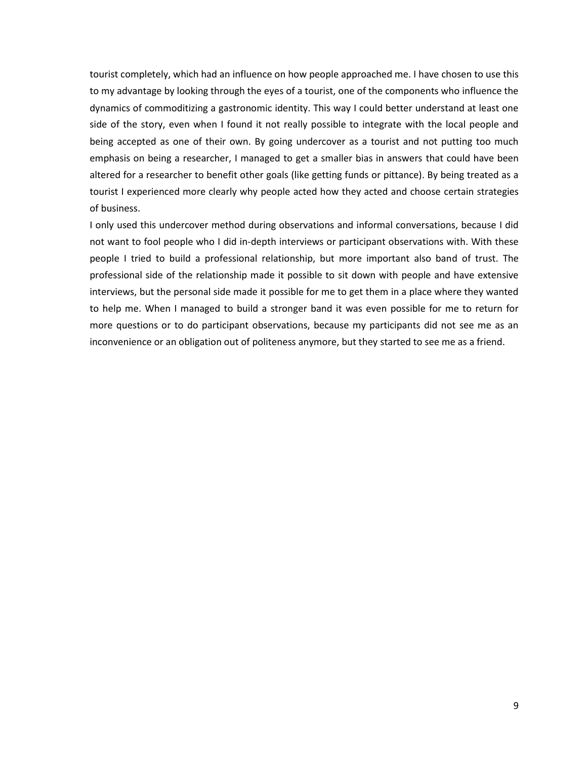tourist completely, which had an influence on how people approached me. I have chosen to use this to my advantage by looking through the eyes of a tourist, one of the components who influence the dynamics of commoditizing a gastronomic identity. This way I could better understand at least one side of the story, even when I found it not really possible to integrate with the local people and being accepted as one of their own. By going undercover as a tourist and not putting too much emphasis on being a researcher, I managed to get a smaller bias in answers that could have been altered for a researcher to benefit other goals (like getting funds or pittance). By being treated as a tourist I experienced more clearly why people acted how they acted and choose certain strategies of business.

I only used this undercover method during observations and informal conversations, because I did not want to fool people who I did in-depth interviews or participant observations with. With these people I tried to build a professional relationship, but more important also band of trust. The professional side of the relationship made it possible to sit down with people and have extensive interviews, but the personal side made it possible for me to get them in a place where they wanted to help me. When I managed to build a stronger band it was even possible for me to return for more questions or to do participant observations, because my participants did not see me as an inconvenience or an obligation out of politeness anymore, but they started to see me as a friend.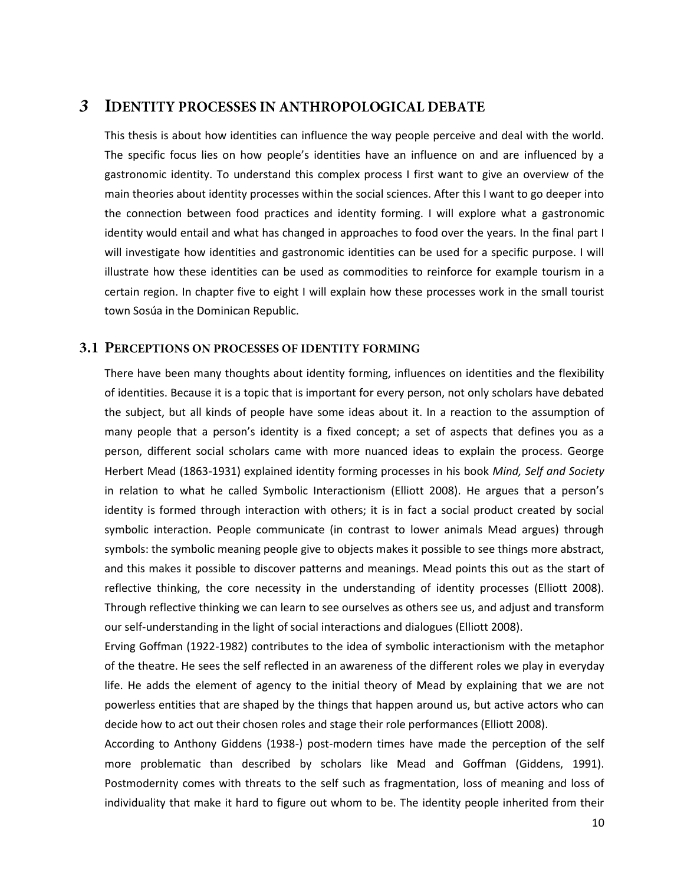# 3 Identity processes in anthropological debate

This thesis is about how identities can influence the way people perceive and deal with the world. The specific focus lies on how people's identities have an influence on and are influenced by a gastronomic identity. To understand this complex process I first want to give an overview of the main theories about identity processes within the social sciences. After this I want to go deeper into the connection between food practices and identity forming. I will explore what a gastronomic identity would entail and what has changed in approaches to food over the years. In the final part I will investigate how identities and gastronomic identities can be used for a specific purpose. I will illustrate how these identities can be used as commodities to reinforce for example tourism in a certain region. In chapter five to eight I will explain how these processes work in the small tourist town Sosúa in the Dominican Republic.

## 3.1 Perceptions on processes of identity forming

There have been many thoughts about identity forming, influences on identities and the flexibility of identities. Because it is a topic that is important for every person, not only scholars have debated the subject, but all kinds of people have some ideas about it. In a reaction to the assumption of many people that a person's identity is a fixed concept; a set of aspects that defines you as a person, different social scholars came with more nuanced ideas to explain the process. George Herbert Mead (1863-1931) explained identity forming processes in his book *Mind, Self and Society* in relation to what he called Symbolic Interactionism (Elliott 2008). He argues that a person's identity is formed through interaction with others; it is in fact a social product created by social symbolic interaction. People communicate (in contrast to lower animals Mead argues) through symbols: the symbolic meaning people give to objects makes it possible to see things more abstract, and this makes it possible to discover patterns and meanings. Mead points this out as the start of reflective thinking, the core necessity in the understanding of identity processes (Elliott 2008). Through reflective thinking we can learn to see ourselves as others see us, and adjust and transform our self-understanding in the light of social interactions and dialogues (Elliott 2008).

Erving Goffman (1922-1982) contributes to the idea of symbolic interactionism with the metaphor of the theatre. He sees the self reflected in an awareness of the different roles we play in everyday life. He adds the element of agency to the initial theory of Mead by explaining that we are not powerless entities that are shaped by the things that happen around us, but active actors who can decide how to act out their chosen roles and stage their role performances (Elliott 2008).

According to Anthony Giddens (1938-) post-modern times have made the perception of the self more problematic than described by scholars like Mead and Goffman (Giddens, 1991). Postmodernity comes with threats to the self such as fragmentation, loss of meaning and loss of individuality that make it hard to figure out whom to be. The identity people inherited from their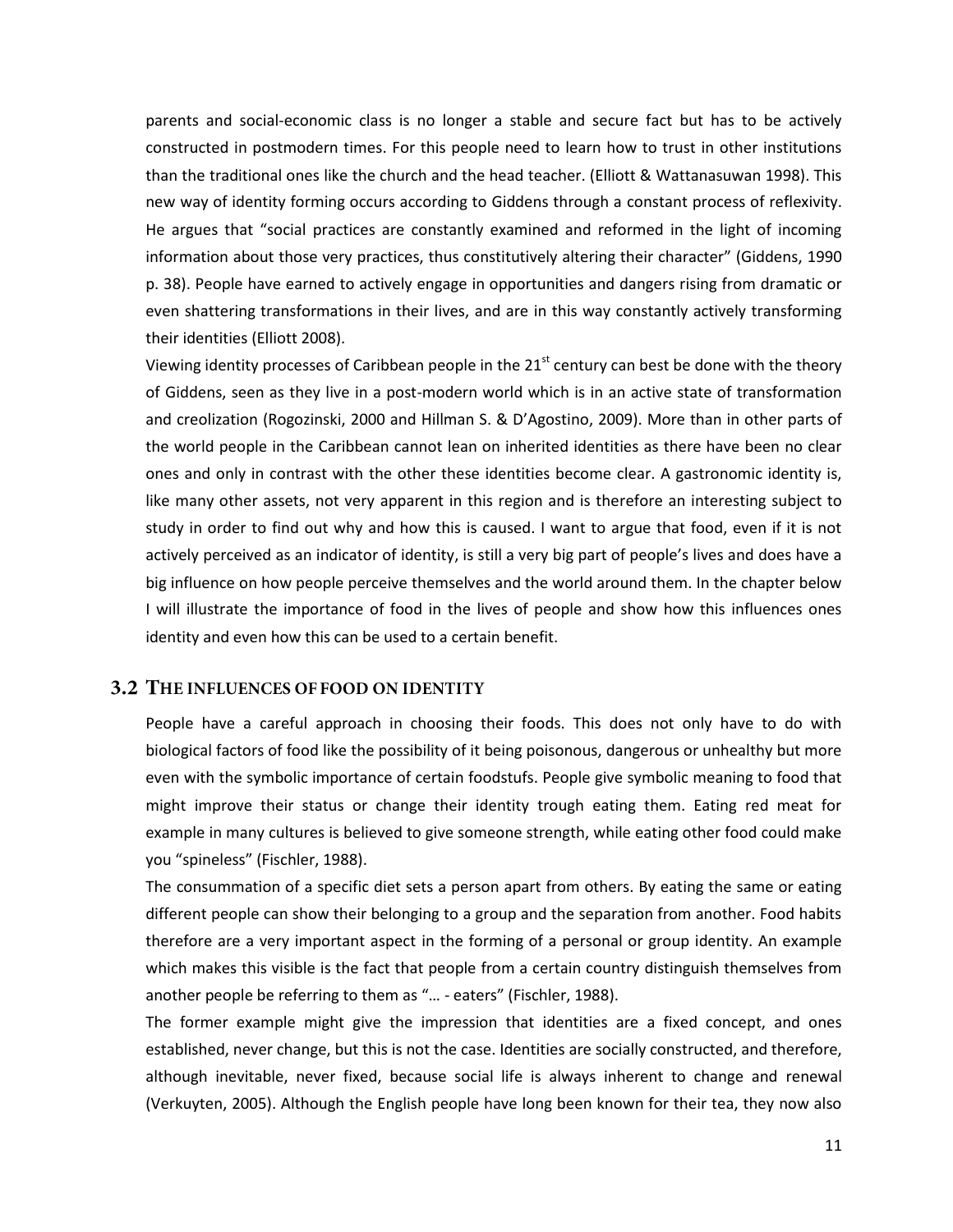parents and social-economic class is no longer a stable and secure fact but has to be actively constructed in postmodern times. For this people need to learn how to trust in other institutions than the traditional ones like the church and the head teacher. (Elliott & Wattanasuwan 1998). This new way of identity forming occurs according to Giddens through a constant process of reflexivity. He argues that "social practices are constantly examined and reformed in the light of incoming information about those very practices, thus constitutively altering their character" (Giddens, 1990 p. 38). People have earned to actively engage in opportunities and dangers rising from dramatic or even shattering transformations in their lives, and are in this way constantly actively transforming their identities (Elliott 2008).

Viewing identity processes of Caribbean people in the 21st century can best be done with the theory of Giddens, seen as they live in a post-modern world which is in an active state of transformation and creolization (Rogozinski, 2000 and Hillman S. & D'Agostino, 2009). More than in other parts of the world people in the Caribbean cannot lean on inherited identities as there have been no clear ones and only in contrast with the other these identities become clear. A gastronomic identity is, like many other assets, not very apparent in this region and is therefore an interesting subject to study in order to find out why and how this is caused. I want to argue that food, even if it is not actively perceived as an indicator of identity, is still a very big part of people's lives and does have a big influence on how people perceive themselves and the world around them. In the chapter below I will illustrate the importance of food in the lives of people and show how this influences ones identity and even how this can be used to a certain benefit.

## 3.2 THE INFLUENCES OF FOOD ON IDENTITY

People have a careful approach in choosing their foods. This does not only have to do with biological factors of food like the possibility of it being poisonous, dangerous or unhealthy but more even with the symbolic importance of certain foodstufs. People give symbolic meaning to food that might improve their status or change their identity trough eating them. Eating red meat for example in many cultures is believed to give someone strength, while eating other food could make you "spineless" (Fischler, 1988).

The consummation of a specific diet sets a person apart from others. By eating the same or eating different people can show their belonging to a group and the separation from another. Food habits therefore are a very important aspect in the forming of a personal or group identity. An example which makes this visible is the fact that people from a certain country distinguish themselves from another people be referring to them as "… - eaters" (Fischler, 1988).

The former example might give the impression that identities are a fixed concept, and ones established, never change, but this is not the case. Identities are socially constructed, and therefore, although inevitable, never fixed, because social life is always inherent to change and renewal (Verkuyten, 2005). Although the English people have long been known for their tea, they now also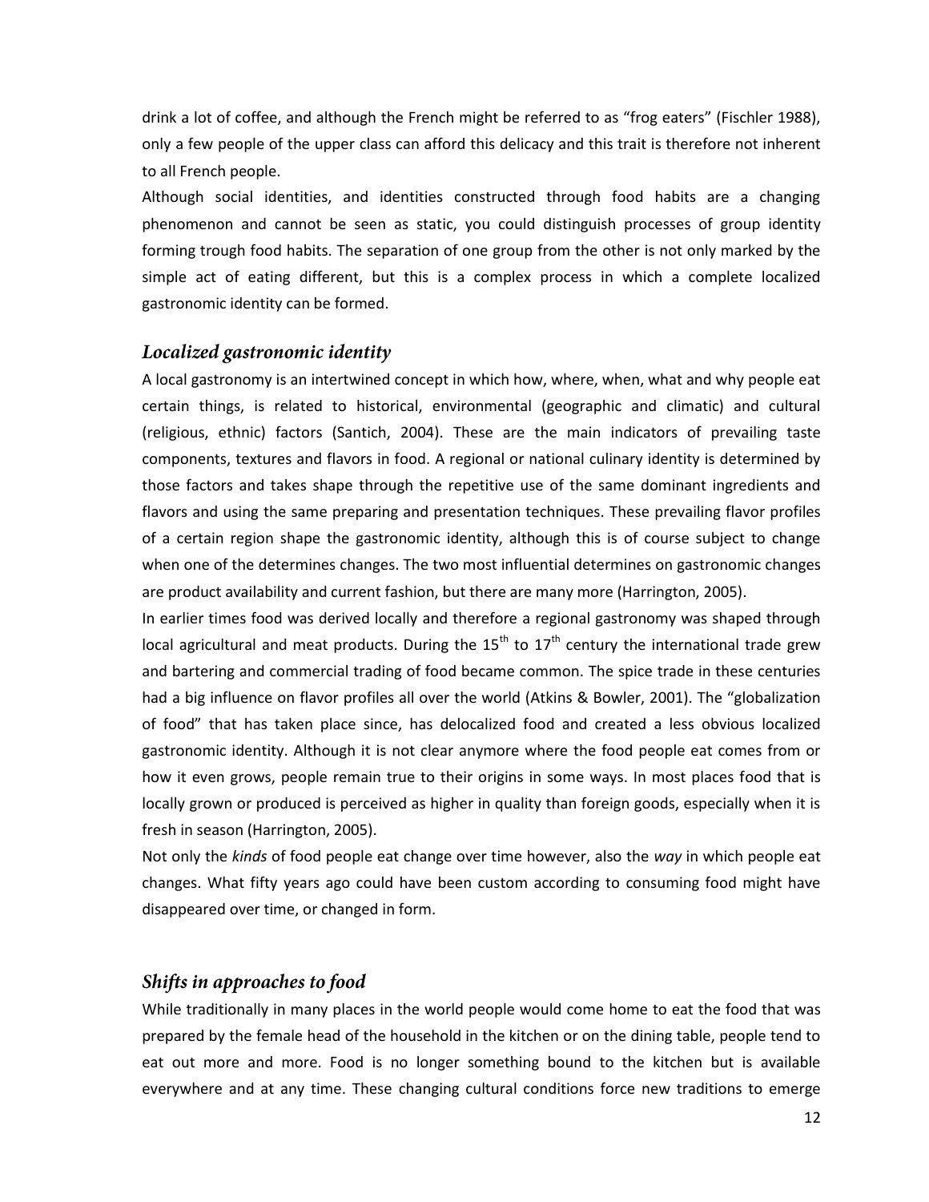drink a lot of coffee, and although the French might be referred to as "frog eaters" (Fischler 1988), only a few people of the upper class can afford this delicacy and this trait is therefore not inherent to all French people.

Although social identities, and identities constructed through food habits are a changing phenomenon and cannot be seen as static, you could distinguish processes of group identity forming trough food habits. The separation of one group from the other is not only marked by the simple act of eating different, but this is a complex process in which a complete localized gastronomic identity can be formed.

### *Localized gastronomic identity*

A local gastronomy is an intertwined concept in which how, where, when, what and why people eat certain things, is related to historical, environmental (geographic and climatic) and cultural (religious, ethnic) factors (Santich, 2004). These are the main indicators of prevailing taste components, textures and flavors in food. A regional or national culinary identity is determined by those factors and takes shape through the repetitive use of the same dominant ingredients and flavors and using the same preparing and presentation techniques. These prevailing flavor profiles of a certain region shape the gastronomic identity, although this is of course subject to change when one of the determines changes. The two most influential determines on gastronomic changes are product availability and current fashion, but there are many more (Harrington, 2005).

In earlier times food was derived locally and therefore a regional gastronomy was shaped through local agricultural and meat products. During the 15th to 17th century the international trade grew and bartering and commercial trading of food became common. The spice trade in these centuries had a big influence on flavor profiles all over the world (Atkins & Bowler, 2001). The "globalization of food" that has taken place since, has delocalized food and created a less obvious localized gastronomic identity. Although it is not clear anymore where the food people eat comes from or how it even grows, people remain true to their origins in some ways. In most places food that is locally grown or produced is perceived as higher in quality than foreign goods, especially when it is fresh in season (Harrington, 2005).

Not only the *kinds* of food people eat change over time however, also the *way* in which people eat changes. What fifty years ago could have been custom according to consuming food might have disappeared over time, or changed in form.

### *Shifts in approaches to food*

While traditionally in many places in the world people would come home to eat the food that was prepared by the female head of the household in the kitchen or on the dining table, people tend to eat out more and more. Food is no longer something bound to the kitchen but is available everywhere and at any time. These changing cultural conditions force new traditions to emerge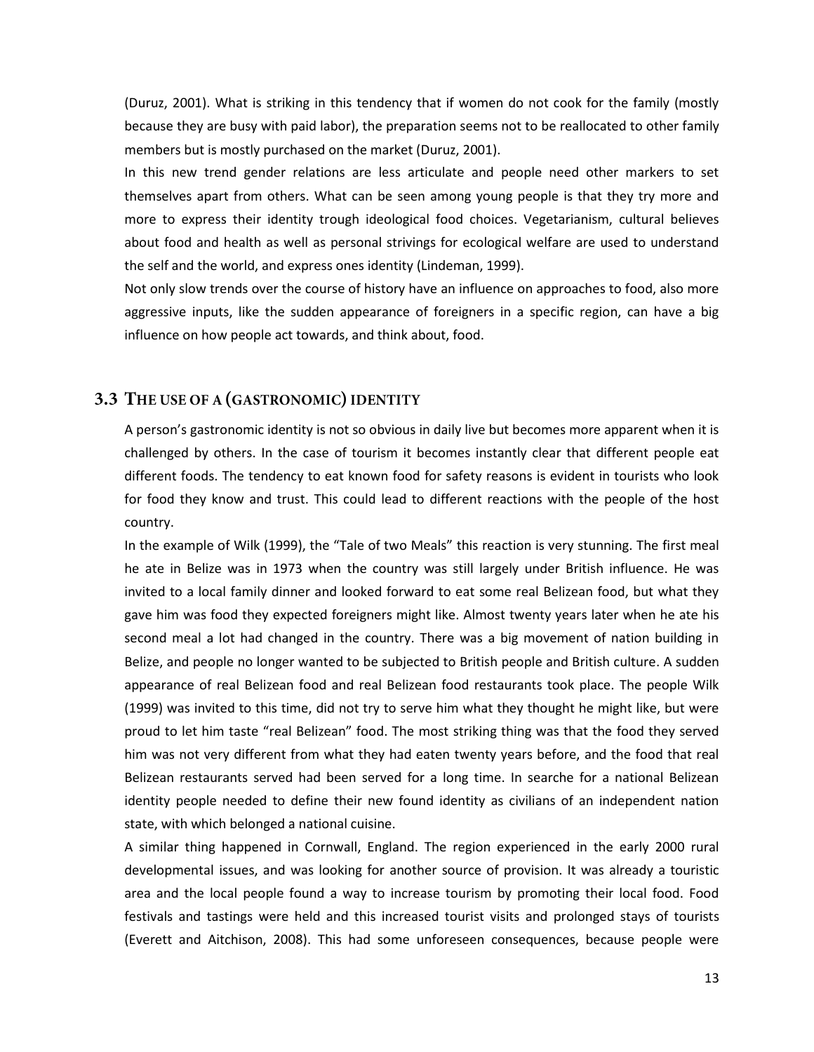(Duruz, 2001). What is striking in this tendency that if women do not cook for the family (mostly because they are busy with paid labor), the preparation seems not to be reallocated to other family members but is mostly purchased on the market (Duruz, 2001).

In this new trend gender relations are less articulate and people need other markers to set themselves apart from others. What can be seen among young people is that they try more and more to express their identity trough ideological food choices. Vegetarianism, cultural believes about food and health as well as personal strivings for ecological welfare are used to understand the self and the world, and express ones identity (Lindeman, 1999).

Not only slow trends over the course of history have an influence on approaches to food, also more aggressive inputs, like the sudden appearance of foreigners in a specific region, can have a big influence on how people act towards, and think about, food.

## 3.3 The use of a (gastronomic) identity

A person's gastronomic identity is not so obvious in daily live but becomes more apparent when it is challenged by others. In the case of tourism it becomes instantly clear that different people eat different foods. The tendency to eat known food for safety reasons is evident in tourists who look for food they know and trust. This could lead to different reactions with the people of the host country.

In the example of Wilk (1999), the "Tale of two Meals" this reaction is very stunning. The first meal he ate in Belize was in 1973 when the country was still largely under British influence. He was invited to a local family dinner and looked forward to eat some real Belizean food, but what they gave him was food they expected foreigners might like. Almost twenty years later when he ate his second meal a lot had changed in the country. There was a big movement of nation building in Belize, and people no longer wanted to be subjected to British people and British culture. A sudden appearance of real Belizean food and real Belizean food restaurants took place. The people Wilk (1999) was invited to this time, did not try to serve him what they thought he might like, but were proud to let him taste "real Belizean" food. The most striking thing was that the food they served him was not very different from what they had eaten twenty years before, and the food that real Belizean restaurants served had been served for a long time. In searche for a national Belizean identity people needed to define their new found identity as civilians of an independent nation state, with which belonged a national cuisine.

A similar thing happened in Cornwall, England. The region experienced in the early 2000 rural developmental issues, and was looking for another source of provision. It was already a touristic area and the local people found a way to increase tourism by promoting their local food. Food festivals and tastings were held and this increased tourist visits and prolonged stays of tourists (Everett and Aitchison, 2008). This had some unforeseen consequences, because people were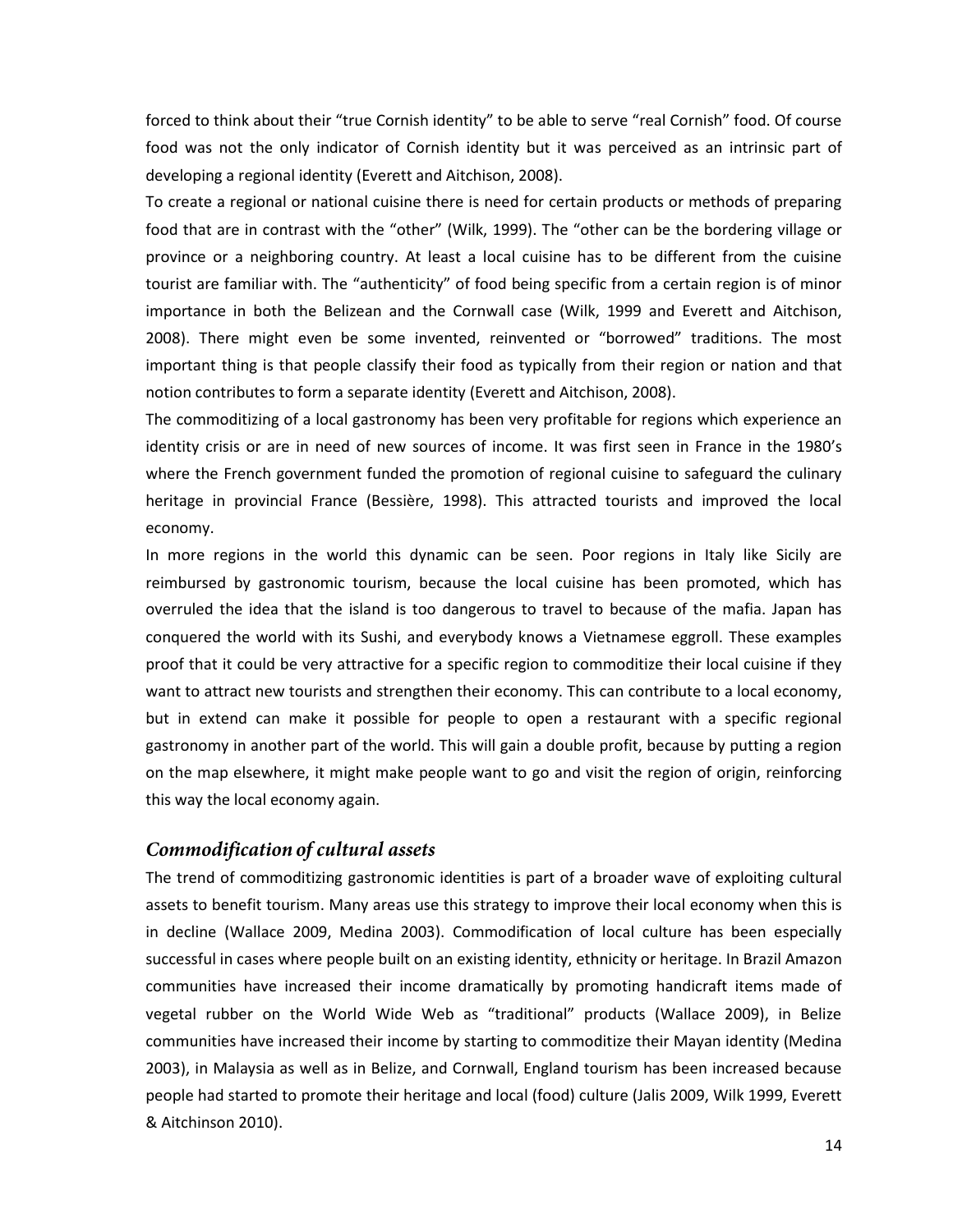forced to think about their "true Cornish identity" to be able to serve "real Cornish" food. Of course food was not the only indicator of Cornish identity but it was perceived as an intrinsic part of developing a regional identity (Everett and Aitchison, 2008).

To create a regional or national cuisine there is need for certain products or methods of preparing food that are in contrast with the "other" (Wilk, 1999). The "other can be the bordering village or province or a neighboring country. At least a local cuisine has to be different from the cuisine tourist are familiar with. The "authenticity" of food being specific from a certain region is of minor importance in both the Belizean and the Cornwall case (Wilk, 1999 and Everett and Aitchison, 2008). There might even be some invented, reinvented or "borrowed" traditions. The most important thing is that people classify their food as typically from their region or nation and that notion contributes to form a separate identity (Everett and Aitchison, 2008).

The commoditizing of a local gastronomy has been very profitable for regions which experience an identity crisis or are in need of new sources of income. It was first seen in France in the 1980's where the French government funded the promotion of regional cuisine to safeguard the culinary heritage in provincial France (Bessière, 1998). This attracted tourists and improved the local economy.

In more regions in the world this dynamic can be seen. Poor regions in Italy like Sicily are reimbursed by gastronomic tourism, because the local cuisine has been promoted, which has overruled the idea that the island is too dangerous to travel to because of the mafia. Japan has conquered the world with its Sushi, and everybody knows a Vietnamese eggroll. These examples proof that it could be very attractive for a specific region to commoditize their local cuisine if they want to attract new tourists and strengthen their economy. This can contribute to a local economy, but in extend can make it possible for people to open a restaurant with a specific regional gastronomy in another part of the world. This will gain a double profit, because by putting a region on the map elsewhere, it might make people want to go and visit the region of origin, reinforcing this way the local economy again.

## *Commodification of cultural assets*

The trend of commoditizing gastronomic identities is part of a broader wave of exploiting cultural assets to benefit tourism. Many areas use this strategy to improve their local economy when this is in decline (Wallace 2009, Medina 2003). Commodification of local culture has been especially successful in cases where people built on an existing identity, ethnicity or heritage. In Brazil Amazon communities have increased their income dramatically by promoting handicraft items made of vegetal rubber on the World Wide Web as "traditional" products (Wallace 2009), in Belize communities have increased their income by starting to commoditize their Mayan identity (Medina 2003), in Malaysia as well as in Belize, and Cornwall, England tourism has been increased because people had started to promote their heritage and local (food) culture (Jalis 2009, Wilk 1999, Everett & Aitchinson 2010).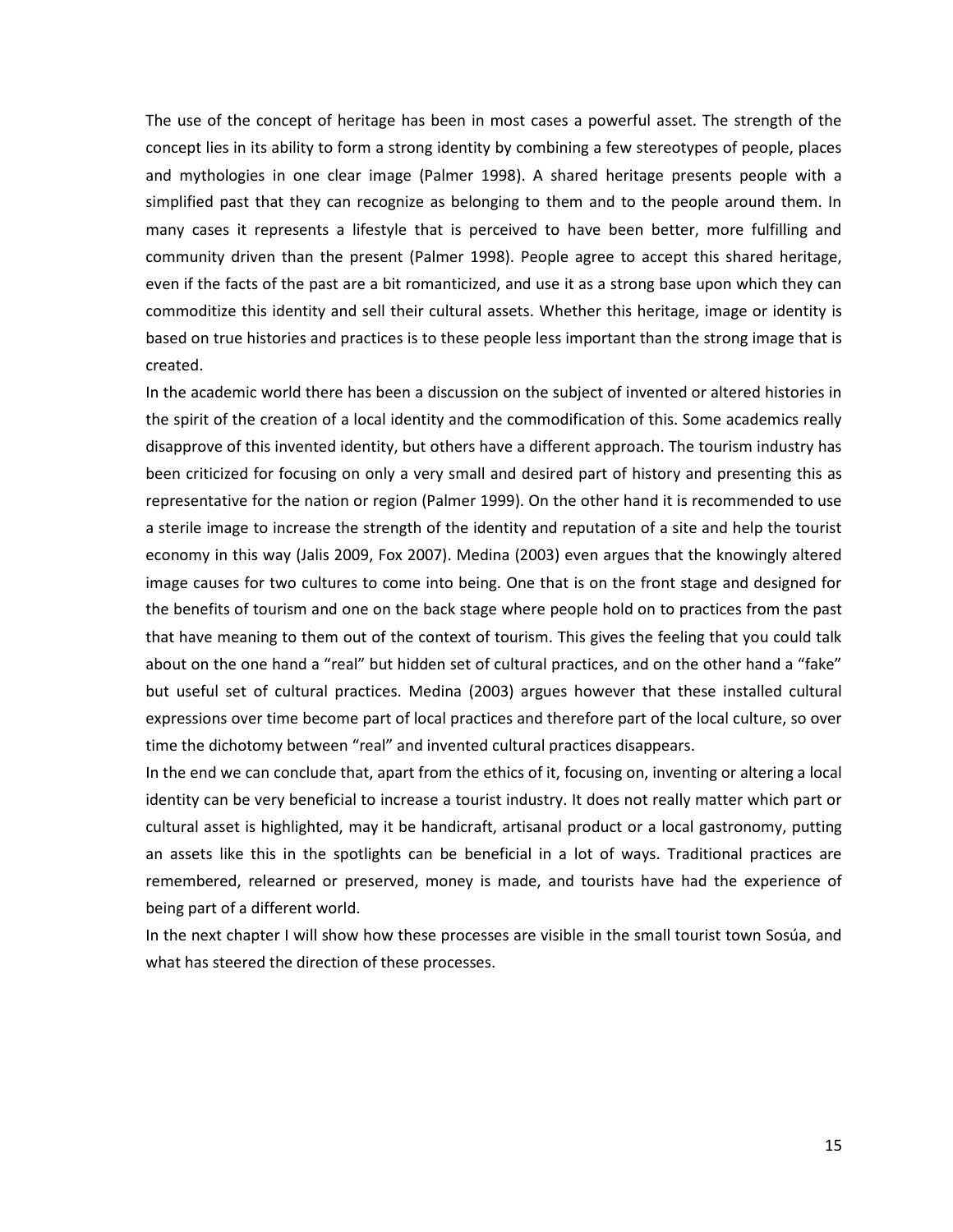The use of the concept of heritage has been in most cases a powerful asset. The strength of the concept lies in its ability to form a strong identity by combining a few stereotypes of people, places and mythologies in one clear image (Palmer 1998). A shared heritage presents people with a simplified past that they can recognize as belonging to them and to the people around them. In many cases it represents a lifestyle that is perceived to have been better, more fulfilling and community driven than the present (Palmer 1998). People agree to accept this shared heritage, even if the facts of the past are a bit romanticized, and use it as a strong base upon which they can commoditize this identity and sell their cultural assets. Whether this heritage, image or identity is based on true histories and practices is to these people less important than the strong image that is created.

In the academic world there has been a discussion on the subject of invented or altered histories in the spirit of the creation of a local identity and the commodification of this. Some academics really disapprove of this invented identity, but others have a different approach. The tourism industry has been criticized for focusing on only a very small and desired part of history and presenting this as representative for the nation or region (Palmer 1999). On the other hand it is recommended to use a sterile image to increase the strength of the identity and reputation of a site and help the tourist economy in this way (Jalis 2009, Fox 2007). Medina (2003) even argues that the knowingly altered image causes for two cultures to come into being. One that is on the front stage and designed for the benefits of tourism and one on the back stage where people hold on to practices from the past that have meaning to them out of the context of tourism. This gives the feeling that you could talk about on the one hand a "real" but hidden set of cultural practices, and on the other hand a "fake" but useful set of cultural practices. Medina (2003) argues however that these installed cultural expressions over time become part of local practices and therefore part of the local culture, so over time the dichotomy between "real" and invented cultural practices disappears.

In the end we can conclude that, apart from the ethics of it, focusing on, inventing or altering a local identity can be very beneficial to increase a tourist industry. It does not really matter which part or cultural asset is highlighted, may it be handicraft, artisanal product or a local gastronomy, putting an assets like this in the spotlights can be beneficial in a lot of ways. Traditional practices are remembered, relearned or preserved, money is made, and tourists have had the experience of being part of a different world.

In the next chapter I will show how these processes are visible in the small tourist town Sosúa, and what has steered the direction of these processes.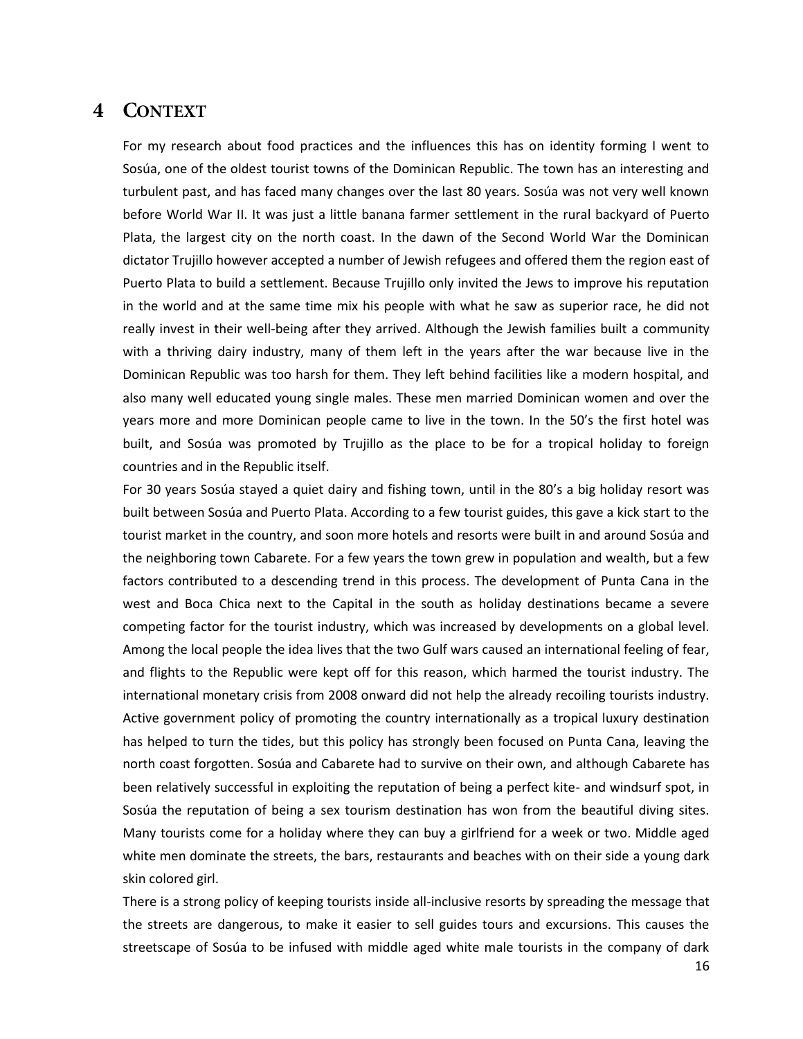# 4 CONTEXT

For my research about food practices and the influences this has on identity forming I went to Sosúa, one of the oldest tourist towns of the Dominican Republic. The town has an interesting and turbulent past, and has faced many changes over the last 80 years. Sosúa was not very well known before World War II. It was just a little banana farmer settlement in the rural backyard of Puerto Plata, the largest city on the north coast. In the dawn of the Second World War the Dominican dictator Trujillo however accepted a number of Jewish refugees and offered them the region east of Puerto Plata to build a settlement. Because Trujillo only invited the Jews to improve his reputation in the world and at the same time mix his people with what he saw as superior race, he did not really invest in their well-being after they arrived. Although the Jewish families built a community with a thriving dairy industry, many of them left in the years after the war because live in the Dominican Republic was too harsh for them. They left behind facilities like a modern hospital, and also many well educated young single males. These men married Dominican women and over the years more and more Dominican people came to live in the town. In the 50's the first hotel was built, and Sosúa was promoted by Trujillo as the place to be for a tropical holiday to foreign countries and in the Republic itself.

For 30 years Sosúa stayed a quiet dairy and fishing town, until in the 80's a big holiday resort was built between Sosúa and Puerto Plata. According to a few tourist guides, this gave a kick start to the tourist market in the country, and soon more hotels and resorts were built in and around Sosúa and the neighboring town Cabarete. For a few years the town grew in population and wealth, but a few factors contributed to a descending trend in this process. The development of Punta Cana in the west and Boca Chica next to the Capital in the south as holiday destinations became a severe competing factor for the tourist industry, which was increased by developments on a global level. Among the local people the idea lives that the two Gulf wars caused an international feeling of fear, and flights to the Republic were kept off for this reason, which harmed the tourist industry. The international monetary crisis from 2008 onward did not help the already recoiling tourists industry. Active government policy of promoting the country internationally as a tropical luxury destination has helped to turn the tides, but this policy has strongly been focused on Punta Cana, leaving the north coast forgotten. Sosúa and Cabarete had to survive on their own, and although Cabarete has been relatively successful in exploiting the reputation of being a perfect kite- and windsurf spot, in Sosúa the reputation of being a sex tourism destination has won from the beautiful diving sites. Many tourists come for a holiday where they can buy a girlfriend for a week or two. Middle aged white men dominate the streets, the bars, restaurants and beaches with on their side a young dark skin colored girl.

There is a strong policy of keeping tourists inside all-inclusive resorts by spreading the message that the streets are dangerous, to make it easier to sell guides tours and excursions. This causes the streetscape of Sosúa to be infused with middle aged white male tourists in the company of dark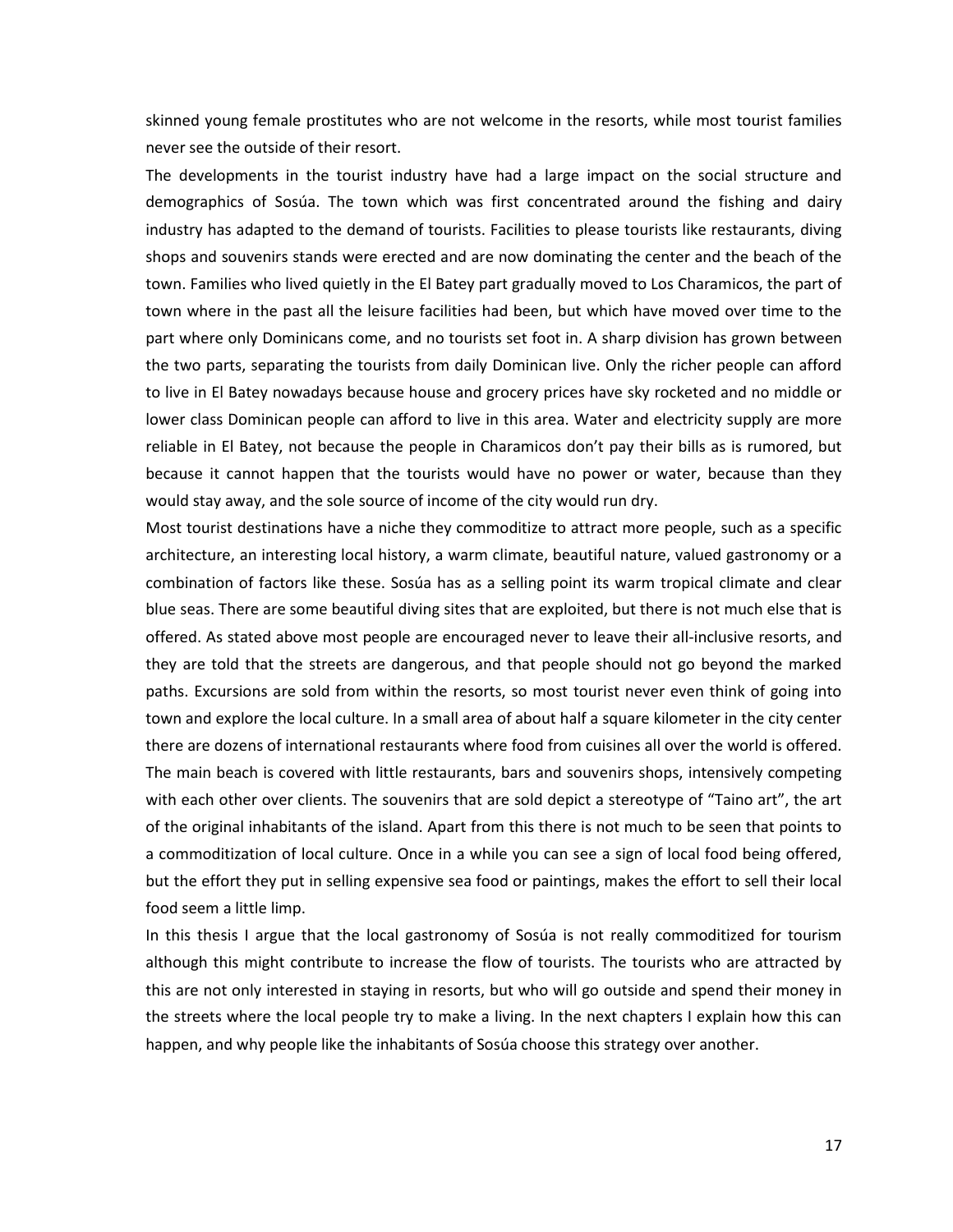skinned young female prostitutes who are not welcome in the resorts, while most tourist families never see the outside of their resort.

The developments in the tourist industry have had a large impact on the social structure and demographics of Sosúa. The town which was first concentrated around the fishing and dairy industry has adapted to the demand of tourists. Facilities to please tourists like restaurants, diving shops and souvenirs stands were erected and are now dominating the center and the beach of the town. Families who lived quietly in the El Batey part gradually moved to Los Charamicos, the part of town where in the past all the leisure facilities had been, but which have moved over time to the part where only Dominicans come, and no tourists set foot in. A sharp division has grown between the two parts, separating the tourists from daily Dominican live. Only the richer people can afford to live in El Batey nowadays because house and grocery prices have sky rocketed and no middle or lower class Dominican people can afford to live in this area. Water and electricity supply are more reliable in El Batey, not because the people in Charamicos don't pay their bills as is rumored, but because it cannot happen that the tourists would have no power or water, because than they would stay away, and the sole source of income of the city would run dry.

Most tourist destinations have a niche they commoditize to attract more people, such as a specific architecture, an interesting local history, a warm climate, beautiful nature, valued gastronomy or a combination of factors like these. Sosúa has as a selling point its warm tropical climate and clear blue seas. There are some beautiful diving sites that are exploited, but there is not much else that is offered. As stated above most people are encouraged never to leave their all-inclusive resorts, and they are told that the streets are dangerous, and that people should not go beyond the marked paths. Excursions are sold from within the resorts, so most tourist never even think of going into town and explore the local culture. In a small area of about half a square kilometer in the city center there are dozens of international restaurants where food from cuisines all over the world is offered. The main beach is covered with little restaurants, bars and souvenirs shops, intensively competing with each other over clients. The souvenirs that are sold depict a stereotype of "Taino art", the art of the original inhabitants of the island. Apart from this there is not much to be seen that points to a commoditization of local culture. Once in a while you can see a sign of local food being offered, but the effort they put in selling expensive sea food or paintings, makes the effort to sell their local food seem a little limp.

In this thesis I argue that the local gastronomy of Sosúa is not really commoditized for tourism although this might contribute to increase the flow of tourists. The tourists who are attracted by this are not only interested in staying in resorts, but who will go outside and spend their money in the streets where the local people try to make a living. In the next chapters I explain how this can happen, and why people like the inhabitants of Sosúa choose this strategy over another.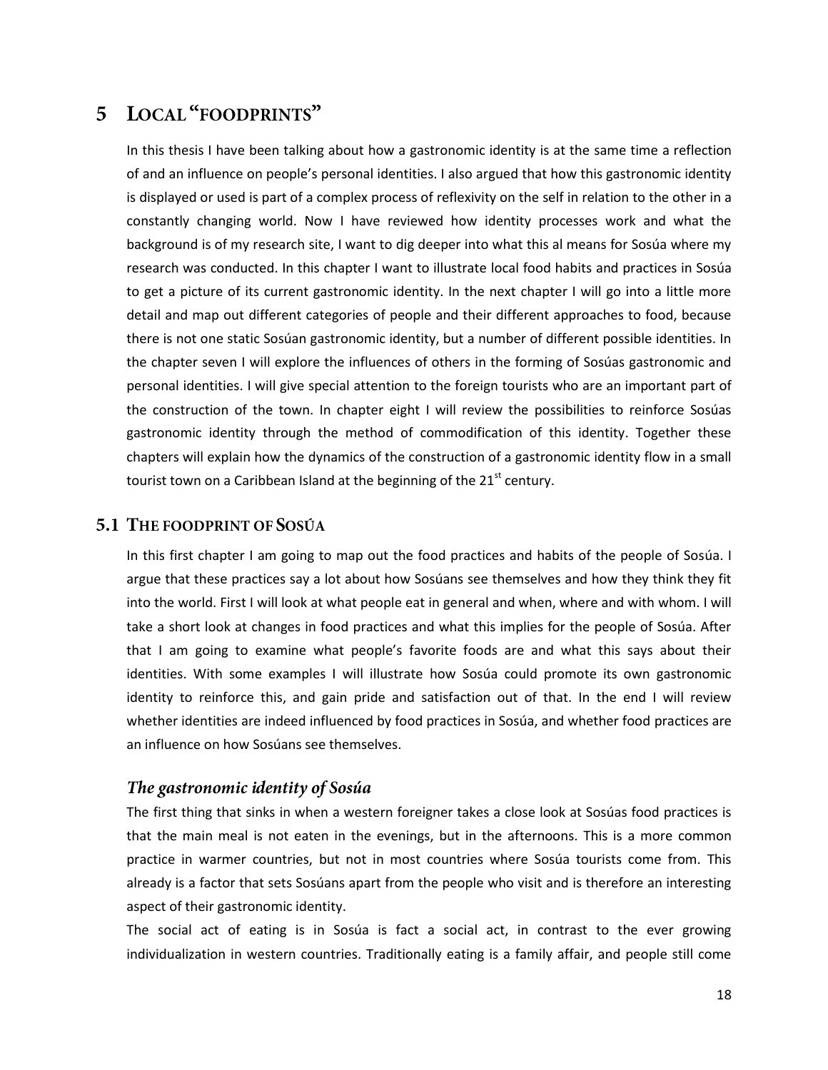# 5 LOCAL "FOODPRINTS"

In this thesis I have been talking about how a gastronomic identity is at the same time a reflection of and an influence on people's personal identities. I also argued that how this gastronomic identity is displayed or used is part of a complex process of reflexivity on the self in relation to the other in a constantly changing world. Now I have reviewed how identity processes work and what the background is of my research site, I want to dig deeper into what this al means for Sosúa where my research was conducted. In this chapter I want to illustrate local food habits and practices in Sosúa to get a picture of its current gastronomic identity. In the next chapter I will go into a little more detail and map out different categories of people and their different approaches to food, because there is not one static Sosúan gastronomic identity, but a number of different possible identities. In the chapter seven I will explore the influences of others in the forming of Sosúas gastronomic and personal identities. I will give special attention to the foreign tourists who are an important part of the construction of the town. In chapter eight I will review the possibilities to reinforce Sosúas gastronomic identity through the method of commodification of this identity. Together these chapters will explain how the dynamics of the construction of a gastronomic identity flow in a small tourist town on a Caribbean Island at the beginning of the 21st century.

## 5.1 THE FOODPRINT OF SOSÚA

In this first chapter I am going to map out the food practices and habits of the people of Sosúa. I argue that these practices say a lot about how Sosúans see themselves and how they think they fit into the world. First I will look at what people eat in general and when, where and with whom. I will take a short look at changes in food practices and what this implies for the people of Sosúa. After that I am going to examine what people's favorite foods are and what this says about their identities. With some examples I will illustrate how Sosúa could promote its own gastronomic identity to reinforce this, and gain pride and satisfaction out of that. In the end I will review whether identities are indeed influenced by food practices in Sosúa, and whether food practices are an influence on how Sosúans see themselves.

### *The gastronomic identity of Sosúa*

The first thing that sinks in when a western foreigner takes a close look at Sosúas food practices is that the main meal is not eaten in the evenings, but in the afternoons. This is a more common practice in warmer countries, but not in most countries where Sosúa tourists come from. This already is a factor that sets Sosúans apart from the people who visit and is therefore an interesting aspect of their gastronomic identity.

The social act of eating is in Sosúa is fact a social act, in contrast to the ever growing individualization in western countries. Traditionally eating is a family affair, and people still come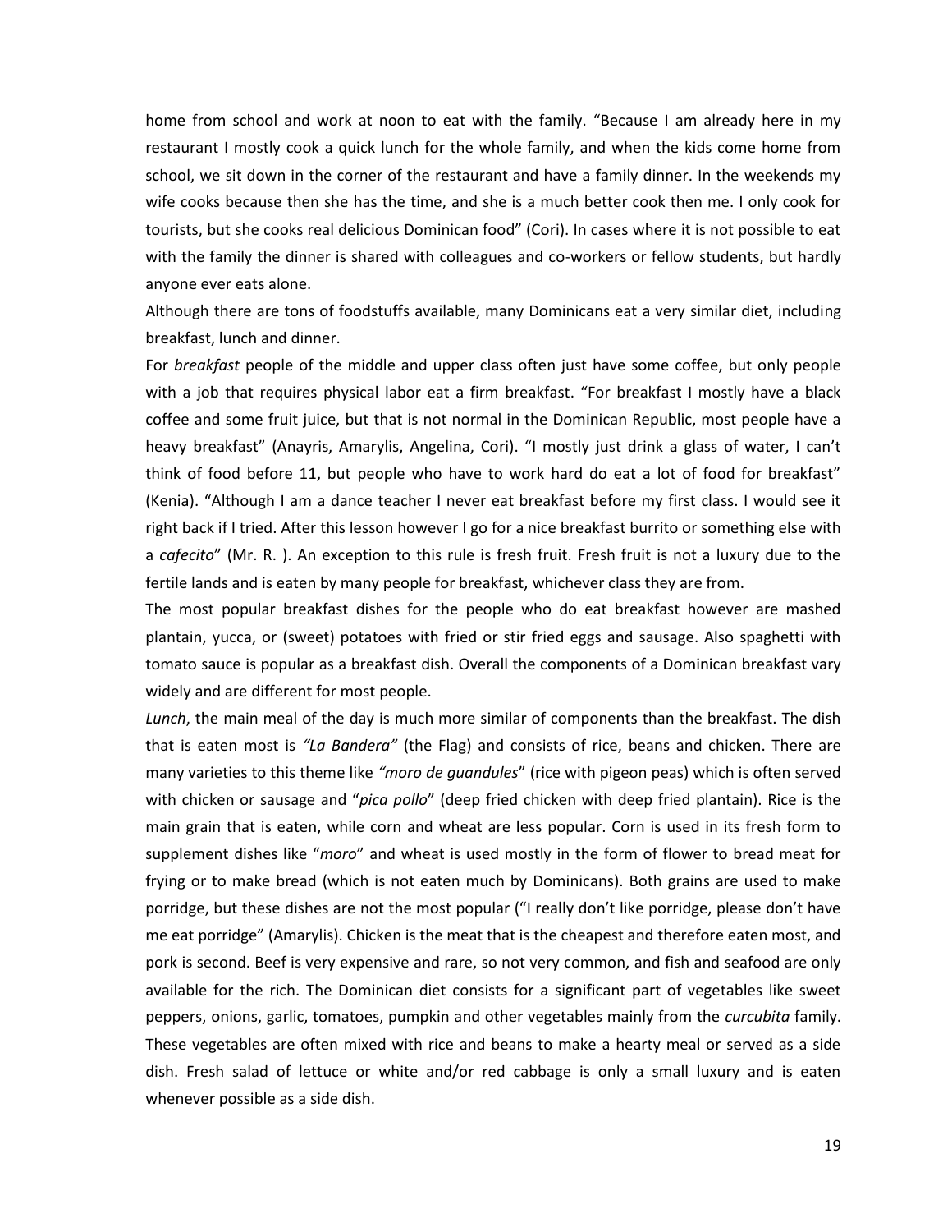home from school and work at noon to eat with the family. "Because I am already here in my restaurant I mostly cook a quick lunch for the whole family, and when the kids come home from school, we sit down in the corner of the restaurant and have a family dinner. In the weekends my wife cooks because then she has the time, and she is a much better cook then me. I only cook for tourists, but she cooks real delicious Dominican food" (Cori). In cases where it is not possible to eat with the family the dinner is shared with colleagues and co-workers or fellow students, but hardly anyone ever eats alone.

Although there are tons of foodstuffs available, many Dominicans eat a very similar diet, including breakfast, lunch and dinner.

For *breakfast* people of the middle and upper class often just have some coffee, but only people with a job that requires physical labor eat a firm breakfast. "For breakfast I mostly have a black coffee and some fruit juice, but that is not normal in the Dominican Republic, most people have a heavy breakfast" (Anayris, Amarylis, Angelina, Cori). "I mostly just drink a glass of water, I can't think of food before 11, but people who have to work hard do eat a lot of food for breakfast" (Kenia). "Although I am a dance teacher I never eat breakfast before my first class. I would see it right back if I tried. After this lesson however I go for a nice breakfast burrito or something else with a *cafecito*" (Mr. R. ). An exception to this rule is fresh fruit. Fresh fruit is not a luxury due to the fertile lands and is eaten by many people for breakfast, whichever class they are from.

The most popular breakfast dishes for the people who do eat breakfast however are mashed plantain, yucca, or (sweet) potatoes with fried or stir fried eggs and sausage. Also spaghetti with tomato sauce is popular as a breakfast dish. Overall the components of a Dominican breakfast vary widely and are different for most people.

*Lunch*, the main meal of the day is much more similar of components than the breakfast. The dish that is eaten most is *"La Bandera"* (the Flag) and consists of rice, beans and chicken. There are many varieties to this theme like *"moro de guandules*" (rice with pigeon peas) which is often served with chicken or sausage and "*pica pollo*" (deep fried chicken with deep fried plantain). Rice is the main grain that is eaten, while corn and wheat are less popular. Corn is used in its fresh form to supplement dishes like "*moro*" and wheat is used mostly in the form of flower to bread meat for frying or to make bread (which is not eaten much by Dominicans). Both grains are used to make porridge, but these dishes are not the most popular ("I really don't like porridge, please don't have me eat porridge" (Amarylis). Chicken is the meat that is the cheapest and therefore eaten most, and pork is second. Beef is very expensive and rare, so not very common, and fish and seafood are only available for the rich. The Dominican diet consists for a significant part of vegetables like sweet peppers, onions, garlic, tomatoes, pumpkin and other vegetables mainly from the *curcubita* family. These vegetables are often mixed with rice and beans to make a hearty meal or served as a side dish. Fresh salad of lettuce or white and/or red cabbage is only a small luxury and is eaten whenever possible as a side dish.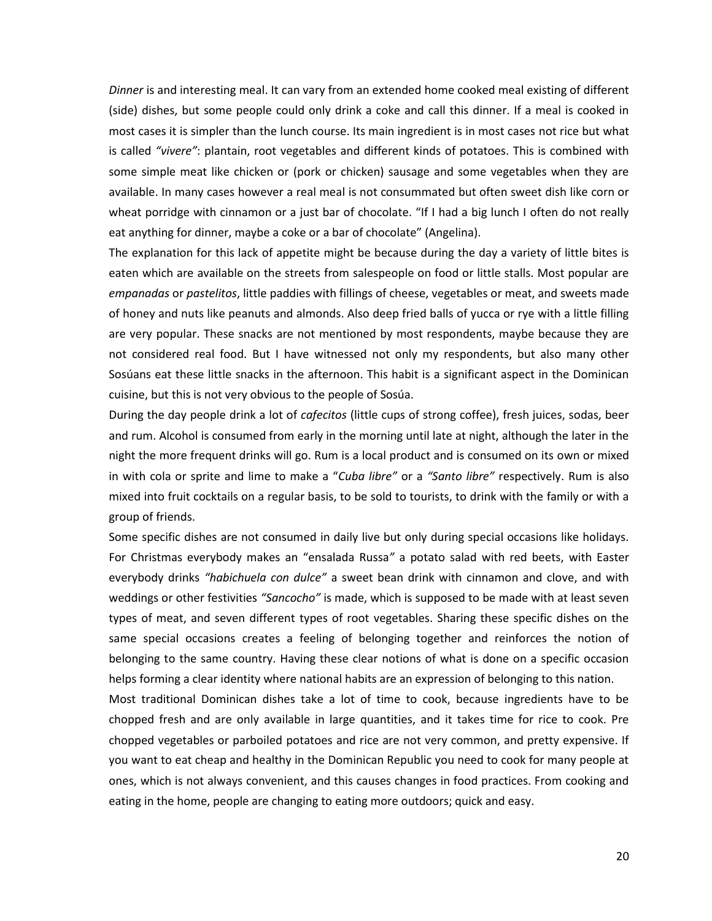*Dinner* is and interesting meal. It can vary from an extended home cooked meal existing of different (side) dishes, but some people could only drink a coke and call this dinner. If a meal is cooked in most cases it is simpler than the lunch course. Its main ingredient is in most cases not rice but what is called *"vivere"*: plantain, root vegetables and different kinds of potatoes. This is combined with some simple meat like chicken or (pork or chicken) sausage and some vegetables when they are available. In many cases however a real meal is not consummated but often sweet dish like corn or wheat porridge with cinnamon or a just bar of chocolate. "If I had a big lunch I often do not really eat anything for dinner, maybe a coke or a bar of chocolate" (Angelina).

The explanation for this lack of appetite might be because during the day a variety of little bites is eaten which are available on the streets from salespeople on food or little stalls. Most popular are *empanadas* or *pastelitos*, little paddies with fillings of cheese, vegetables or meat, and sweets made of honey and nuts like peanuts and almonds. Also deep fried balls of yucca or rye with a little filling are very popular. These snacks are not mentioned by most respondents, maybe because they are not considered real food. But I have witnessed not only my respondents, but also many other Sosúans eat these little snacks in the afternoon. This habit is a significant aspect in the Dominican cuisine, but this is not very obvious to the people of Sosúa.

During the day people drink a lot of *cafecitos* (little cups of strong coffee), fresh juices, sodas, beer and rum. Alcohol is consumed from early in the morning until late at night, although the later in the night the more frequent drinks will go. Rum is a local product and is consumed on its own or mixed in with cola or sprite and lime to make a "*Cuba libre"* or a *"Santo libre"* respectively. Rum is also mixed into fruit cocktails on a regular basis, to be sold to tourists, to drink with the family or with a group of friends.

Some specific dishes are not consumed in daily live but only during special occasions like holidays. For Christmas everybody makes an "ensalada Russa*"* a potato salad with red beets, with Easter everybody drinks *"habichuela con dulce"* a sweet bean drink with cinnamon and clove, and with weddings or other festivities *"Sancocho"* is made, which is supposed to be made with at least seven types of meat, and seven different types of root vegetables. Sharing these specific dishes on the same special occasions creates a feeling of belonging together and reinforces the notion of belonging to the same country. Having these clear notions of what is done on a specific occasion helps forming a clear identity where national habits are an expression of belonging to this nation.

Most traditional Dominican dishes take a lot of time to cook, because ingredients have to be chopped fresh and are only available in large quantities, and it takes time for rice to cook. Pre chopped vegetables or parboiled potatoes and rice are not very common, and pretty expensive. If you want to eat cheap and healthy in the Dominican Republic you need to cook for many people at ones, which is not always convenient, and this causes changes in food practices. From cooking and eating in the home, people are changing to eating more outdoors; quick and easy.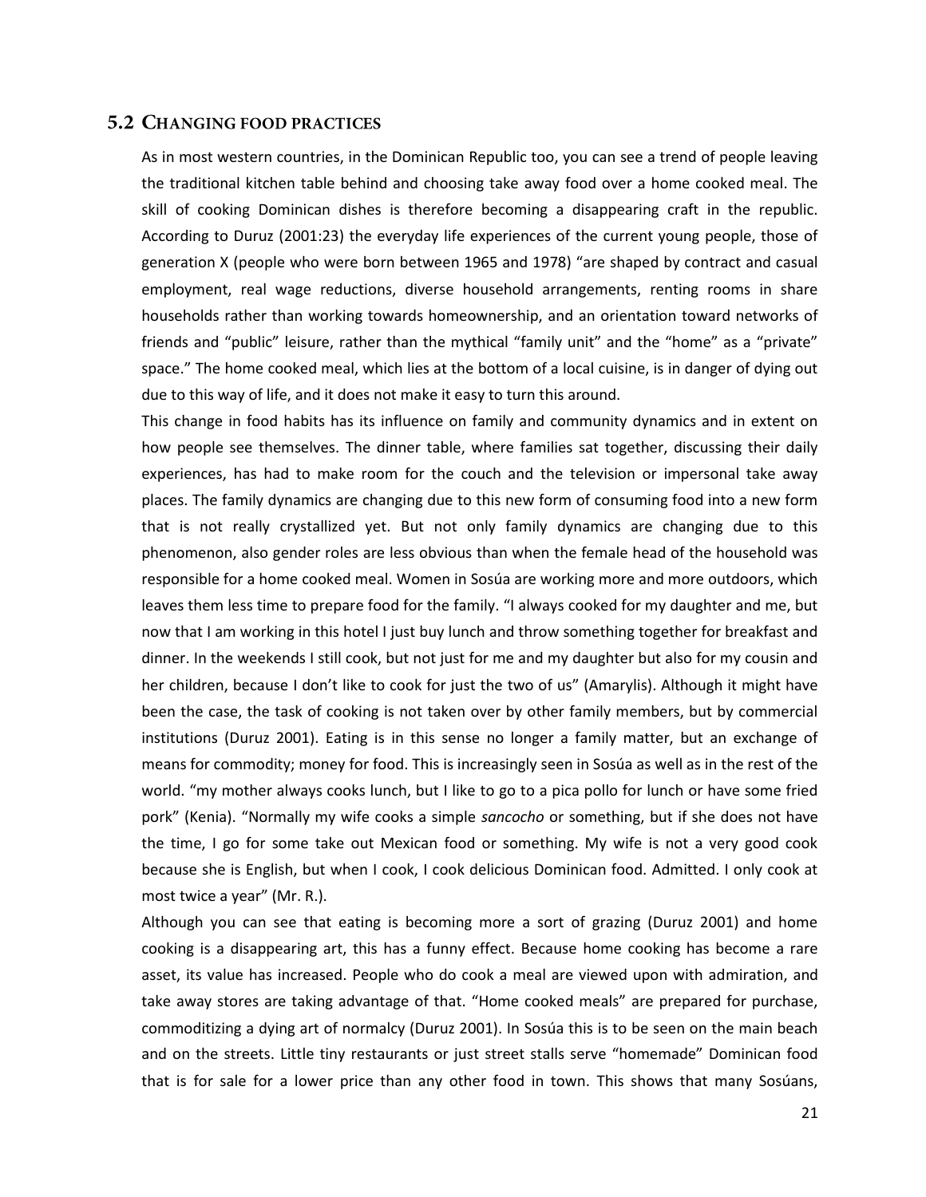## 5.2 CHANGING FOOD PRACTICES

As in most western countries, in the Dominican Republic too, you can see a trend of people leaving the traditional kitchen table behind and choosing take away food over a home cooked meal. The skill of cooking Dominican dishes is therefore becoming a disappearing craft in the republic. According to Duruz (2001:23) the everyday life experiences of the current young people, those of generation X (people who were born between 1965 and 1978) "are shaped by contract and casual employment, real wage reductions, diverse household arrangements, renting rooms in share households rather than working towards homeownership, and an orientation toward networks of friends and "public" leisure, rather than the mythical "family unit" and the "home" as a "private" space." The home cooked meal, which lies at the bottom of a local cuisine, is in danger of dying out due to this way of life, and it does not make it easy to turn this around.

This change in food habits has its influence on family and community dynamics and in extent on how people see themselves. The dinner table, where families sat together, discussing their daily experiences, has had to make room for the couch and the television or impersonal take away places. The family dynamics are changing due to this new form of consuming food into a new form that is not really crystallized yet. But not only family dynamics are changing due to this phenomenon, also gender roles are less obvious than when the female head of the household was responsible for a home cooked meal. Women in Sosúa are working more and more outdoors, which leaves them less time to prepare food for the family. "I always cooked for my daughter and me, but now that I am working in this hotel I just buy lunch and throw something together for breakfast and dinner. In the weekends I still cook, but not just for me and my daughter but also for my cousin and her children, because I don't like to cook for just the two of us" (Amarylis). Although it might have been the case, the task of cooking is not taken over by other family members, but by commercial institutions (Duruz 2001). Eating is in this sense no longer a family matter, but an exchange of means for commodity; money for food. This is increasingly seen in Sosúa as well as in the rest of the world. "my mother always cooks lunch, but I like to go to a pica pollo for lunch or have some fried pork" (Kenia). "Normally my wife cooks a simple *sancocho* or something, but if she does not have the time, I go for some take out Mexican food or something. My wife is not a very good cook because she is English, but when I cook, I cook delicious Dominican food. Admitted. I only cook at most twice a year" (Mr. R.).

Although you can see that eating is becoming more a sort of grazing (Duruz 2001) and home cooking is a disappearing art, this has a funny effect. Because home cooking has become a rare asset, its value has increased. People who do cook a meal are viewed upon with admiration, and take away stores are taking advantage of that. "Home cooked meals" are prepared for purchase, commoditizing a dying art of normalcy (Duruz 2001). In Sosúa this is to be seen on the main beach and on the streets. Little tiny restaurants or just street stalls serve "homemade" Dominican food that is for sale for a lower price than any other food in town. This shows that many Sosúans,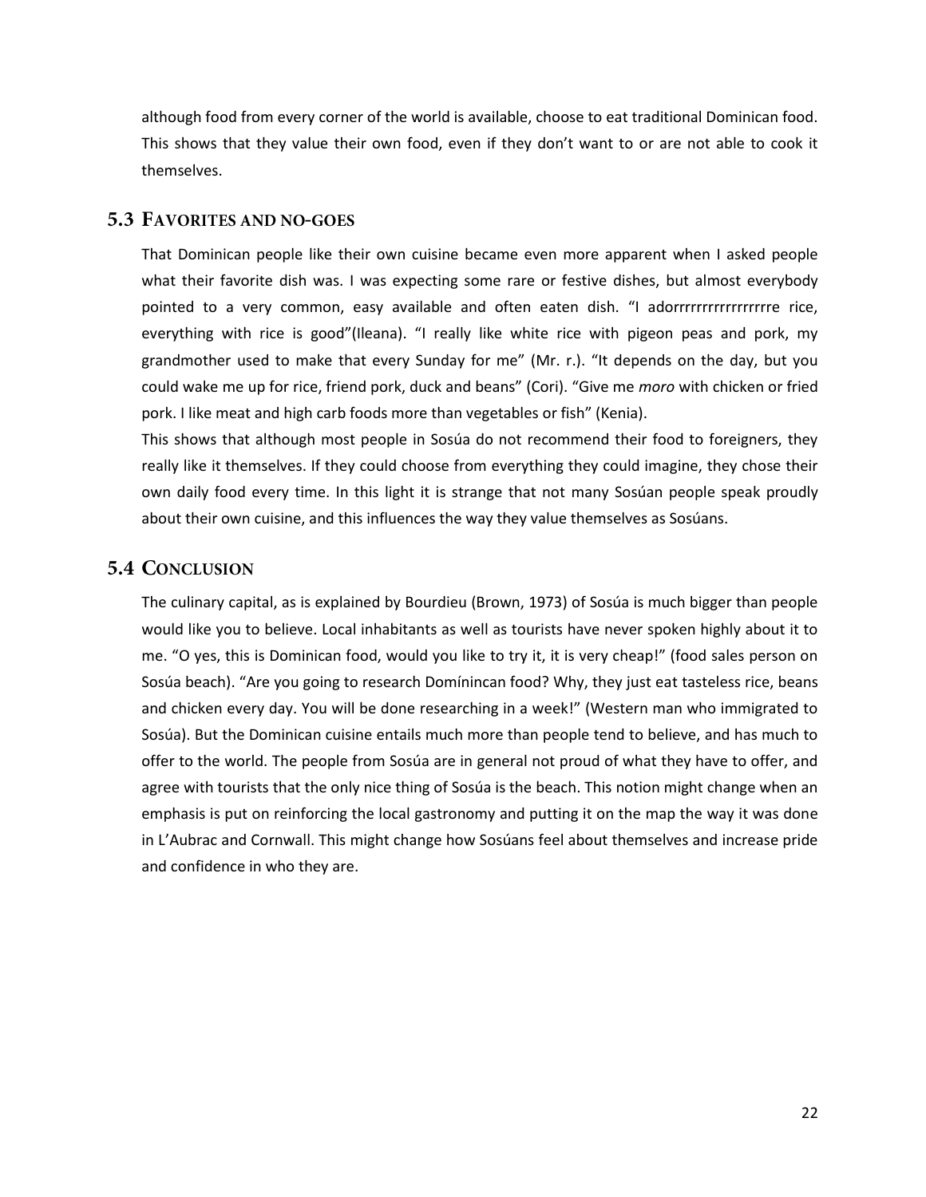although food from every corner of the world is available, choose to eat traditional Dominican food. This shows that they value their own food, even if they don't want to or are not able to cook it themselves.

## 5.3 Favorites and no-goes

That Dominican people like their own cuisine became even more apparent when I asked people what their favorite dish was. I was expecting some rare or festive dishes, but almost everybody pointed to a very common, easy available and often eaten dish. "I adorrrrrrrrrrrrrrrrre rice, everything with rice is good"(Ileana). "I really like white rice with pigeon peas and pork, my grandmother used to make that every Sunday for me" (Mr. r.). "It depends on the day, but you could wake me up for rice, friend pork, duck and beans" (Cori). "Give me *moro* with chicken or fried pork. I like meat and high carb foods more than vegetables or fish" (Kenia).

This shows that although most people in Sosúa do not recommend their food to foreigners, they really like it themselves. If they could choose from everything they could imagine, they chose their own daily food every time. In this light it is strange that not many Sosúan people speak proudly about their own cuisine, and this influences the way they value themselves as Sosúans.

## 5.4 Conclusion

The culinary capital, as is explained by Bourdieu (Brown, 1973) of Sosúa is much bigger than people would like you to believe. Local inhabitants as well as tourists have never spoken highly about it to me. "O yes, this is Dominican food, would you like to try it, it is very cheap!" (food sales person on Sosúa beach). "Are you going to research Domínincan food? Why, they just eat tasteless rice, beans and chicken every day. You will be done researching in a week!" (Western man who immigrated to Sosúa). But the Dominican cuisine entails much more than people tend to believe, and has much to offer to the world. The people from Sosúa are in general not proud of what they have to offer, and agree with tourists that the only nice thing of Sosúa is the beach. This notion might change when an emphasis is put on reinforcing the local gastronomy and putting it on the map the way it was done in L'Aubrac and Cornwall. This might change how Sosúans feel about themselves and increase pride and confidence in who they are.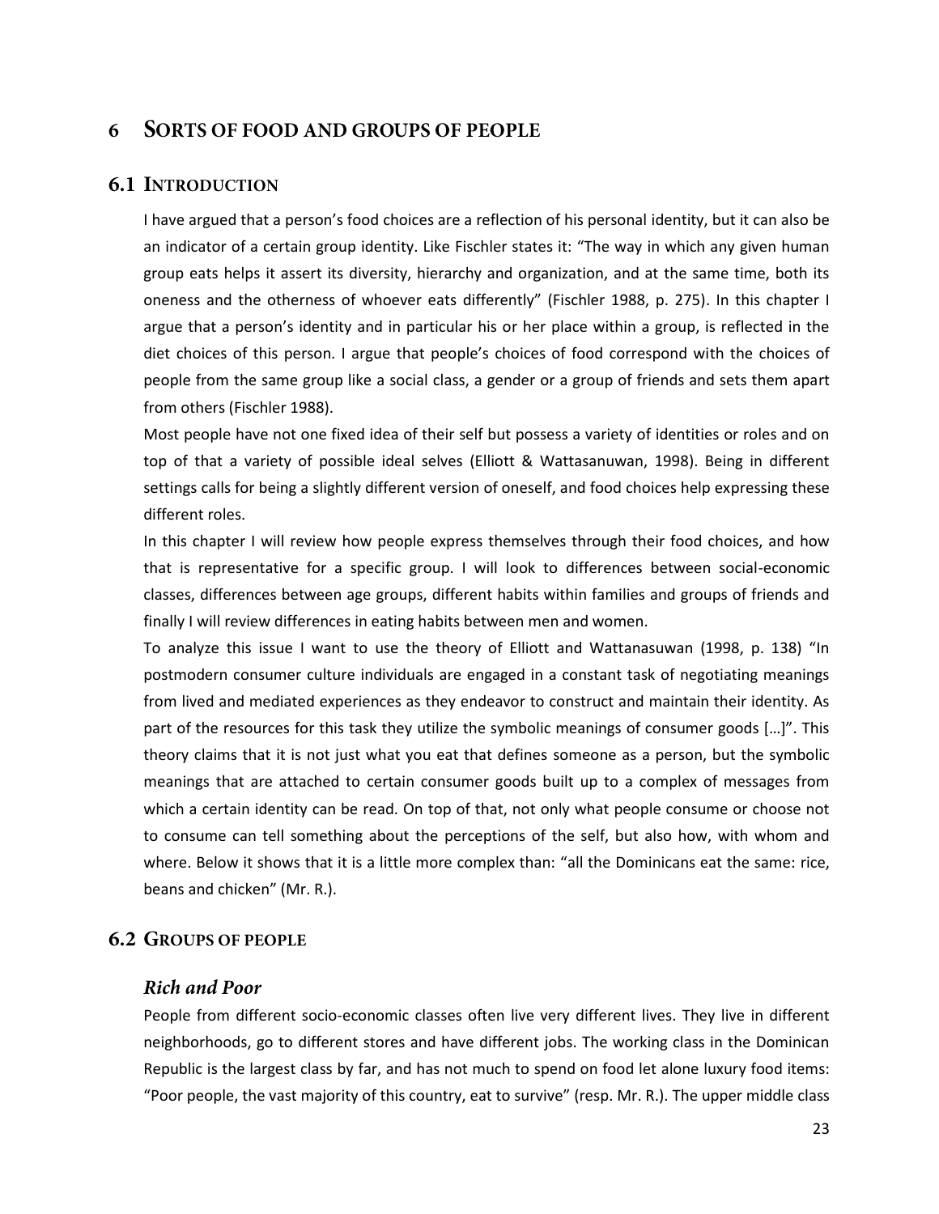# 6 Sorts of food and groups of people

## 6.1 Introduction

I have argued that a person's food choices are a reflection of his personal identity, but it can also be an indicator of a certain group identity. Like Fischler states it: "The way in which any given human group eats helps it assert its diversity, hierarchy and organization, and at the same time, both its oneness and the otherness of whoever eats differently" (Fischler 1988, p. 275). In this chapter I argue that a person's identity and in particular his or her place within a group, is reflected in the diet choices of this person. I argue that people's choices of food correspond with the choices of people from the same group like a social class, a gender or a group of friends and sets them apart from others (Fischler 1988).

Most people have not one fixed idea of their self but possess a variety of identities or roles and on top of that a variety of possible ideal selves (Elliott & Wattasanuwan, 1998). Being in different settings calls for being a slightly different version of oneself, and food choices help expressing these different roles.

In this chapter I will review how people express themselves through their food choices, and how that is representative for a specific group. I will look to differences between social-economic classes, differences between age groups, different habits within families and groups of friends and finally I will review differences in eating habits between men and women.

To analyze this issue I want to use the theory of Elliott and Wattanasuwan (1998, p. 138) "In postmodern consumer culture individuals are engaged in a constant task of negotiating meanings from lived and mediated experiences as they endeavor to construct and maintain their identity. As part of the resources for this task they utilize the symbolic meanings of consumer goods […]". This theory claims that it is not just what you eat that defines someone as a person, but the symbolic meanings that are attached to certain consumer goods built up to a complex of messages from which a certain identity can be read. On top of that, not only what people consume or choose not to consume can tell something about the perceptions of the self, but also how, with whom and where. Below it shows that it is a little more complex than: "all the Dominicans eat the same: rice, beans and chicken" (Mr. R.).

## 6.2 Groups of people

### *Rich and Poor*

People from different socio-economic classes often live very different lives. They live in different neighborhoods, go to different stores and have different jobs. The working class in the Dominican Republic is the largest class by far, and has not much to spend on food let alone luxury food items: "Poor people, the vast majority of this country, eat to survive" (resp. Mr. R.). The upper middle class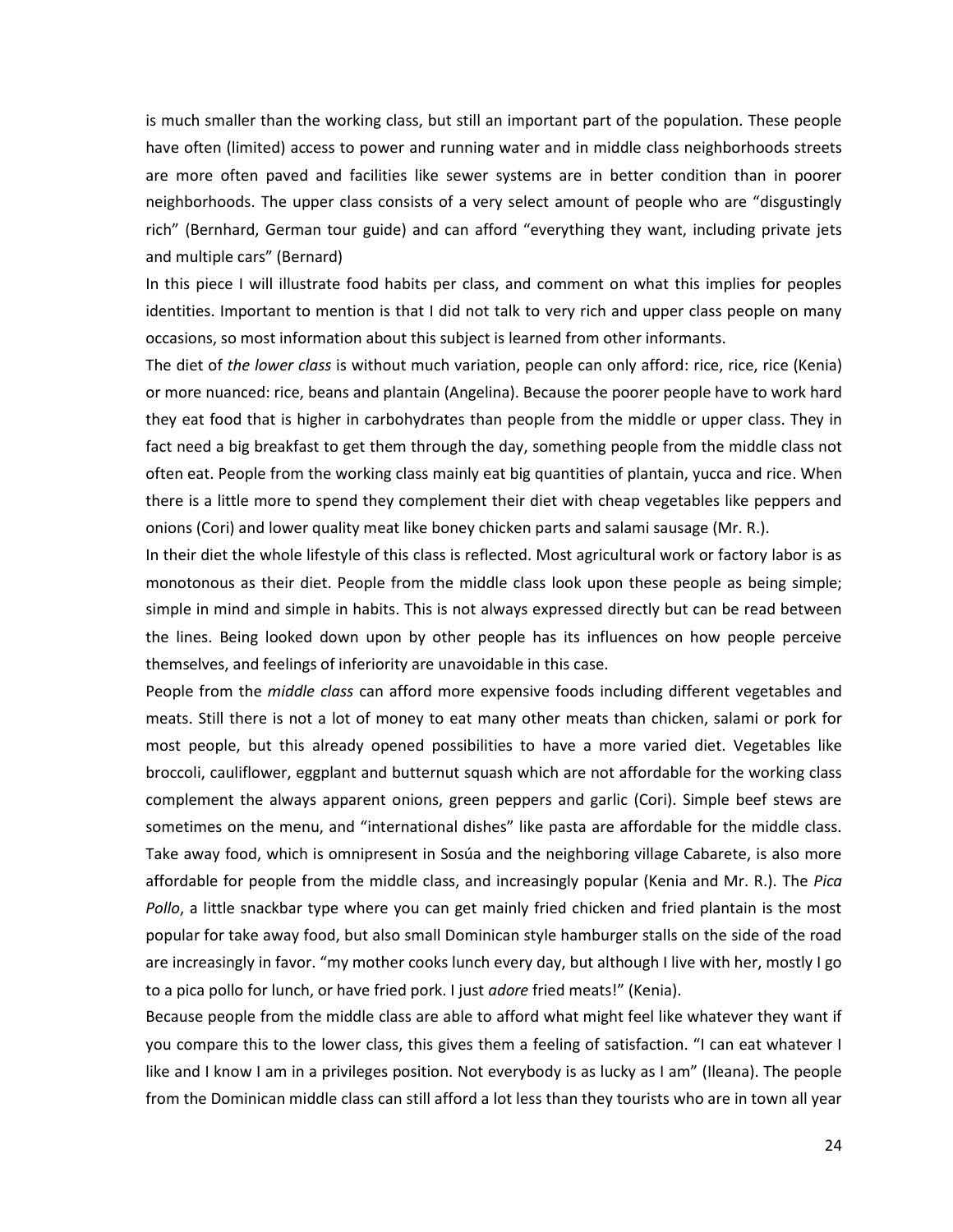is much smaller than the working class, but still an important part of the population. These people have often (limited) access to power and running water and in middle class neighborhoods streets are more often paved and facilities like sewer systems are in better condition than in poorer neighborhoods. The upper class consists of a very select amount of people who are "disgustingly rich" (Bernhard, German tour guide) and can afford "everything they want, including private jets and multiple cars" (Bernard)

In this piece I will illustrate food habits per class, and comment on what this implies for peoples identities. Important to mention is that I did not talk to very rich and upper class people on many occasions, so most information about this subject is learned from other informants.

The diet of *the lower class* is without much variation, people can only afford: rice, rice, rice (Kenia) or more nuanced: rice, beans and plantain (Angelina). Because the poorer people have to work hard they eat food that is higher in carbohydrates than people from the middle or upper class. They in fact need a big breakfast to get them through the day, something people from the middle class not often eat. People from the working class mainly eat big quantities of plantain, yucca and rice. When there is a little more to spend they complement their diet with cheap vegetables like peppers and onions (Cori) and lower quality meat like boney chicken parts and salami sausage (Mr. R.).

In their diet the whole lifestyle of this class is reflected. Most agricultural work or factory labor is as monotonous as their diet. People from the middle class look upon these people as being simple; simple in mind and simple in habits. This is not always expressed directly but can be read between the lines. Being looked down upon by other people has its influences on how people perceive themselves, and feelings of inferiority are unavoidable in this case.

People from the *middle class* can afford more expensive foods including different vegetables and meats. Still there is not a lot of money to eat many other meats than chicken, salami or pork for most people, but this already opened possibilities to have a more varied diet. Vegetables like broccoli, cauliflower, eggplant and butternut squash which are not affordable for the working class complement the always apparent onions, green peppers and garlic (Cori). Simple beef stews are sometimes on the menu, and "international dishes" like pasta are affordable for the middle class. Take away food, which is omnipresent in Sosúa and the neighboring village Cabarete, is also more affordable for people from the middle class, and increasingly popular (Kenia and Mr. R.). The *Pica Pollo*, a little snackbar type where you can get mainly fried chicken and fried plantain is the most popular for take away food, but also small Dominican style hamburger stalls on the side of the road are increasingly in favor. "my mother cooks lunch every day, but although I live with her, mostly I go to a pica pollo for lunch, or have fried pork. I just *adore* fried meats!" (Kenia).

Because people from the middle class are able to afford what might feel like whatever they want if you compare this to the lower class, this gives them a feeling of satisfaction. "I can eat whatever I like and I know I am in a privileges position. Not everybody is as lucky as I am" (Ileana). The people from the Dominican middle class can still afford a lot less than they tourists who are in town all year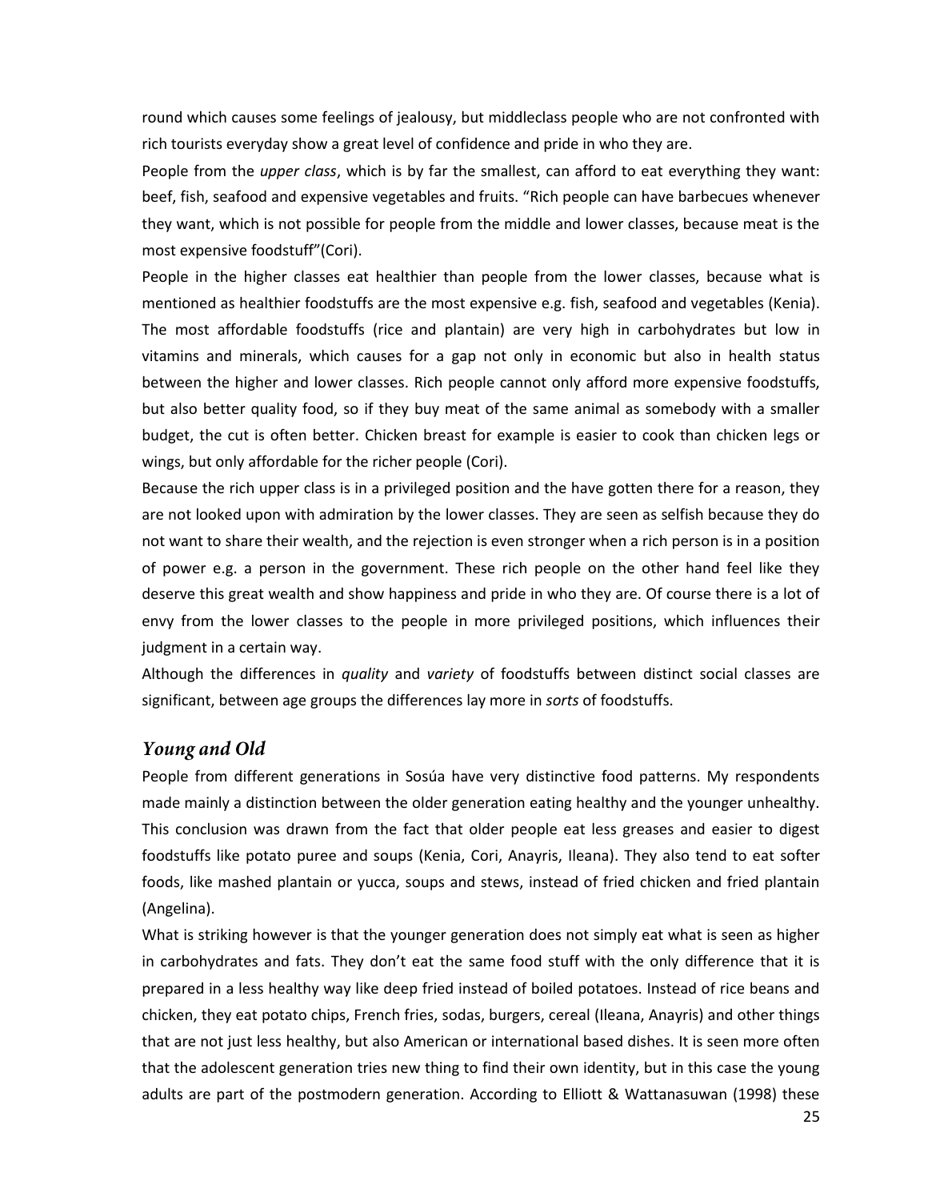round which causes some feelings of jealousy, but middleclass people who are not confronted with rich tourists everyday show a great level of confidence and pride in who they are.

People from the *upper class*, which is by far the smallest, can afford to eat everything they want: beef, fish, seafood and expensive vegetables and fruits. “Rich people can have barbecues whenever they want, which is not possible for people from the middle and lower classes, because meat is the most expensive foodstuff”(Cori).

People in the higher classes eat healthier than people from the lower classes, because what is mentioned as healthier foodstuffs are the most expensive e.g. fish, seafood and vegetables (Kenia). The most affordable foodstuffs (rice and plantain) are very high in carbohydrates but low in vitamins and minerals, which causes for a gap not only in economic but also in health status between the higher and lower classes. Rich people cannot only afford more expensive foodstuffs, but also better quality food, so if they buy meat of the same animal as somebody with a smaller budget, the cut is often better. Chicken breast for example is easier to cook than chicken legs or wings, but only affordable for the richer people (Cori).

Because the rich upper class is in a privileged position and the have gotten there for a reason, they are not looked upon with admiration by the lower classes. They are seen as selfish because they do not want to share their wealth, and the rejection is even stronger when a rich person is in a position of power e.g. a person in the government. These rich people on the other hand feel like they deserve this great wealth and show happiness and pride in who they are. Of course there is a lot of envy from the lower classes to the people in more privileged positions, which influences their judgment in a certain way.

Although the differences in *quality* and *variety* of foodstuffs between distinct social classes are significant, between age groups the differences lay more in *sorts* of foodstuffs.

## *Young and Old*

People from different generations in Sosúa have very distinctive food patterns. My respondents made mainly a distinction between the older generation eating healthy and the younger unhealthy. This conclusion was drawn from the fact that older people eat less greases and easier to digest foodstuffs like potato puree and soups (Kenia, Cori, Anayris, Ileana). They also tend to eat softer foods, like mashed plantain or yucca, soups and stews, instead of fried chicken and fried plantain (Angelina).

What is striking however is that the younger generation does not simply eat what is seen as higher in carbohydrates and fats. They don’t eat the same food stuff with the only difference that it is prepared in a less healthy way like deep fried instead of boiled potatoes. Instead of rice beans and chicken, they eat potato chips, French fries, sodas, burgers, cereal (Ileana, Anayris) and other things that are not just less healthy, but also American or international based dishes. It is seen more often that the adolescent generation tries new thing to find their own identity, but in this case the young adults are part of the postmodern generation. According to Elliott & Wattanasuwan (1998) these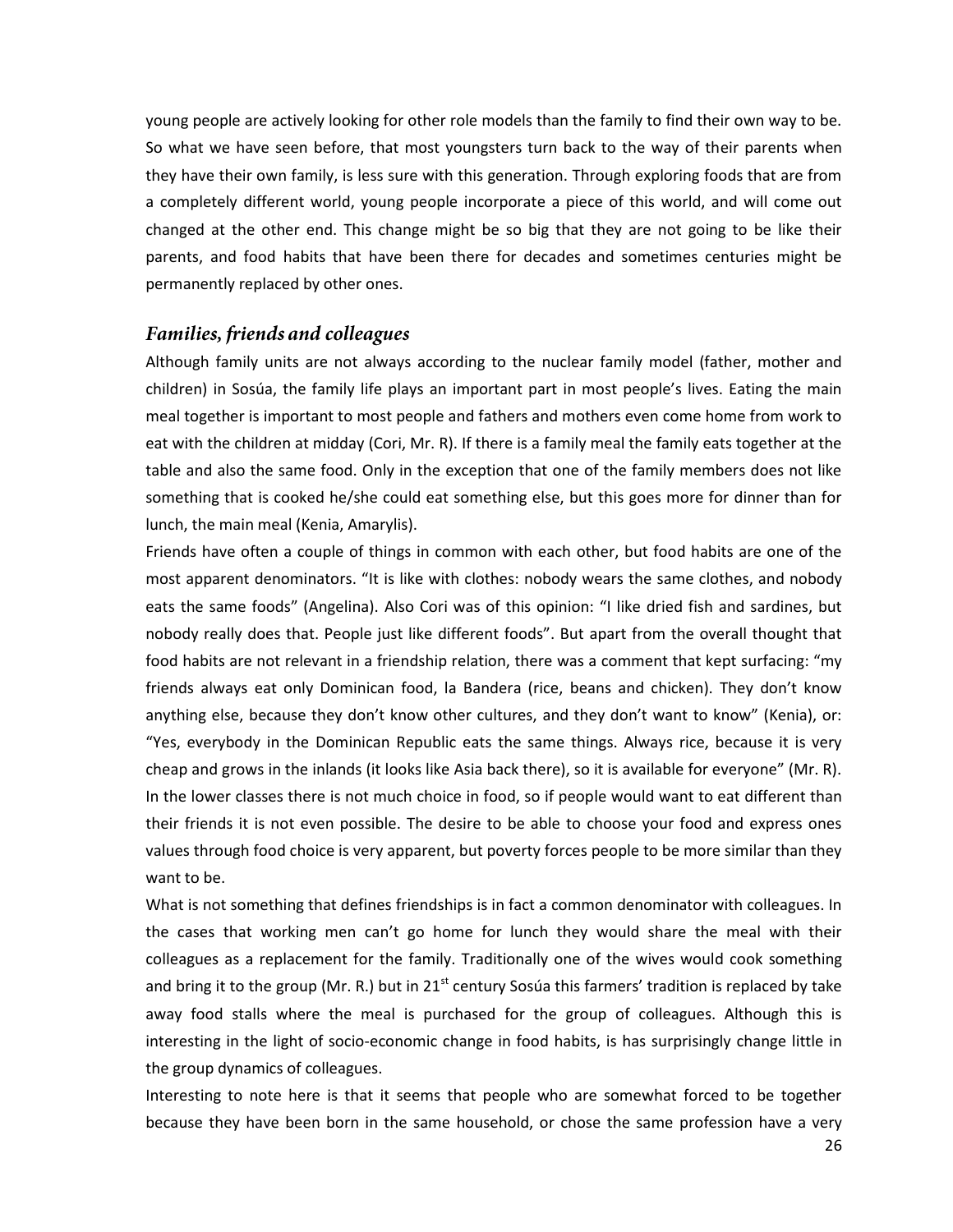young people are actively looking for other role models than the family to find their own way to be. So what we have seen before, that most youngsters turn back to the way of their parents when they have their own family, is less sure with this generation. Through exploring foods that are from a completely different world, young people incorporate a piece of this world, and will come out changed at the other end. This change might be so big that they are not going to be like their parents, and food habits that have been there for decades and sometimes centuries might be permanently replaced by other ones.

## *Families, friends and colleagues*

Although family units are not always according to the nuclear family model (father, mother and children) in Sosúa, the family life plays an important part in most people's lives. Eating the main meal together is important to most people and fathers and mothers even come home from work to eat with the children at midday (Cori, Mr. R). If there is a family meal the family eats together at the table and also the same food. Only in the exception that one of the family members does not like something that is cooked he/she could eat something else, but this goes more for dinner than for lunch, the main meal (Kenia, Amarylis).

Friends have often a couple of things in common with each other, but food habits are one of the most apparent denominators. "It is like with clothes: nobody wears the same clothes, and nobody eats the same foods" (Angelina). Also Cori was of this opinion: "I like dried fish and sardines, but nobody really does that. People just like different foods". But apart from the overall thought that food habits are not relevant in a friendship relation, there was a comment that kept surfacing: "my friends always eat only Dominican food, la Bandera (rice, beans and chicken). They don't know anything else, because they don't know other cultures, and they don't want to know" (Kenia), or: "Yes, everybody in the Dominican Republic eats the same things. Always rice, because it is very cheap and grows in the inlands (it looks like Asia back there), so it is available for everyone" (Mr. R). In the lower classes there is not much choice in food, so if people would want to eat different than their friends it is not even possible. The desire to be able to choose your food and express ones values through food choice is very apparent, but poverty forces people to be more similar than they want to be.

What is not something that defines friendships is in fact a common denominator with colleagues. In the cases that working men can't go home for lunch they would share the meal with their colleagues as a replacement for the family. Traditionally one of the wives would cook something and bring it to the group (Mr. R.) but in 21st century Sosúa this farmers' tradition is replaced by take away food stalls where the meal is purchased for the group of colleagues. Although this is interesting in the light of socio-economic change in food habits, is has surprisingly change little in the group dynamics of colleagues.

Interesting to note here is that it seems that people who are somewhat forced to be together because they have been born in the same household, or chose the same profession have a very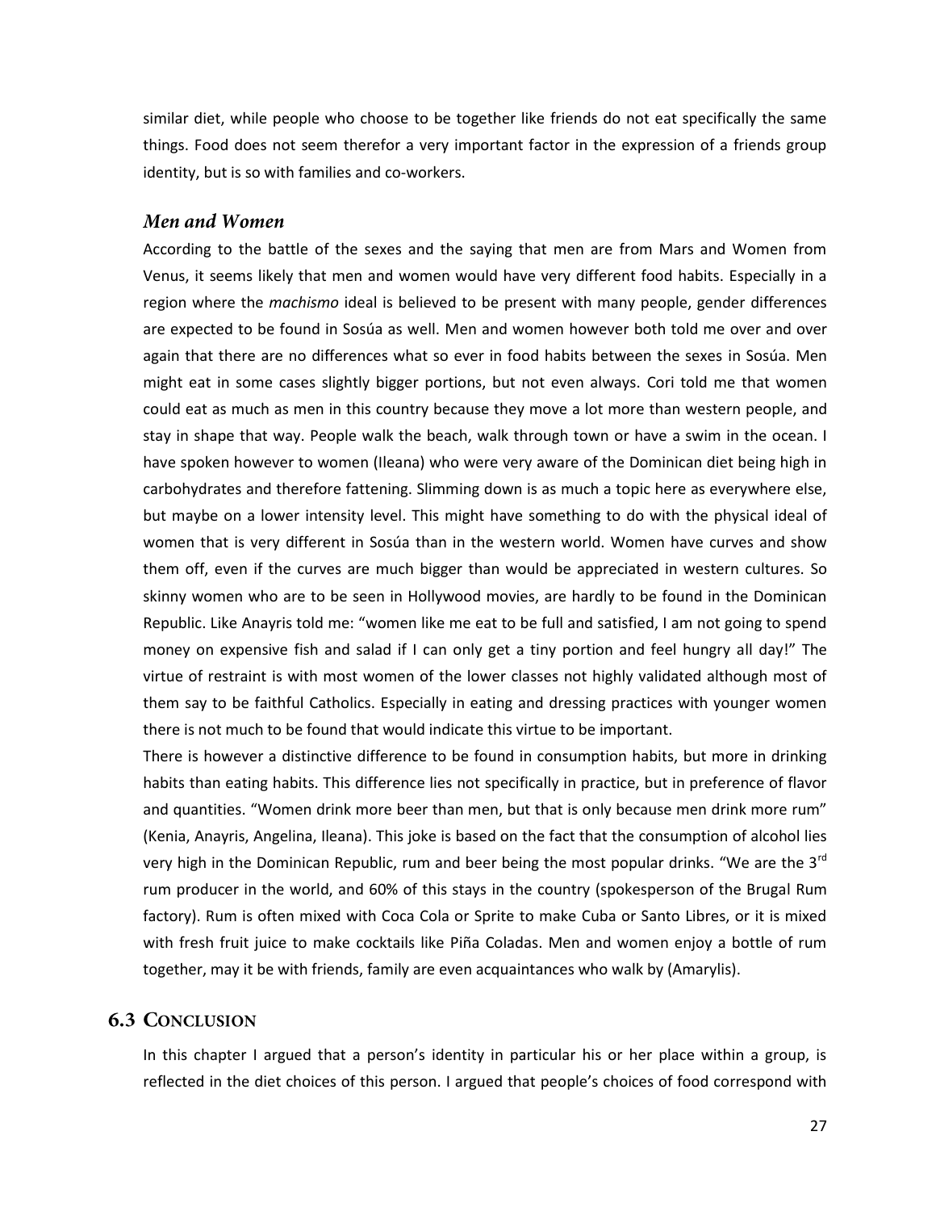similar diet, while people who choose to be together like friends do not eat specifically the same things. Food does not seem therefor a very important factor in the expression of a friends group identity, but is so with families and co-workers.

### *Men and Women*

According to the battle of the sexes and the saying that men are from Mars and Women from Venus, it seems likely that men and women would have very different food habits. Especially in a region where the *machismo* ideal is believed to be present with many people, gender differences are expected to be found in Sosúa as well. Men and women however both told me over and over again that there are no differences what so ever in food habits between the sexes in Sosúa. Men might eat in some cases slightly bigger portions, but not even always. Cori told me that women could eat as much as men in this country because they move a lot more than western people, and stay in shape that way. People walk the beach, walk through town or have a swim in the ocean. I have spoken however to women (Ileana) who were very aware of the Dominican diet being high in carbohydrates and therefore fattening. Slimming down is as much a topic here as everywhere else, but maybe on a lower intensity level. This might have something to do with the physical ideal of women that is very different in Sosúa than in the western world. Women have curves and show them off, even if the curves are much bigger than would be appreciated in western cultures. So skinny women who are to be seen in Hollywood movies, are hardly to be found in the Dominican Republic. Like Anayris told me: "women like me eat to be full and satisfied, I am not going to spend money on expensive fish and salad if I can only get a tiny portion and feel hungry all day!" The virtue of restraint is with most women of the lower classes not highly validated although most of them say to be faithful Catholics. Especially in eating and dressing practices with younger women there is not much to be found that would indicate this virtue to be important.

There is however a distinctive difference to be found in consumption habits, but more in drinking habits than eating habits. This difference lies not specifically in practice, but in preference of flavor and quantities. "Women drink more beer than men, but that is only because men drink more rum" (Kenia, Anayris, Angelina, Ileana). This joke is based on the fact that the consumption of alcohol lies very high in the Dominican Republic, rum and beer being the most popular drinks. "We are the 3rd rum producer in the world, and 60% of this stays in the country (spokesperson of the Brugal Rum factory). Rum is often mixed with Coca Cola or Sprite to make Cuba or Santo Libres, or it is mixed with fresh fruit juice to make cocktails like Piña Coladas. Men and women enjoy a bottle of rum together, may it be with friends, family are even acquaintances who walk by (Amarylis).

## 6.3 Conclusion

In this chapter I argued that a person's identity in particular his or her place within a group, is reflected in the diet choices of this person. I argued that people's choices of food correspond with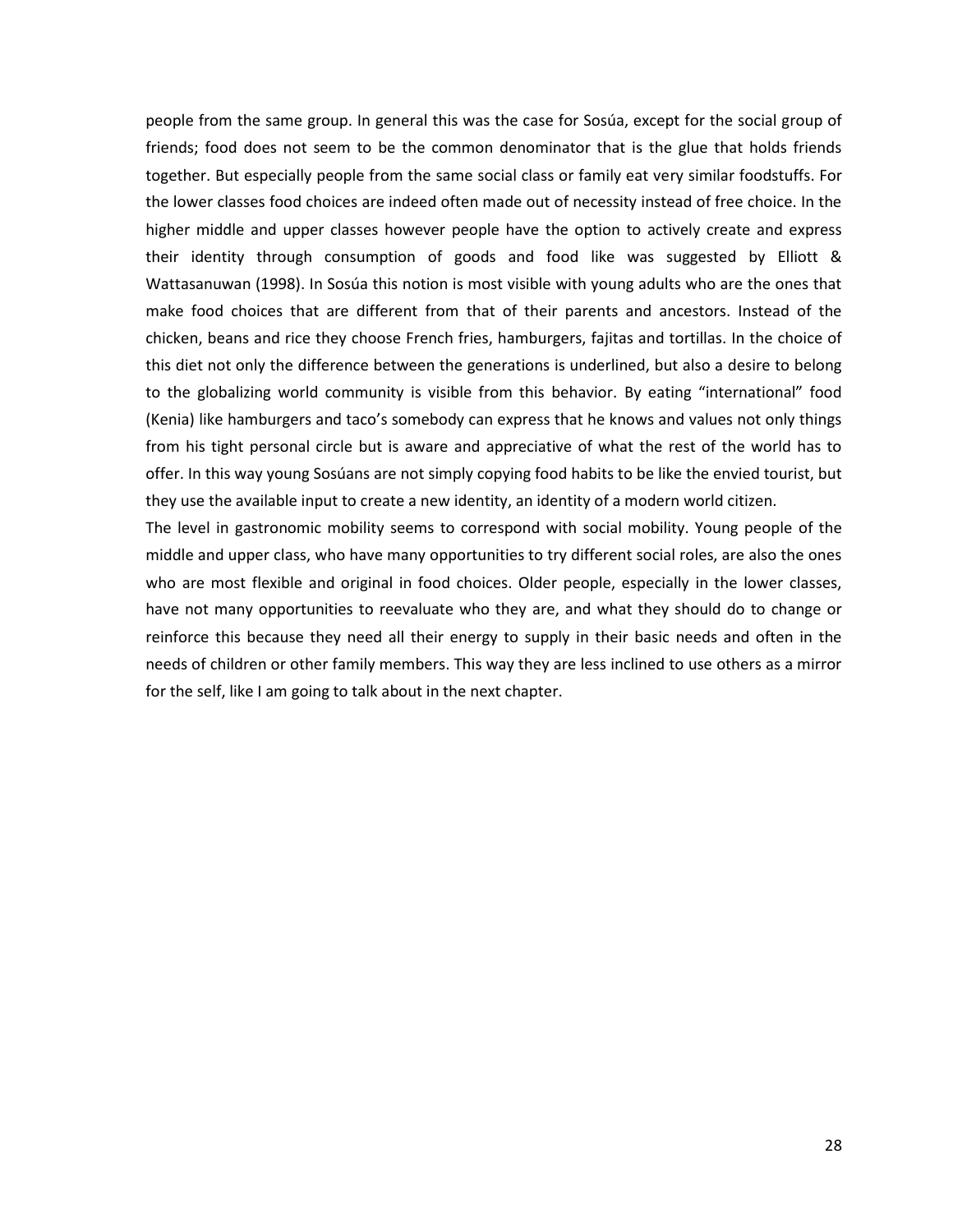people from the same group. In general this was the case for Sosúa, except for the social group of friends; food does not seem to be the common denominator that is the glue that holds friends together. But especially people from the same social class or family eat very similar foodstuffs. For the lower classes food choices are indeed often made out of necessity instead of free choice. In the higher middle and upper classes however people have the option to actively create and express their identity through consumption of goods and food like was suggested by Elliott & Wattasanuwan (1998). In Sosúa this notion is most visible with young adults who are the ones that make food choices that are different from that of their parents and ancestors. Instead of the chicken, beans and rice they choose French fries, hamburgers, fajitas and tortillas. In the choice of this diet not only the difference between the generations is underlined, but also a desire to belong to the globalizing world community is visible from this behavior. By eating "international" food (Kenia) like hamburgers and taco's somebody can express that he knows and values not only things from his tight personal circle but is aware and appreciative of what the rest of the world has to offer. In this way young Sosúans are not simply copying food habits to be like the envied tourist, but they use the available input to create a new identity, an identity of a modern world citizen.

The level in gastronomic mobility seems to correspond with social mobility. Young people of the middle and upper class, who have many opportunities to try different social roles, are also the ones who are most flexible and original in food choices. Older people, especially in the lower classes, have not many opportunities to reevaluate who they are, and what they should do to change or reinforce this because they need all their energy to supply in their basic needs and often in the needs of children or other family members. This way they are less inclined to use others as a mirror for the self, like I am going to talk about in the next chapter.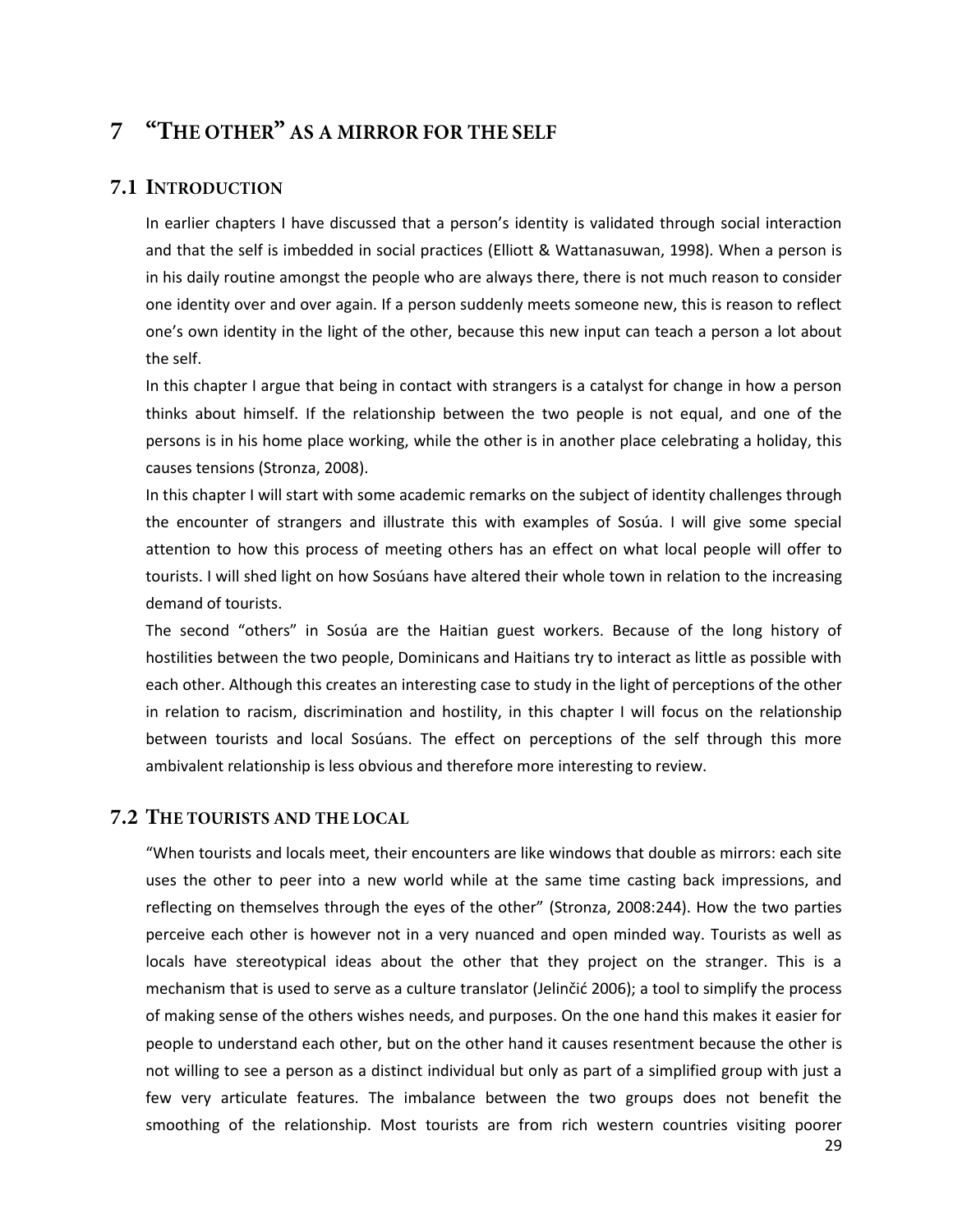# 7 "The other" as a mirror for the self

## 7.1 Introduction

In earlier chapters I have discussed that a person's identity is validated through social interaction and that the self is imbedded in social practices (Elliott & Wattanasuwan, 1998). When a person is in his daily routine amongst the people who are always there, there is not much reason to consider one identity over and over again. If a person suddenly meets someone new, this is reason to reflect one's own identity in the light of the other, because this new input can teach a person a lot about the self.

In this chapter I argue that being in contact with strangers is a catalyst for change in how a person thinks about himself. If the relationship between the two people is not equal, and one of the persons is in his home place working, while the other is in another place celebrating a holiday, this causes tensions (Stronza, 2008).

In this chapter I will start with some academic remarks on the subject of identity challenges through the encounter of strangers and illustrate this with examples of Sosúa. I will give some special attention to how this process of meeting others has an effect on what local people will offer to tourists. I will shed light on how Sosúans have altered their whole town in relation to the increasing demand of tourists.

The second "others" in Sosúa are the Haitian guest workers. Because of the long history of hostilities between the two people, Dominicans and Haitians try to interact as little as possible with each other. Although this creates an interesting case to study in the light of perceptions of the other in relation to racism, discrimination and hostility, in this chapter I will focus on the relationship between tourists and local Sosúans. The effect on perceptions of the self through this more ambivalent relationship is less obvious and therefore more interesting to review.

## 7.2 The tourists and the local

"When tourists and locals meet, their encounters are like windows that double as mirrors: each site uses the other to peer into a new world while at the same time casting back impressions, and reflecting on themselves through the eyes of the other" (Stronza, 2008:244). How the two parties perceive each other is however not in a very nuanced and open minded way. Tourists as well as locals have stereotypical ideas about the other that they project on the stranger. This is a mechanism that is used to serve as a culture translator (Jelinčić 2006); a tool to simplify the process of making sense of the others wishes needs, and purposes. On the one hand this makes it easier for people to understand each other, but on the other hand it causes resentment because the other is not willing to see a person as a distinct individual but only as part of a simplified group with just a few very articulate features. The imbalance between the two groups does not benefit the smoothing of the relationship. Most tourists are from rich western countries visiting poorer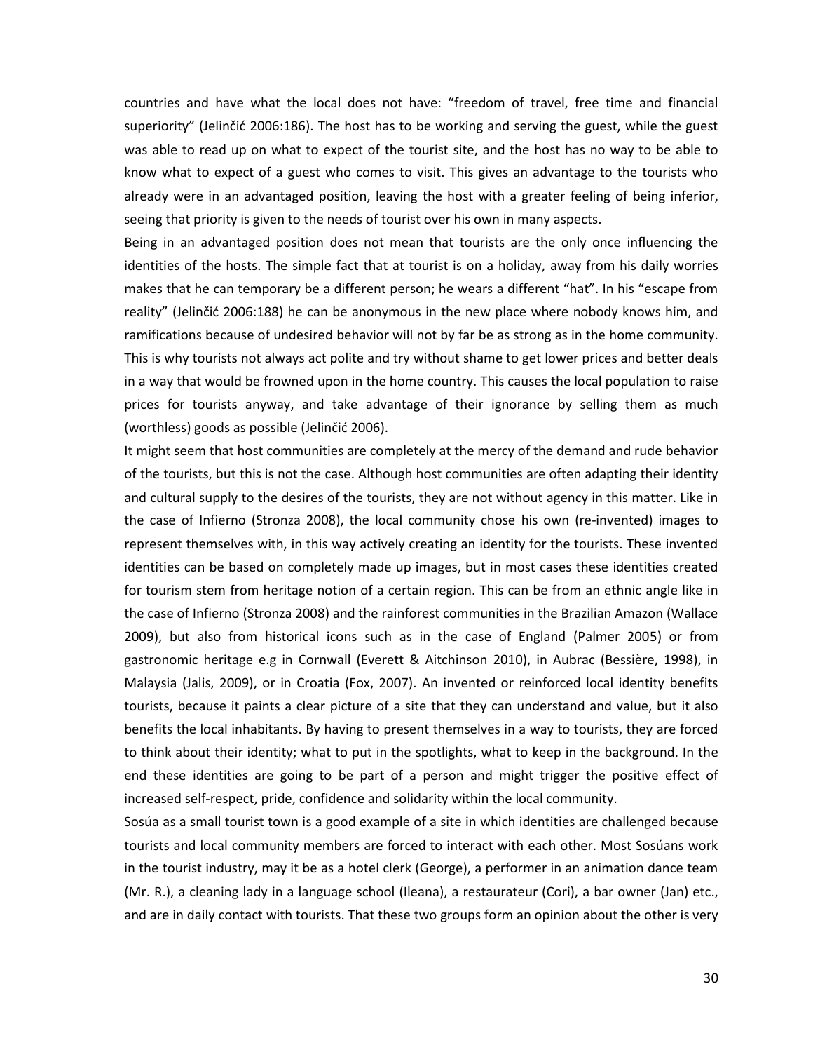countries and have what the local does not have: "freedom of travel, free time and financial superiority" (Jelinčić 2006:186). The host has to be working and serving the guest, while the guest was able to read up on what to expect of the tourist site, and the host has no way to be able to know what to expect of a guest who comes to visit. This gives an advantage to the tourists who already were in an advantaged position, leaving the host with a greater feeling of being inferior, seeing that priority is given to the needs of tourist over his own in many aspects.

Being in an advantaged position does not mean that tourists are the only once influencing the identities of the hosts. The simple fact that at tourist is on a holiday, away from his daily worries makes that he can temporary be a different person; he wears a different "hat". In his "escape from reality" (Jelinčić 2006:188) he can be anonymous in the new place where nobody knows him, and ramifications because of undesired behavior will not by far be as strong as in the home community. This is why tourists not always act polite and try without shame to get lower prices and better deals in a way that would be frowned upon in the home country. This causes the local population to raise prices for tourists anyway, and take advantage of their ignorance by selling them as much (worthless) goods as possible (Jelinčić 2006).

It might seem that host communities are completely at the mercy of the demand and rude behavior of the tourists, but this is not the case. Although host communities are often adapting their identity and cultural supply to the desires of the tourists, they are not without agency in this matter. Like in the case of Infierno (Stronza 2008), the local community chose his own (re-invented) images to represent themselves with, in this way actively creating an identity for the tourists. These invented identities can be based on completely made up images, but in most cases these identities created for tourism stem from heritage notion of a certain region. This can be from an ethnic angle like in the case of Infierno (Stronza 2008) and the rainforest communities in the Brazilian Amazon (Wallace 2009), but also from historical icons such as in the case of England (Palmer 2005) or from gastronomic heritage e.g in Cornwall (Everett & Aitchinson 2010), in Aubrac (Bessière, 1998), in Malaysia (Jalis, 2009), or in Croatia (Fox, 2007). An invented or reinforced local identity benefits tourists, because it paints a clear picture of a site that they can understand and value, but it also benefits the local inhabitants. By having to present themselves in a way to tourists, they are forced to think about their identity; what to put in the spotlights, what to keep in the background. In the end these identities are going to be part of a person and might trigger the positive effect of increased self-respect, pride, confidence and solidarity within the local community.

Sosúa as a small tourist town is a good example of a site in which identities are challenged because tourists and local community members are forced to interact with each other. Most Sosúans work in the tourist industry, may it be as a hotel clerk (George), a performer in an animation dance team (Mr. R.), a cleaning lady in a language school (Ileana), a restaurateur (Cori), a bar owner (Jan) etc., and are in daily contact with tourists. That these two groups form an opinion about the other is very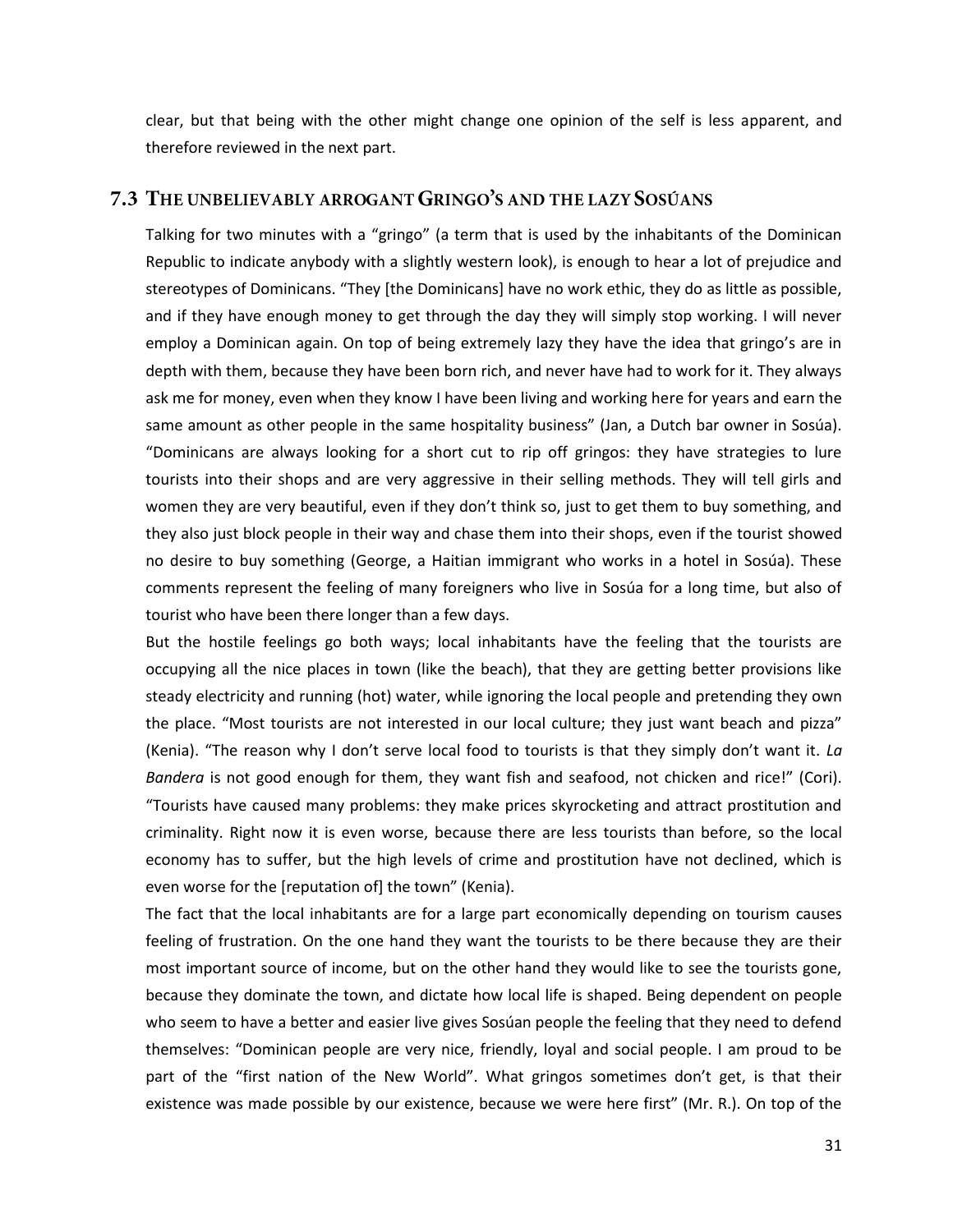clear, but that being with the other might change one opinion of the self is less apparent, and therefore reviewed in the next part.

## 7.3 The unbelievably arrogant Gringo's and the lazy Sosúans

Talking for two minutes with a "gringo" (a term that is used by the inhabitants of the Dominican Republic to indicate anybody with a slightly western look), is enough to hear a lot of prejudice and stereotypes of Dominicans. "They [the Dominicans] have no work ethic, they do as little as possible, and if they have enough money to get through the day they will simply stop working. I will never employ a Dominican again. On top of being extremely lazy they have the idea that gringo's are in depth with them, because they have been born rich, and never have had to work for it. They always ask me for money, even when they know I have been living and working here for years and earn the same amount as other people in the same hospitality business" (Jan, a Dutch bar owner in Sosúa). "Dominicans are always looking for a short cut to rip off gringos: they have strategies to lure tourists into their shops and are very aggressive in their selling methods. They will tell girls and women they are very beautiful, even if they don't think so, just to get them to buy something, and they also just block people in their way and chase them into their shops, even if the tourist showed no desire to buy something (George, a Haitian immigrant who works in a hotel in Sosúa). These comments represent the feeling of many foreigners who live in Sosúa for a long time, but also of tourist who have been there longer than a few days.

But the hostile feelings go both ways; local inhabitants have the feeling that the tourists are occupying all the nice places in town (like the beach), that they are getting better provisions like steady electricity and running (hot) water, while ignoring the local people and pretending they own the place. "Most tourists are not interested in our local culture; they just want beach and pizza" (Kenia). "The reason why I don't serve local food to tourists is that they simply don't want it. *La Bandera* is not good enough for them, they want fish and seafood, not chicken and rice!" (Cori). "Tourists have caused many problems: they make prices skyrocketing and attract prostitution and criminality. Right now it is even worse, because there are less tourists than before, so the local economy has to suffer, but the high levels of crime and prostitution have not declined, which is even worse for the [reputation of] the town" (Kenia).

The fact that the local inhabitants are for a large part economically depending on tourism causes feeling of frustration. On the one hand they want the tourists to be there because they are their most important source of income, but on the other hand they would like to see the tourists gone, because they dominate the town, and dictate how local life is shaped. Being dependent on people who seem to have a better and easier live gives Sosúan people the feeling that they need to defend themselves: "Dominican people are very nice, friendly, loyal and social people. I am proud to be part of the "first nation of the New World". What gringos sometimes don't get, is that their existence was made possible by our existence, because we were here first" (Mr. R.). On top of the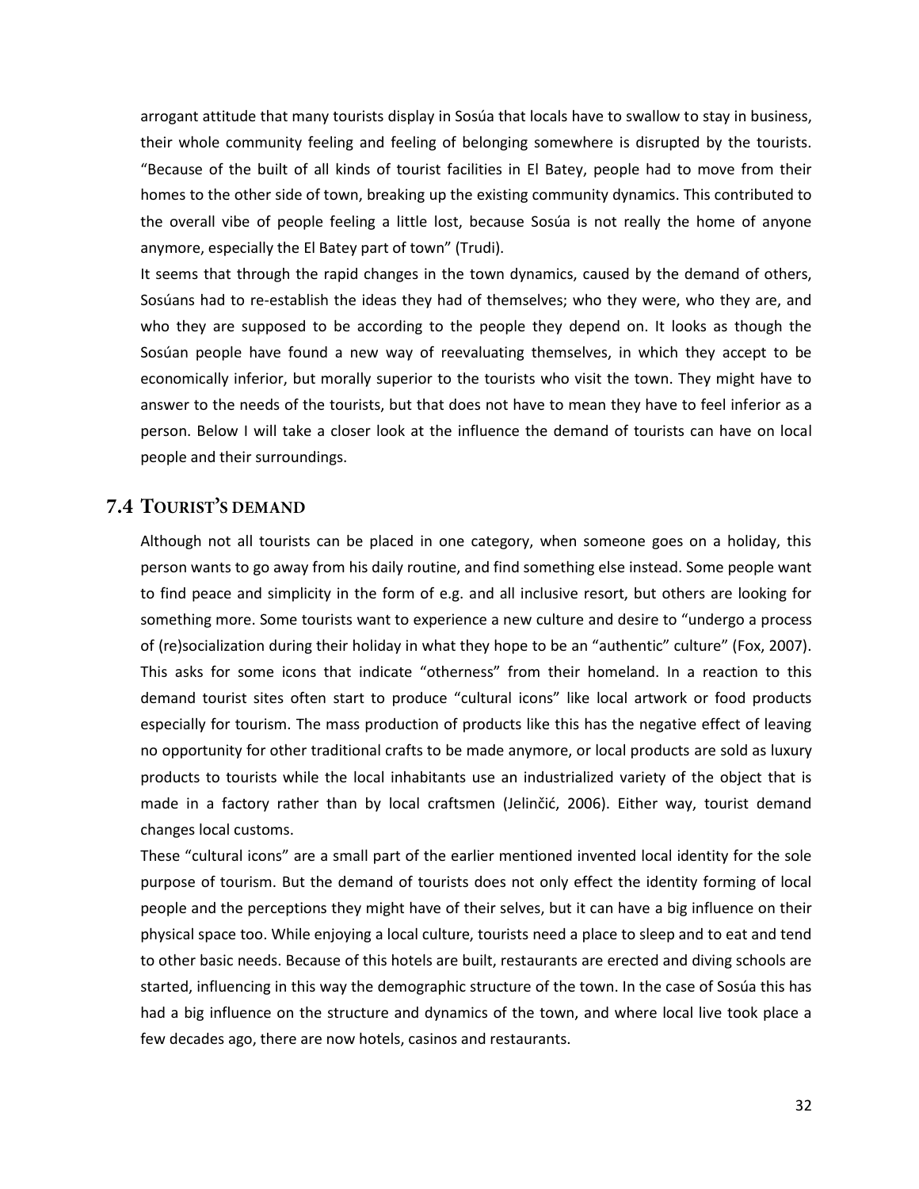arrogant attitude that many tourists display in Sosúa that locals have to swallow to stay in business, their whole community feeling and feeling of belonging somewhere is disrupted by the tourists. "Because of the built of all kinds of tourist facilities in El Batey, people had to move from their homes to the other side of town, breaking up the existing community dynamics. This contributed to the overall vibe of people feeling a little lost, because Sosúa is not really the home of anyone anymore, especially the El Batey part of town" (Trudi).

It seems that through the rapid changes in the town dynamics, caused by the demand of others, Sosúans had to re-establish the ideas they had of themselves; who they were, who they are, and who they are supposed to be according to the people they depend on. It looks as though the Sosúan people have found a new way of reevaluating themselves, in which they accept to be economically inferior, but morally superior to the tourists who visit the town. They might have to answer to the needs of the tourists, but that does not have to mean they have to feel inferior as a person. Below I will take a closer look at the influence the demand of tourists can have on local people and their surroundings.

## 7.4 Tourist's demand

Although not all tourists can be placed in one category, when someone goes on a holiday, this person wants to go away from his daily routine, and find something else instead. Some people want to find peace and simplicity in the form of e.g. and all inclusive resort, but others are looking for something more. Some tourists want to experience a new culture and desire to "undergo a process of (re)socialization during their holiday in what they hope to be an "authentic" culture" (Fox, 2007). This asks for some icons that indicate "otherness" from their homeland. In a reaction to this demand tourist sites often start to produce "cultural icons" like local artwork or food products especially for tourism. The mass production of products like this has the negative effect of leaving no opportunity for other traditional crafts to be made anymore, or local products are sold as luxury products to tourists while the local inhabitants use an industrialized variety of the object that is made in a factory rather than by local craftsmen (Jelinčić, 2006). Either way, tourist demand changes local customs.

These "cultural icons" are a small part of the earlier mentioned invented local identity for the sole purpose of tourism. But the demand of tourists does not only effect the identity forming of local people and the perceptions they might have of their selves, but it can have a big influence on their physical space too. While enjoying a local culture, tourists need a place to sleep and to eat and tend to other basic needs. Because of this hotels are built, restaurants are erected and diving schools are started, influencing in this way the demographic structure of the town. In the case of Sosúa this has had a big influence on the structure and dynamics of the town, and where local live took place a few decades ago, there are now hotels, casinos and restaurants.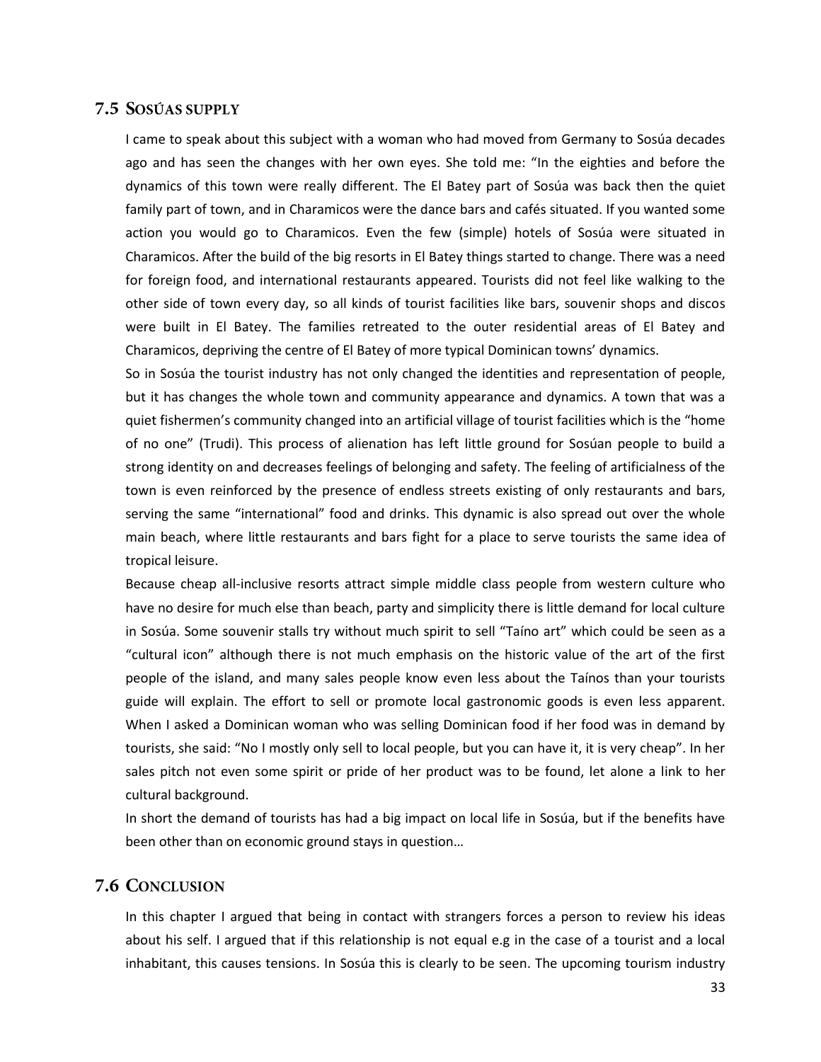## 7.5 Sosúas supply

I came to speak about this subject with a woman who had moved from Germany to Sosúa decades ago and has seen the changes with her own eyes. She told me: "In the eighties and before the dynamics of this town were really different. The El Batey part of Sosúa was back then the quiet family part of town, and in Charamicos were the dance bars and cafés situated. If you wanted some action you would go to Charamicos. Even the few (simple) hotels of Sosúa were situated in Charamicos. After the build of the big resorts in El Batey things started to change. There was a need for foreign food, and international restaurants appeared. Tourists did not feel like walking to the other side of town every day, so all kinds of tourist facilities like bars, souvenir shops and discos were built in El Batey. The families retreated to the outer residential areas of El Batey and Charamicos, depriving the centre of El Batey of more typical Dominican towns' dynamics.

So in Sosúa the tourist industry has not only changed the identities and representation of people, but it has changes the whole town and community appearance and dynamics. A town that was a quiet fishermen's community changed into an artificial village of tourist facilities which is the "home of no one" (Trudi). This process of alienation has left little ground for Sosúan people to build a strong identity on and decreases feelings of belonging and safety. The feeling of artificialness of the town is even reinforced by the presence of endless streets existing of only restaurants and bars, serving the same "international" food and drinks. This dynamic is also spread out over the whole main beach, where little restaurants and bars fight for a place to serve tourists the same idea of tropical leisure.

Because cheap all-inclusive resorts attract simple middle class people from western culture who have no desire for much else than beach, party and simplicity there is little demand for local culture in Sosúa. Some souvenir stalls try without much spirit to sell "Taíno art" which could be seen as a "cultural icon" although there is not much emphasis on the historic value of the art of the first people of the island, and many sales people know even less about the Taínos than your tourists guide will explain. The effort to sell or promote local gastronomic goods is even less apparent. When I asked a Dominican woman who was selling Dominican food if her food was in demand by tourists, she said: "No I mostly only sell to local people, but you can have it, it is very cheap". In her sales pitch not even some spirit or pride of her product was to be found, let alone a link to her cultural background.

In short the demand of tourists has had a big impact on local life in Sosúa, but if the benefits have been other than on economic ground stays in question…

## 7.6 Conclusion

In this chapter I argued that being in contact with strangers forces a person to review his ideas about his self. I argued that if this relationship is not equal e.g in the case of a tourist and a local inhabitant, this causes tensions. In Sosúa this is clearly to be seen. The upcoming tourism industry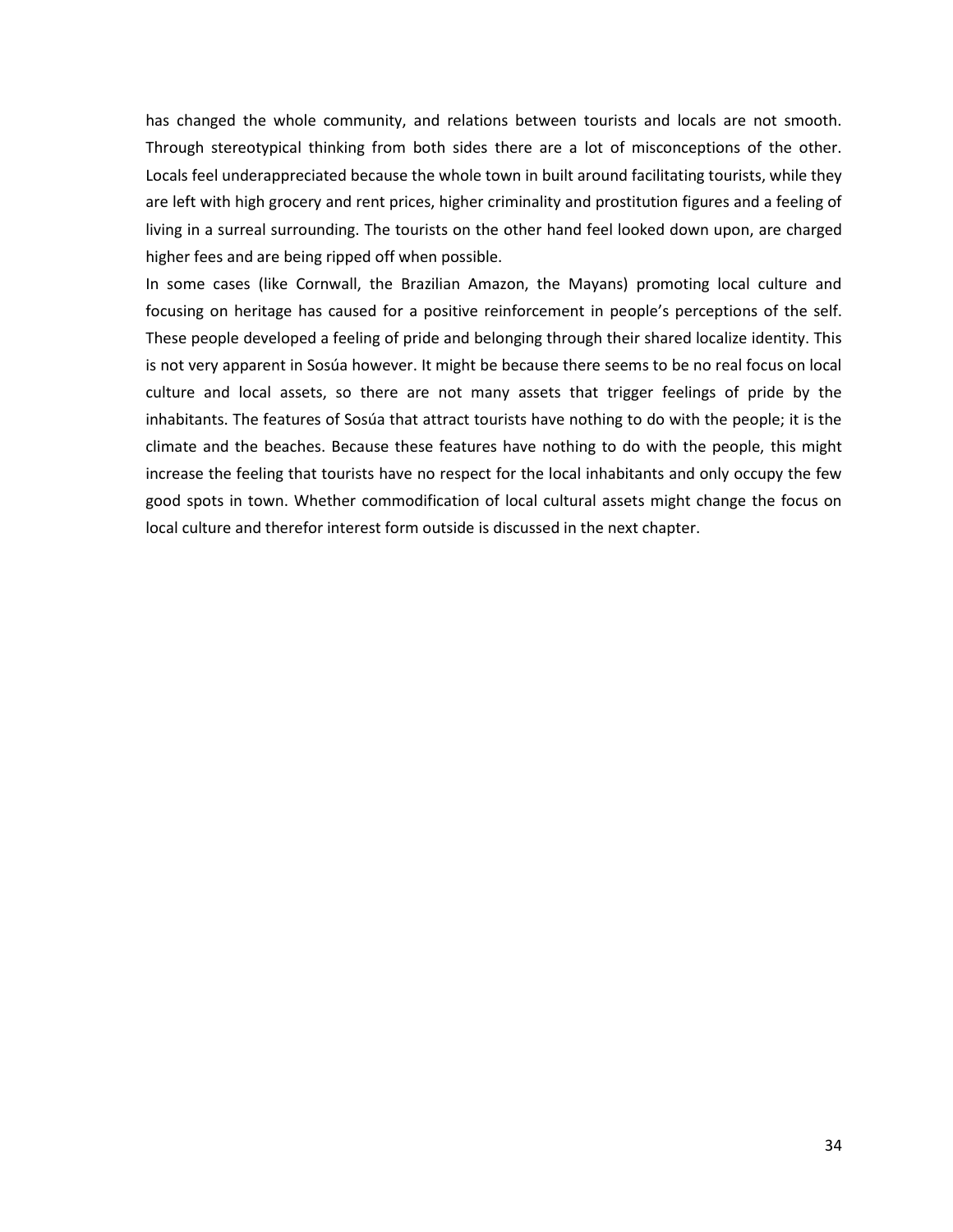has changed the whole community, and relations between tourists and locals are not smooth. Through stereotypical thinking from both sides there are a lot of misconceptions of the other. Locals feel underappreciated because the whole town in built around facilitating tourists, while they are left with high grocery and rent prices, higher criminality and prostitution figures and a feeling of living in a surreal surrounding. The tourists on the other hand feel looked down upon, are charged higher fees and are being ripped off when possible.

In some cases (like Cornwall, the Brazilian Amazon, the Mayans) promoting local culture and focusing on heritage has caused for a positive reinforcement in people's perceptions of the self. These people developed a feeling of pride and belonging through their shared localize identity. This is not very apparent in Sosúa however. It might be because there seems to be no real focus on local culture and local assets, so there are not many assets that trigger feelings of pride by the inhabitants. The features of Sosúa that attract tourists have nothing to do with the people; it is the climate and the beaches. Because these features have nothing to do with the people, this might increase the feeling that tourists have no respect for the local inhabitants and only occupy the few good spots in town. Whether commodification of local cultural assets might change the focus on local culture and therefor interest form outside is discussed in the next chapter.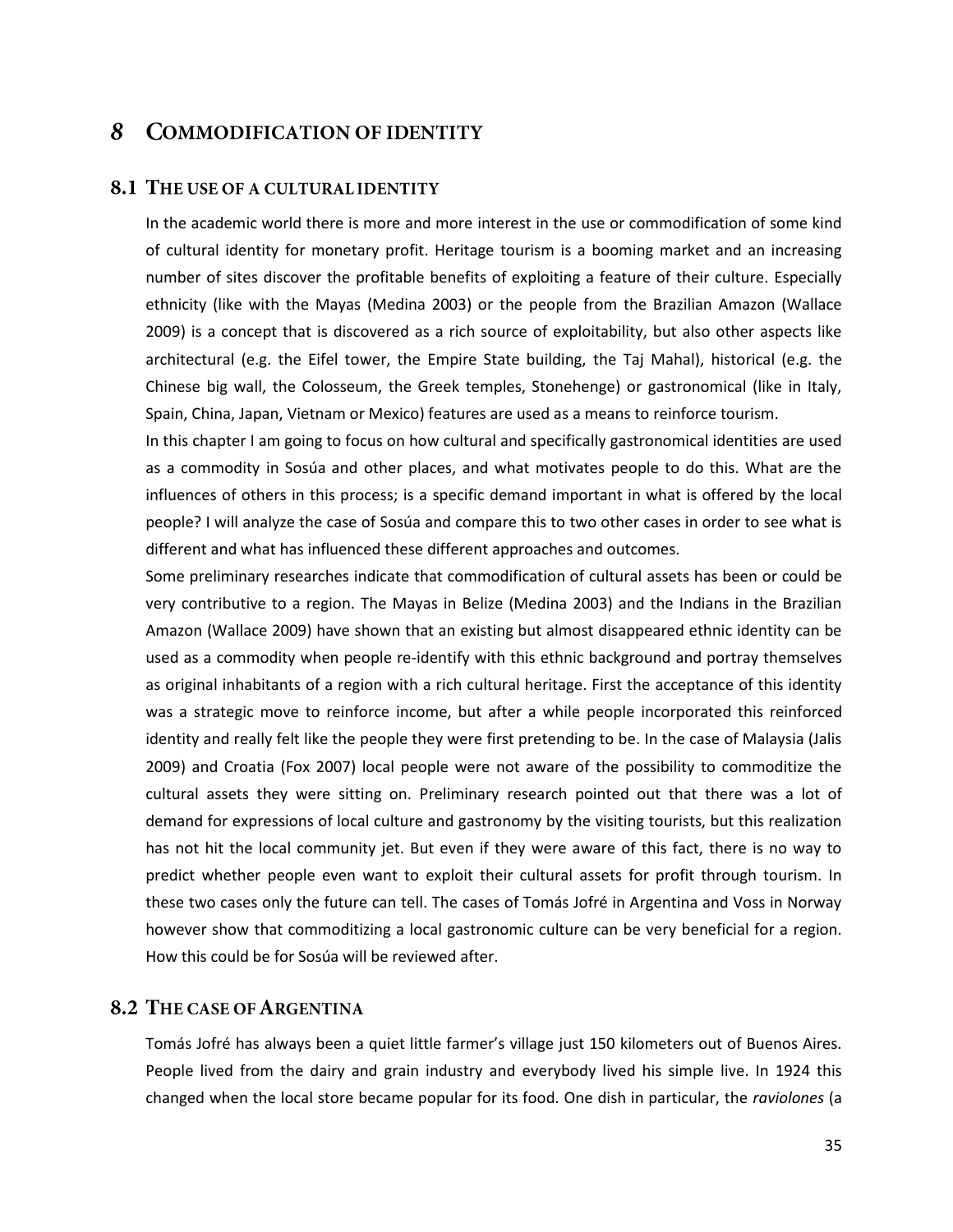# 8 COMMODIFICATION OF IDENTITY

## 8.1 THE USE OF A CULTURAL IDENTITY

In the academic world there is more and more interest in the use or commodification of some kind of cultural identity for monetary profit. Heritage tourism is a booming market and an increasing number of sites discover the profitable benefits of exploiting a feature of their culture. Especially ethnicity (like with the Mayas (Medina 2003) or the people from the Brazilian Amazon (Wallace 2009) is a concept that is discovered as a rich source of exploitability, but also other aspects like architectural (e.g. the Eifel tower, the Empire State building, the Taj Mahal), historical (e.g. the Chinese big wall, the Colosseum, the Greek temples, Stonehenge) or gastronomical (like in Italy, Spain, China, Japan, Vietnam or Mexico) features are used as a means to reinforce tourism.

In this chapter I am going to focus on how cultural and specifically gastronomical identities are used as a commodity in Sosúa and other places, and what motivates people to do this. What are the influences of others in this process; is a specific demand important in what is offered by the local people? I will analyze the case of Sosúa and compare this to two other cases in order to see what is different and what has influenced these different approaches and outcomes.

Some preliminary researches indicate that commodification of cultural assets has been or could be very contributive to a region. The Mayas in Belize (Medina 2003) and the Indians in the Brazilian Amazon (Wallace 2009) have shown that an existing but almost disappeared ethnic identity can be used as a commodity when people re-identify with this ethnic background and portray themselves as original inhabitants of a region with a rich cultural heritage. First the acceptance of this identity was a strategic move to reinforce income, but after a while people incorporated this reinforced identity and really felt like the people they were first pretending to be. In the case of Malaysia (Jalis 2009) and Croatia (Fox 2007) local people were not aware of the possibility to commoditize the cultural assets they were sitting on. Preliminary research pointed out that there was a lot of demand for expressions of local culture and gastronomy by the visiting tourists, but this realization has not hit the local community jet. But even if they were aware of this fact, there is no way to predict whether people even want to exploit their cultural assets for profit through tourism. In these two cases only the future can tell. The cases of Tomás Jofré in Argentina and Voss in Norway however show that commoditizing a local gastronomic culture can be very beneficial for a region. How this could be for Sosúa will be reviewed after.

## 8.2 THE CASE OF ARGENTINA

Tomás Jofré has always been a quiet little farmer's village just 150 kilometers out of Buenos Aires. People lived from the dairy and grain industry and everybody lived his simple live. In 1924 this changed when the local store became popular for its food. One dish in particular, the *raviolones* (a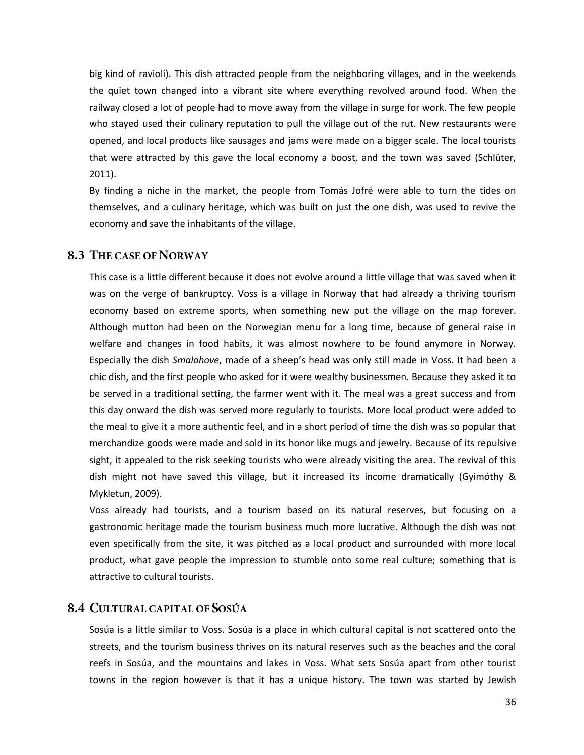big kind of ravioli). This dish attracted people from the neighboring villages, and in the weekends the quiet town changed into a vibrant site where everything revolved around food. When the railway closed a lot of people had to move away from the village in surge for work. The few people who stayed used their culinary reputation to pull the village out of the rut. New restaurants were opened, and local products like sausages and jams were made on a bigger scale. The local tourists that were attracted by this gave the local economy a boost, and the town was saved (Schlüter, 2011).

By finding a niche in the market, the people from Tomás Jofré were able to turn the tides on themselves, and a culinary heritage, which was built on just the one dish, was used to revive the economy and save the inhabitants of the village.

## 8.3 The case of Norway

This case is a little different because it does not evolve around a little village that was saved when it was on the verge of bankruptcy. Voss is a village in Norway that had already a thriving tourism economy based on extreme sports, when something new put the village on the map forever. Although mutton had been on the Norwegian menu for a long time, because of general raise in welfare and changes in food habits, it was almost nowhere to be found anymore in Norway. Especially the dish *Smalahove*, made of a sheep's head was only still made in Voss. It had been a chic dish, and the first people who asked for it were wealthy businessmen. Because they asked it to be served in a traditional setting, the farmer went with it. The meal was a great success and from this day onward the dish was served more regularly to tourists. More local product were added to the meal to give it a more authentic feel, and in a short period of time the dish was so popular that merchandize goods were made and sold in its honor like mugs and jewelry. Because of its repulsive sight, it appealed to the risk seeking tourists who were already visiting the area. The revival of this dish might not have saved this village, but it increased its income dramatically (Gyimóthy & Mykletun, 2009).

Voss already had tourists, and a tourism based on its natural reserves, but focusing on a gastronomic heritage made the tourism business much more lucrative. Although the dish was not even specifically from the site, it was pitched as a local product and surrounded with more local product, what gave people the impression to stumble onto some real culture; something that is attractive to cultural tourists.

## 8.4 Cultural capital of Sosúa

Sosúa is a little similar to Voss. Sosúa is a place in which cultural capital is not scattered onto the streets, and the tourism business thrives on its natural reserves such as the beaches and the coral reefs in Sosúa, and the mountains and lakes in Voss. What sets Sosúa apart from other tourist towns in the region however is that it has a unique history. The town was started by Jewish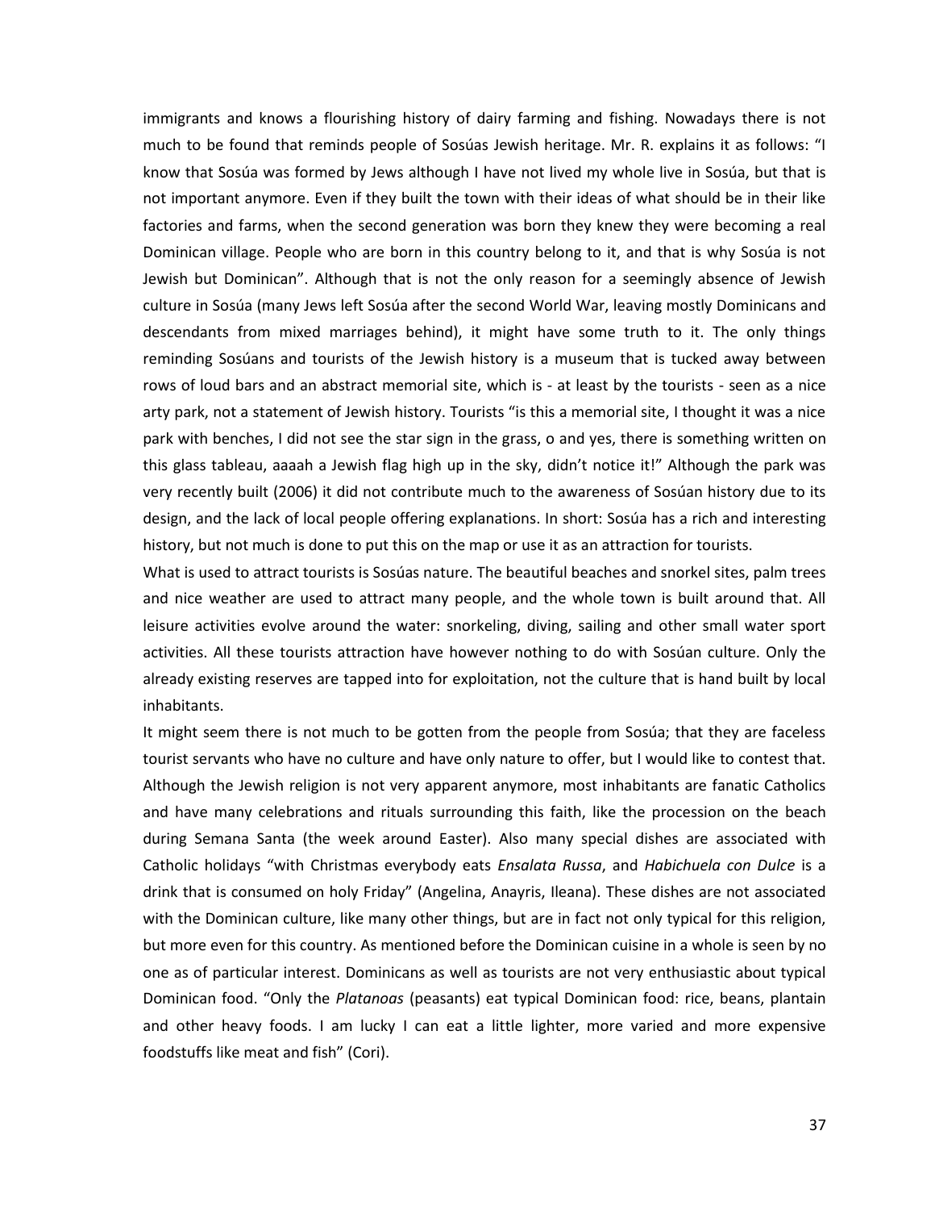immigrants and knows a flourishing history of dairy farming and fishing. Nowadays there is not much to be found that reminds people of Sosúas Jewish heritage. Mr. R. explains it as follows: "I know that Sosúa was formed by Jews although I have not lived my whole live in Sosúa, but that is not important anymore. Even if they built the town with their ideas of what should be in their like factories and farms, when the second generation was born they knew they were becoming a real Dominican village. People who are born in this country belong to it, and that is why Sosúa is not Jewish but Dominican". Although that is not the only reason for a seemingly absence of Jewish culture in Sosúa (many Jews left Sosúa after the second World War, leaving mostly Dominicans and descendants from mixed marriages behind), it might have some truth to it. The only things reminding Sosúans and tourists of the Jewish history is a museum that is tucked away between rows of loud bars and an abstract memorial site, which is - at least by the tourists - seen as a nice arty park, not a statement of Jewish history. Tourists "is this a memorial site, I thought it was a nice park with benches, I did not see the star sign in the grass, o and yes, there is something written on this glass tableau, aaaah a Jewish flag high up in the sky, didn't notice it!" Although the park was very recently built (2006) it did not contribute much to the awareness of Sosúan history due to its design, and the lack of local people offering explanations. In short: Sosúa has a rich and interesting history, but not much is done to put this on the map or use it as an attraction for tourists.

What is used to attract tourists is Sosúas nature. The beautiful beaches and snorkel sites, palm trees and nice weather are used to attract many people, and the whole town is built around that. All leisure activities evolve around the water: snorkeling, diving, sailing and other small water sport activities. All these tourists attraction have however nothing to do with Sosúan culture. Only the already existing reserves are tapped into for exploitation, not the culture that is hand built by local inhabitants.

It might seem there is not much to be gotten from the people from Sosúa; that they are faceless tourist servants who have no culture and have only nature to offer, but I would like to contest that. Although the Jewish religion is not very apparent anymore, most inhabitants are fanatic Catholics and have many celebrations and rituals surrounding this faith, like the procession on the beach during Semana Santa (the week around Easter). Also many special dishes are associated with Catholic holidays "with Christmas everybody eats *Ensalata Russa*, and *Habichuela con Dulce* is a drink that is consumed on holy Friday" (Angelina, Anayris, Ileana). These dishes are not associated with the Dominican culture, like many other things, but are in fact not only typical for this religion, but more even for this country. As mentioned before the Dominican cuisine in a whole is seen by no one as of particular interest. Dominicans as well as tourists are not very enthusiastic about typical Dominican food. "Only the *Platanoas* (peasants) eat typical Dominican food: rice, beans, plantain and other heavy foods. I am lucky I can eat a little lighter, more varied and more expensive foodstuffs like meat and fish" (Cori).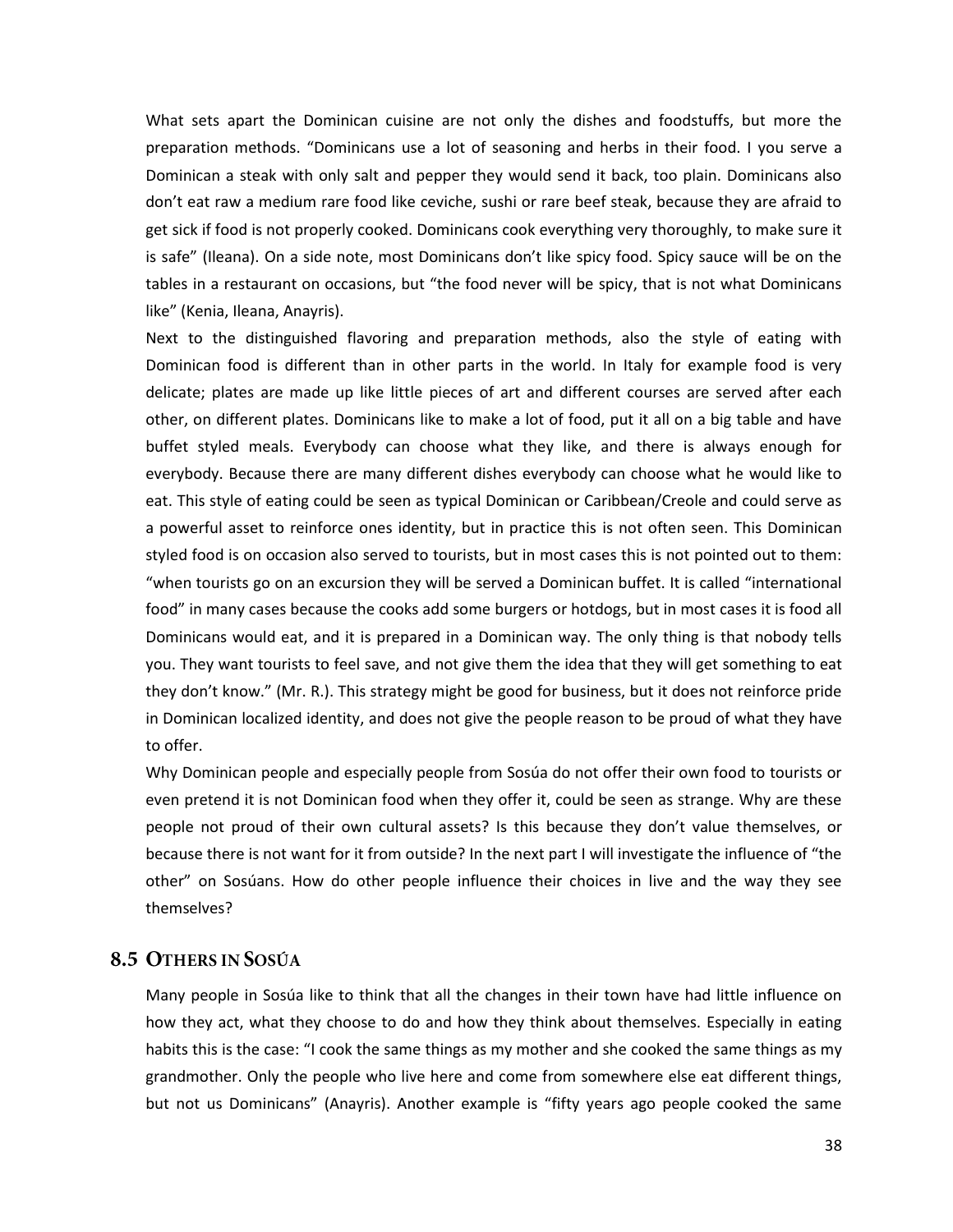What sets apart the Dominican cuisine are not only the dishes and foodstuffs, but more the preparation methods. “Dominicans use a lot of seasoning and herbs in their food. I you serve a Dominican a steak with only salt and pepper they would send it back, too plain. Dominicans also don’t eat raw a medium rare food like ceviche, sushi or rare beef steak, because they are afraid to get sick if food is not properly cooked. Dominicans cook everything very thoroughly, to make sure it is safe” (Ileana). On a side note, most Dominicans don’t like spicy food. Spicy sauce will be on the tables in a restaurant on occasions, but “the food never will be spicy, that is not what Dominicans like” (Kenia, Ileana, Anayris).

Next to the distinguished flavoring and preparation methods, also the style of eating with Dominican food is different than in other parts in the world. In Italy for example food is very delicate; plates are made up like little pieces of art and different courses are served after each other, on different plates. Dominicans like to make a lot of food, put it all on a big table and have buffet styled meals. Everybody can choose what they like, and there is always enough for everybody. Because there are many different dishes everybody can choose what he would like to eat. This style of eating could be seen as typical Dominican or Caribbean/Creole and could serve as a powerful asset to reinforce ones identity, but in practice this is not often seen. This Dominican styled food is on occasion also served to tourists, but in most cases this is not pointed out to them: “when tourists go on an excursion they will be served a Dominican buffet. It is called “international food” in many cases because the cooks add some burgers or hotdogs, but in most cases it is food all Dominicans would eat, and it is prepared in a Dominican way. The only thing is that nobody tells you. They want tourists to feel save, and not give them the idea that they will get something to eat they don’t know.” (Mr. R.). This strategy might be good for business, but it does not reinforce pride in Dominican localized identity, and does not give the people reason to be proud of what they have to offer.

Why Dominican people and especially people from Sosúa do not offer their own food to tourists or even pretend it is not Dominican food when they offer it, could be seen as strange. Why are these people not proud of their own cultural assets? Is this because they don’t value themselves, or because there is not want for it from outside? In the next part I will investigate the influence of “the other” on Sosúans. How do other people influence their choices in live and the way they see themselves?

## 8.5 Others in Sosúa

Many people in Sosúa like to think that all the changes in their town have had little influence on how they act, what they choose to do and how they think about themselves. Especially in eating habits this is the case: “I cook the same things as my mother and she cooked the same things as my grandmother. Only the people who live here and come from somewhere else eat different things, but not us Dominicans” (Anayris). Another example is “fifty years ago people cooked the same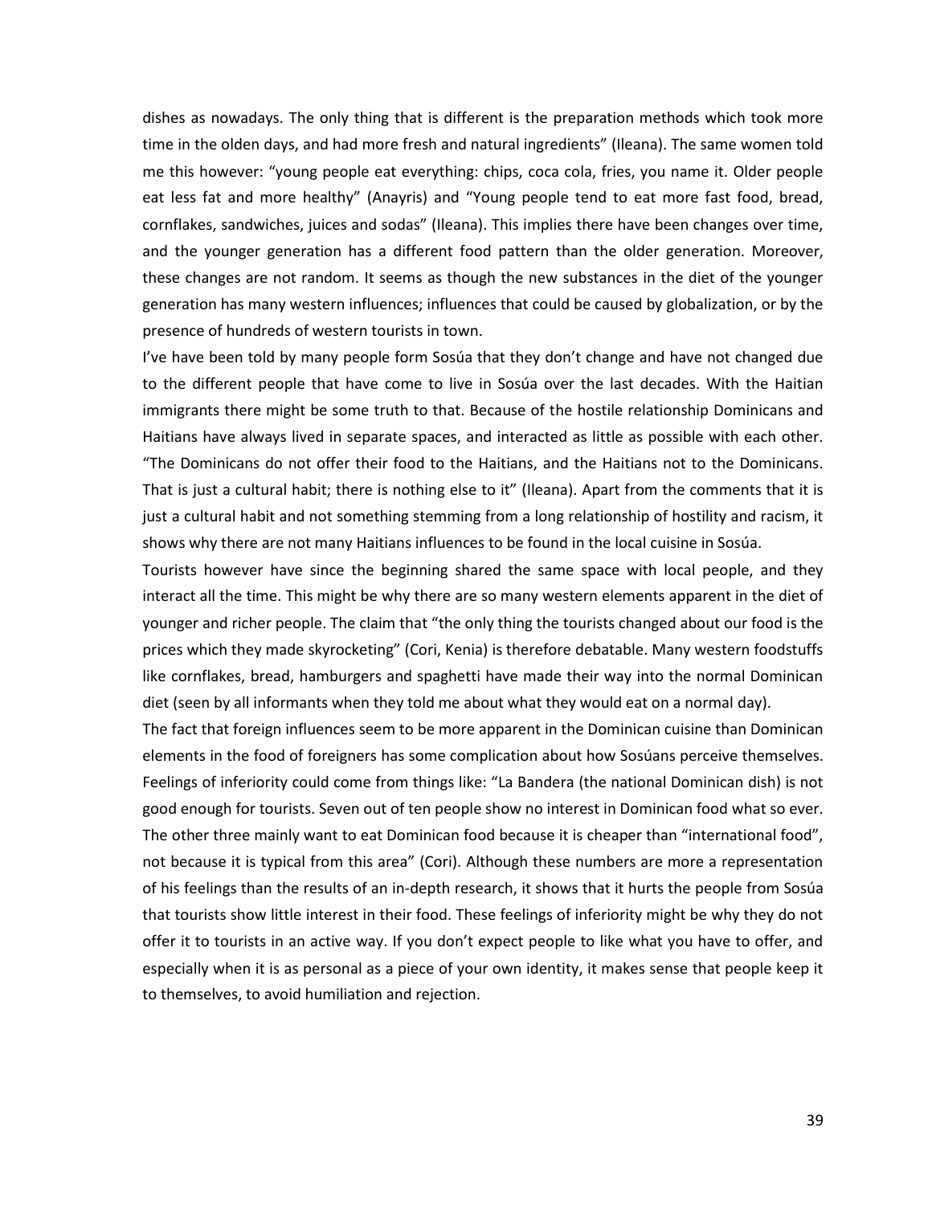dishes as nowadays. The only thing that is different is the preparation methods which took more time in the olden days, and had more fresh and natural ingredients" (Ileana). The same women told me this however: "young people eat everything: chips, coca cola, fries, you name it. Older people eat less fat and more healthy" (Anayris) and "Young people tend to eat more fast food, bread, cornflakes, sandwiches, juices and sodas" (Ileana). This implies there have been changes over time, and the younger generation has a different food pattern than the older generation. Moreover, these changes are not random. It seems as though the new substances in the diet of the younger generation has many western influences; influences that could be caused by globalization, or by the presence of hundreds of western tourists in town.

I've have been told by many people form Sosúa that they don't change and have not changed due to the different people that have come to live in Sosúa over the last decades. With the Haitian immigrants there might be some truth to that. Because of the hostile relationship Dominicans and Haitians have always lived in separate spaces, and interacted as little as possible with each other. "The Dominicans do not offer their food to the Haitians, and the Haitians not to the Dominicans. That is just a cultural habit; there is nothing else to it" (Ileana). Apart from the comments that it is just a cultural habit and not something stemming from a long relationship of hostility and racism, it shows why there are not many Haitians influences to be found in the local cuisine in Sosúa.

Tourists however have since the beginning shared the same space with local people, and they interact all the time. This might be why there are so many western elements apparent in the diet of younger and richer people. The claim that "the only thing the tourists changed about our food is the prices which they made skyrocketing" (Cori, Kenia) is therefore debatable. Many western foodstuffs like cornflakes, bread, hamburgers and spaghetti have made their way into the normal Dominican diet (seen by all informants when they told me about what they would eat on a normal day).

The fact that foreign influences seem to be more apparent in the Dominican cuisine than Dominican elements in the food of foreigners has some complication about how Sosúans perceive themselves. Feelings of inferiority could come from things like: "La Bandera (the national Dominican dish) is not good enough for tourists. Seven out of ten people show no interest in Dominican food what so ever. The other three mainly want to eat Dominican food because it is cheaper than "international food", not because it is typical from this area" (Cori). Although these numbers are more a representation of his feelings than the results of an in-depth research, it shows that it hurts the people from Sosúa that tourists show little interest in their food. These feelings of inferiority might be why they do not offer it to tourists in an active way. If you don't expect people to like what you have to offer, and especially when it is as personal as a piece of your own identity, it makes sense that people keep it to themselves, to avoid humiliation and rejection.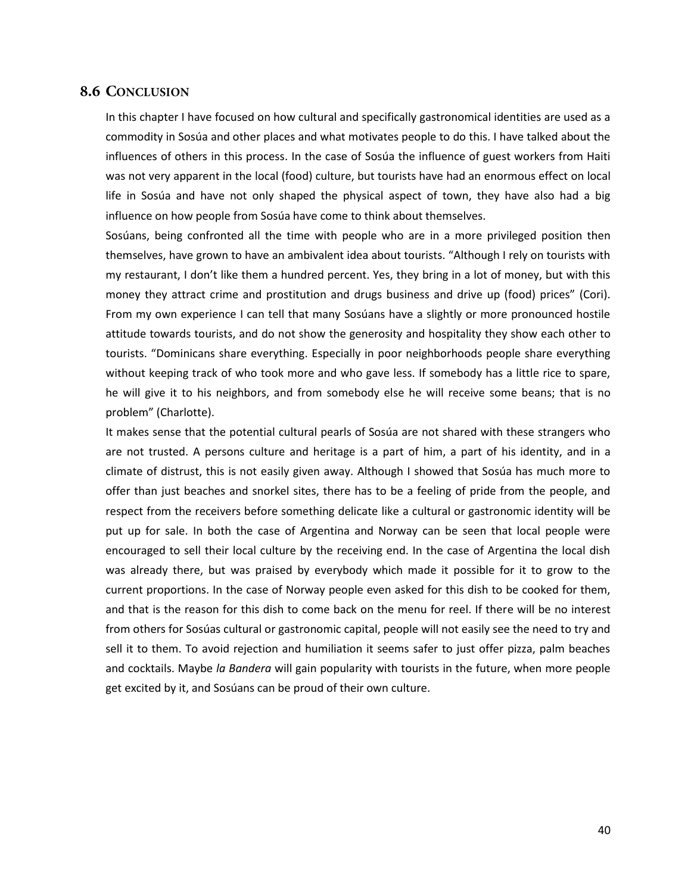## 8.6 CONCLUSION

In this chapter I have focused on how cultural and specifically gastronomical identities are used as a commodity in Sosúa and other places and what motivates people to do this. I have talked about the influences of others in this process. In the case of Sosúa the influence of guest workers from Haiti was not very apparent in the local (food) culture, but tourists have had an enormous effect on local life in Sosúa and have not only shaped the physical aspect of town, they have also had a big influence on how people from Sosúa have come to think about themselves.

Sosúans, being confronted all the time with people who are in a more privileged position then themselves, have grown to have an ambivalent idea about tourists. "Although I rely on tourists with my restaurant, I don't like them a hundred percent. Yes, they bring in a lot of money, but with this money they attract crime and prostitution and drugs business and drive up (food) prices" (Cori). From my own experience I can tell that many Sosúans have a slightly or more pronounced hostile attitude towards tourists, and do not show the generosity and hospitality they show each other to tourists. "Dominicans share everything. Especially in poor neighborhoods people share everything without keeping track of who took more and who gave less. If somebody has a little rice to spare, he will give it to his neighbors, and from somebody else he will receive some beans; that is no problem" (Charlotte).

It makes sense that the potential cultural pearls of Sosúa are not shared with these strangers who are not trusted. A persons culture and heritage is a part of him, a part of his identity, and in a climate of distrust, this is not easily given away. Although I showed that Sosúa has much more to offer than just beaches and snorkel sites, there has to be a feeling of pride from the people, and respect from the receivers before something delicate like a cultural or gastronomic identity will be put up for sale. In both the case of Argentina and Norway can be seen that local people were encouraged to sell their local culture by the receiving end. In the case of Argentina the local dish was already there, but was praised by everybody which made it possible for it to grow to the current proportions. In the case of Norway people even asked for this dish to be cooked for them, and that is the reason for this dish to come back on the menu for reel. If there will be no interest from others for Sosúas cultural or gastronomic capital, people will not easily see the need to try and sell it to them. To avoid rejection and humiliation it seems safer to just offer pizza, palm beaches and cocktails. Maybe *la Bandera* will gain popularity with tourists in the future, when more people get excited by it, and Sosúans can be proud of their own culture.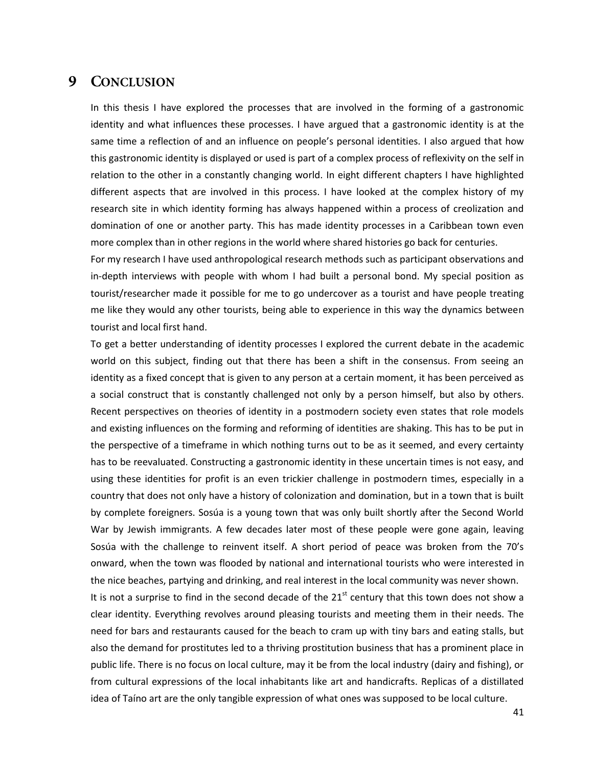# 9 Conclusion

In this thesis I have explored the processes that are involved in the forming of a gastronomic identity and what influences these processes. I have argued that a gastronomic identity is at the same time a reflection of and an influence on people's personal identities. I also argued that how this gastronomic identity is displayed or used is part of a complex process of reflexivity on the self in relation to the other in a constantly changing world. In eight different chapters I have highlighted different aspects that are involved in this process. I have looked at the complex history of my research site in which identity forming has always happened within a process of creolization and domination of one or another party. This has made identity processes in a Caribbean town even more complex than in other regions in the world where shared histories go back for centuries.

For my research I have used anthropological research methods such as participant observations and in-depth interviews with people with whom I had built a personal bond. My special position as tourist/researcher made it possible for me to go undercover as a tourist and have people treating me like they would any other tourists, being able to experience in this way the dynamics between tourist and local first hand.

To get a better understanding of identity processes I explored the current debate in the academic world on this subject, finding out that there has been a shift in the consensus. From seeing an identity as a fixed concept that is given to any person at a certain moment, it has been perceived as a social construct that is constantly challenged not only by a person himself, but also by others. Recent perspectives on theories of identity in a postmodern society even states that role models and existing influences on the forming and reforming of identities are shaking. This has to be put in the perspective of a timeframe in which nothing turns out to be as it seemed, and every certainty has to be reevaluated. Constructing a gastronomic identity in these uncertain times is not easy, and using these identities for profit is an even trickier challenge in postmodern times, especially in a country that does not only have a history of colonization and domination, but in a town that is built by complete foreigners. Sosúa is a young town that was only built shortly after the Second World War by Jewish immigrants. A few decades later most of these people were gone again, leaving Sosúa with the challenge to reinvent itself. A short period of peace was broken from the 70's onward, when the town was flooded by national and international tourists who were interested in the nice beaches, partying and drinking, and real interest in the local community was never shown.

It is not a surprise to find in the second decade of the 21st century that this town does not show a clear identity. Everything revolves around pleasing tourists and meeting them in their needs. The need for bars and restaurants caused for the beach to cram up with tiny bars and eating stalls, but also the demand for prostitutes led to a thriving prostitution business that has a prominent place in public life. There is no focus on local culture, may it be from the local industry (dairy and fishing), or from cultural expressions of the local inhabitants like art and handicrafts. Replicas of a distillated idea of Taíno art are the only tangible expression of what ones was supposed to be local culture.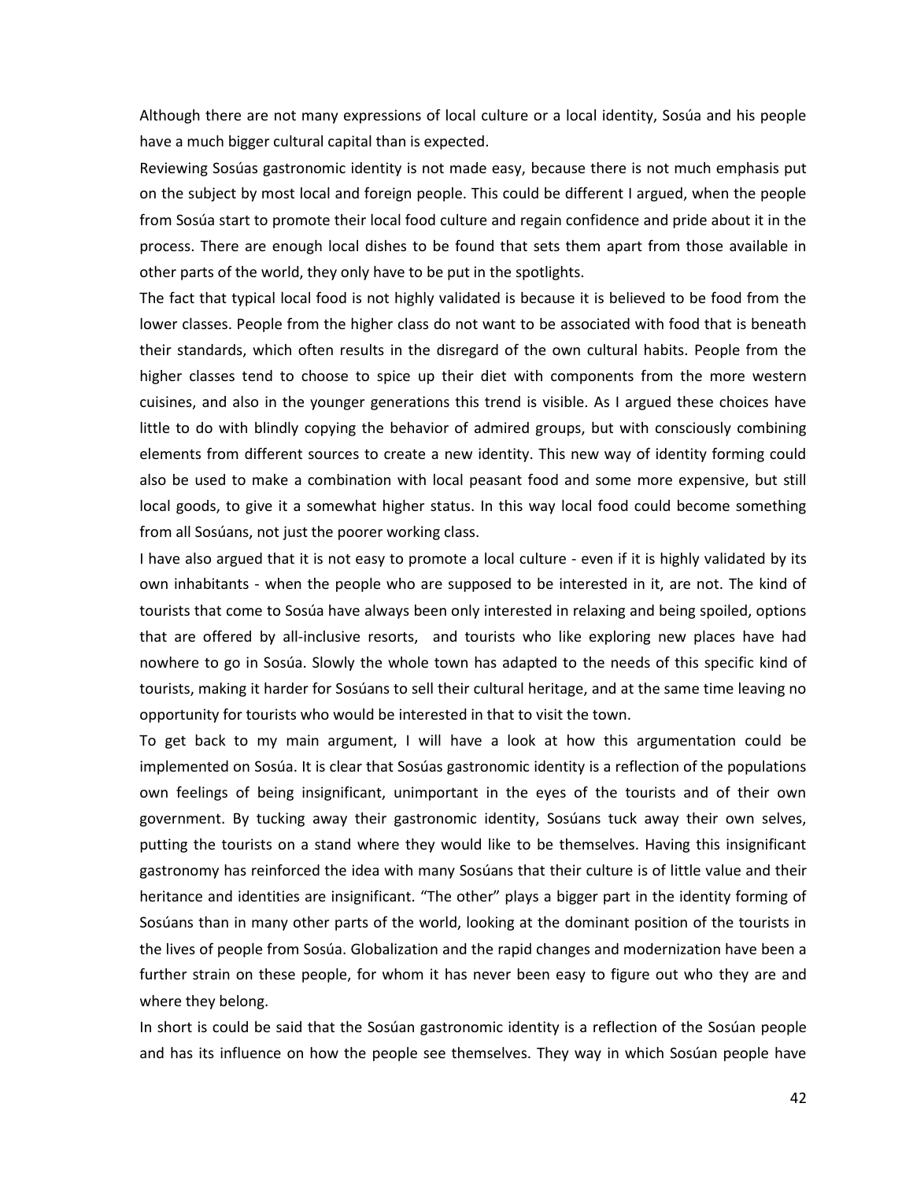Although there are not many expressions of local culture or a local identity, Sosúa and his people have a much bigger cultural capital than is expected.

Reviewing Sosúas gastronomic identity is not made easy, because there is not much emphasis put on the subject by most local and foreign people. This could be different I argued, when the people from Sosúa start to promote their local food culture and regain confidence and pride about it in the process. There are enough local dishes to be found that sets them apart from those available in other parts of the world, they only have to be put in the spotlights.

The fact that typical local food is not highly validated is because it is believed to be food from the lower classes. People from the higher class do not want to be associated with food that is beneath their standards, which often results in the disregard of the own cultural habits. People from the higher classes tend to choose to spice up their diet with components from the more western cuisines, and also in the younger generations this trend is visible. As I argued these choices have little to do with blindly copying the behavior of admired groups, but with consciously combining elements from different sources to create a new identity. This new way of identity forming could also be used to make a combination with local peasant food and some more expensive, but still local goods, to give it a somewhat higher status. In this way local food could become something from all Sosúans, not just the poorer working class.

I have also argued that it is not easy to promote a local culture - even if it is highly validated by its own inhabitants - when the people who are supposed to be interested in it, are not. The kind of tourists that come to Sosúa have always been only interested in relaxing and being spoiled, options that are offered by all-inclusive resorts, and tourists who like exploring new places have had nowhere to go in Sosúa. Slowly the whole town has adapted to the needs of this specific kind of tourists, making it harder for Sosúans to sell their cultural heritage, and at the same time leaving no opportunity for tourists who would be interested in that to visit the town.

To get back to my main argument, I will have a look at how this argumentation could be implemented on Sosúa. It is clear that Sosúas gastronomic identity is a reflection of the populations own feelings of being insignificant, unimportant in the eyes of the tourists and of their own government. By tucking away their gastronomic identity, Sosúans tuck away their own selves, putting the tourists on a stand where they would like to be themselves. Having this insignificant gastronomy has reinforced the idea with many Sosúans that their culture is of little value and their heritance and identities are insignificant. "The other" plays a bigger part in the identity forming of Sosúans than in many other parts of the world, looking at the dominant position of the tourists in the lives of people from Sosúa. Globalization and the rapid changes and modernization have been a further strain on these people, for whom it has never been easy to figure out who they are and where they belong.

In short is could be said that the Sosúan gastronomic identity is a reflection of the Sosúan people and has its influence on how the people see themselves. They way in which Sosúan people have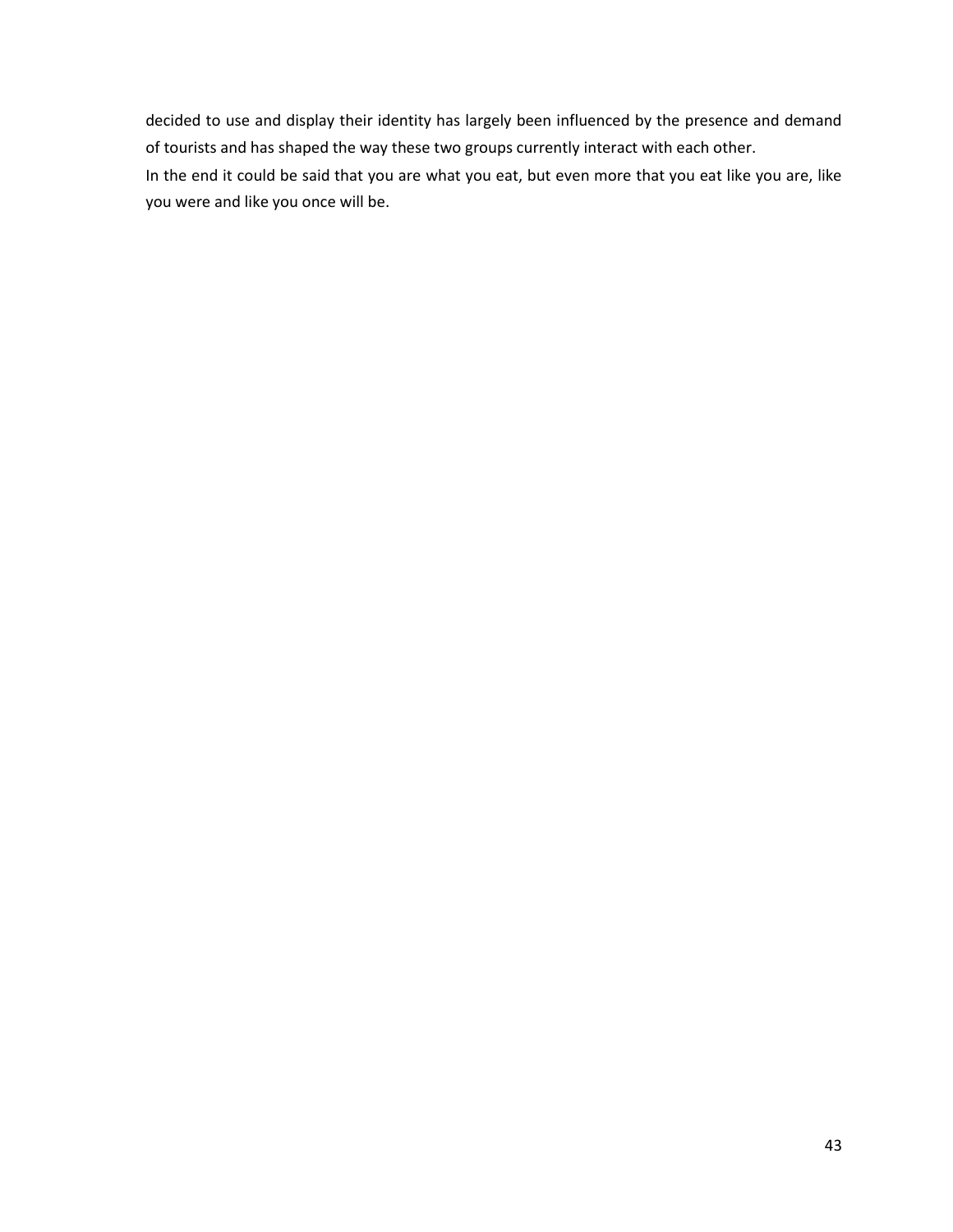decided to use and display their identity has largely been influenced by the presence and demand of tourists and has shaped the way these two groups currently interact with each other.

In the end it could be said that you are what you eat, but even more that you eat like you are, like you were and like you once will be.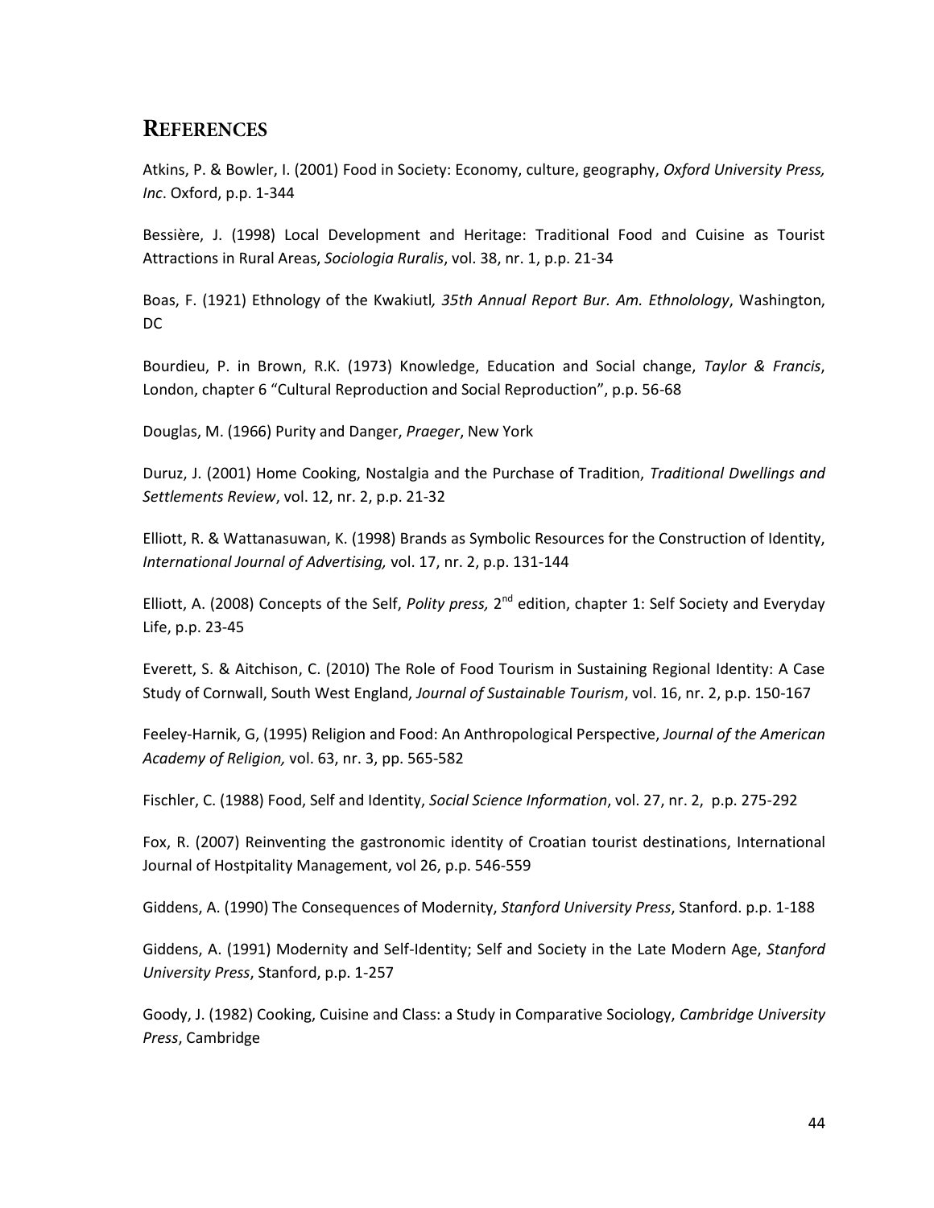## References

Atkins, P. & Bowler, I. (2001) Food in Society: Economy, culture, geography, *Oxford University Press, Inc*. Oxford, p.p. 1-344

Bessière, J. (1998) Local Development and Heritage: Traditional Food and Cuisine as Tourist Attractions in Rural Areas, *Sociologia Ruralis*, vol. 38, nr. 1, p.p. 21-34

Boas, F. (1921) Ethnology of the Kwakiutl*, 35th Annual Report Bur. Am. Ethnolology*, Washington, DC

Bourdieu, P. in Brown, R.K. (1973) Knowledge, Education and Social change, *Taylor & Francis*, London, chapter 6 "Cultural Reproduction and Social Reproduction", p.p. 56-68

Douglas, M. (1966) Purity and Danger, *Praeger*, New York

Duruz, J. (2001) Home Cooking, Nostalgia and the Purchase of Tradition, *Traditional Dwellings and Settlements Review*, vol. 12, nr. 2, p.p. 21-32

Elliott, R. & Wattanasuwan, K. (1998) Brands as Symbolic Resources for the Construction of Identity, *International Journal of Advertising,* vol. 17, nr. 2, p.p. 131-144

Elliott, A. (2008) Concepts of the Self, *Polity press,* 2nd edition, chapter 1: Self Society and Everyday Life, p.p. 23-45

Everett, S. & Aitchison, C. (2010) The Role of Food Tourism in Sustaining Regional Identity: A Case Study of Cornwall, South West England, *Journal of Sustainable Tourism*, vol. 16, nr. 2, p.p. 150-167

Feeley-Harnik, G, (1995) Religion and Food: An Anthropological Perspective, *Journal of the American Academy of Religion,* vol. 63, nr. 3, pp. 565-582

Fischler, C. (1988) Food, Self and Identity, *Social Science Information*, vol. 27, nr. 2, p.p. 275-292

Fox, R. (2007) Reinventing the gastronomic identity of Croatian tourist destinations, International Journal of Hostpitality Management, vol 26, p.p. 546-559

Giddens, A. (1990) The Consequences of Modernity, *Stanford University Press*, Stanford. p.p. 1-188

Giddens, A. (1991) Modernity and Self-Identity; Self and Society in the Late Modern Age, *Stanford University Press*, Stanford, p.p. 1-257

Goody, J. (1982) Cooking, Cuisine and Class: a Study in Comparative Sociology, *Cambridge University Press*, Cambridge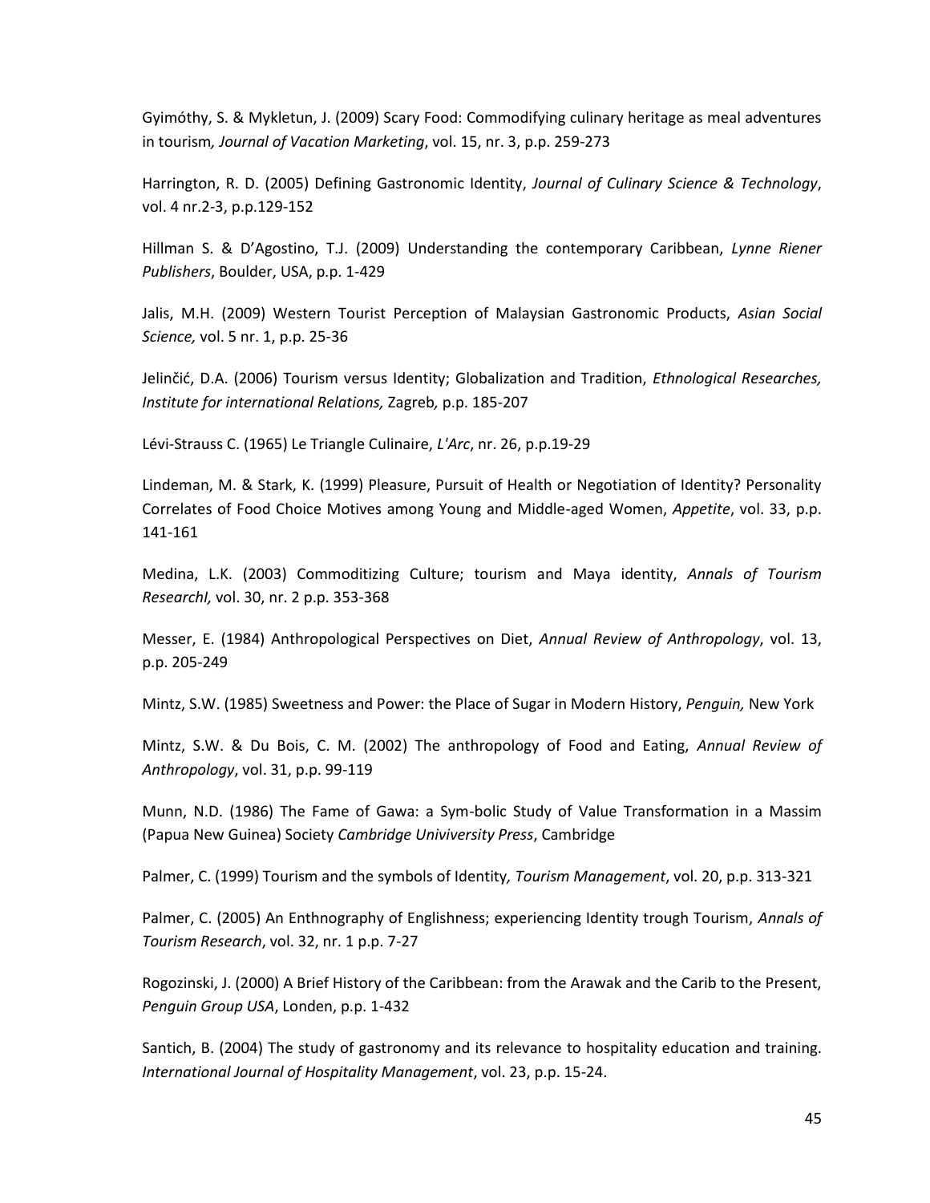Gyimóthy, S. & Mykletun, J. (2009) Scary Food: Commodifying culinary heritage as meal adventures in tourism*, Journal of Vacation Marketing*, vol. 15, nr. 3, p.p. 259-273

Harrington, R. D. (2005) Defining Gastronomic Identity, *Journal of Culinary Science & Technology*, vol. 4 nr.2-3, p.p.129-152

Hillman S. & D'Agostino, T.J. (2009) Understanding the contemporary Caribbean, *Lynne Riener Publishers*, Boulder, USA, p.p. 1-429

Jalis, M.H. (2009) Western Tourist Perception of Malaysian Gastronomic Products, *Asian Social Science,* vol. 5 nr. 1, p.p. 25-36

Jelinčić, D.A. (2006) Tourism versus Identity; Globalization and Tradition, *Ethnological Researches, Institute for international Relations,* Zagreb*,* p.p. 185-207

Lévi-Strauss C. (1965) Le Triangle Culinaire, *L'Arc*, nr. 26, p.p.19-29

Lindeman, M. & Stark, K. (1999) Pleasure, Pursuit of Health or Negotiation of Identity? Personality Correlates of Food Choice Motives among Young and Middle-aged Women, *Appetite*, vol. 33, p.p. 141-161

Medina, L.K. (2003) Commoditizing Culture; tourism and Maya identity, *Annals of Tourism ResearchI,* vol. 30, nr. 2 p.p. 353-368

Messer, E. (1984) Anthropological Perspectives on Diet, *Annual Review of Anthropology*, vol. 13, p.p. 205-249

Mintz, S.W. (1985) Sweetness and Power: the Place of Sugar in Modern History, *Penguin,* New York

Mintz, S.W. & Du Bois, C. M. (2002) The anthropology of Food and Eating, *Annual Review of Anthropology*, vol. 31, p.p. 99-119

Munn, N.D. (1986) The Fame of Gawa: a Sym-bolic Study of Value Transformation in a Massim (Papua New Guinea) Society *Cambridge Univiversity Press*, Cambridge

Palmer, C. (1999) Tourism and the symbols of Identity*, Tourism Management*, vol. 20, p.p. 313-321

Palmer, C. (2005) An Enthnography of Englishness; experiencing Identity trough Tourism, *Annals of Tourism Research*, vol. 32, nr. 1 p.p. 7-27

Rogozinski, J. (2000) A Brief History of the Caribbean: from the Arawak and the Carib to the Present, *Penguin Group USA*, Londen, p.p. 1-432

Santich, B. (2004) The study of gastronomy and its relevance to hospitality education and training. *International Journal of Hospitality Management*, vol. 23, p.p. 15-24.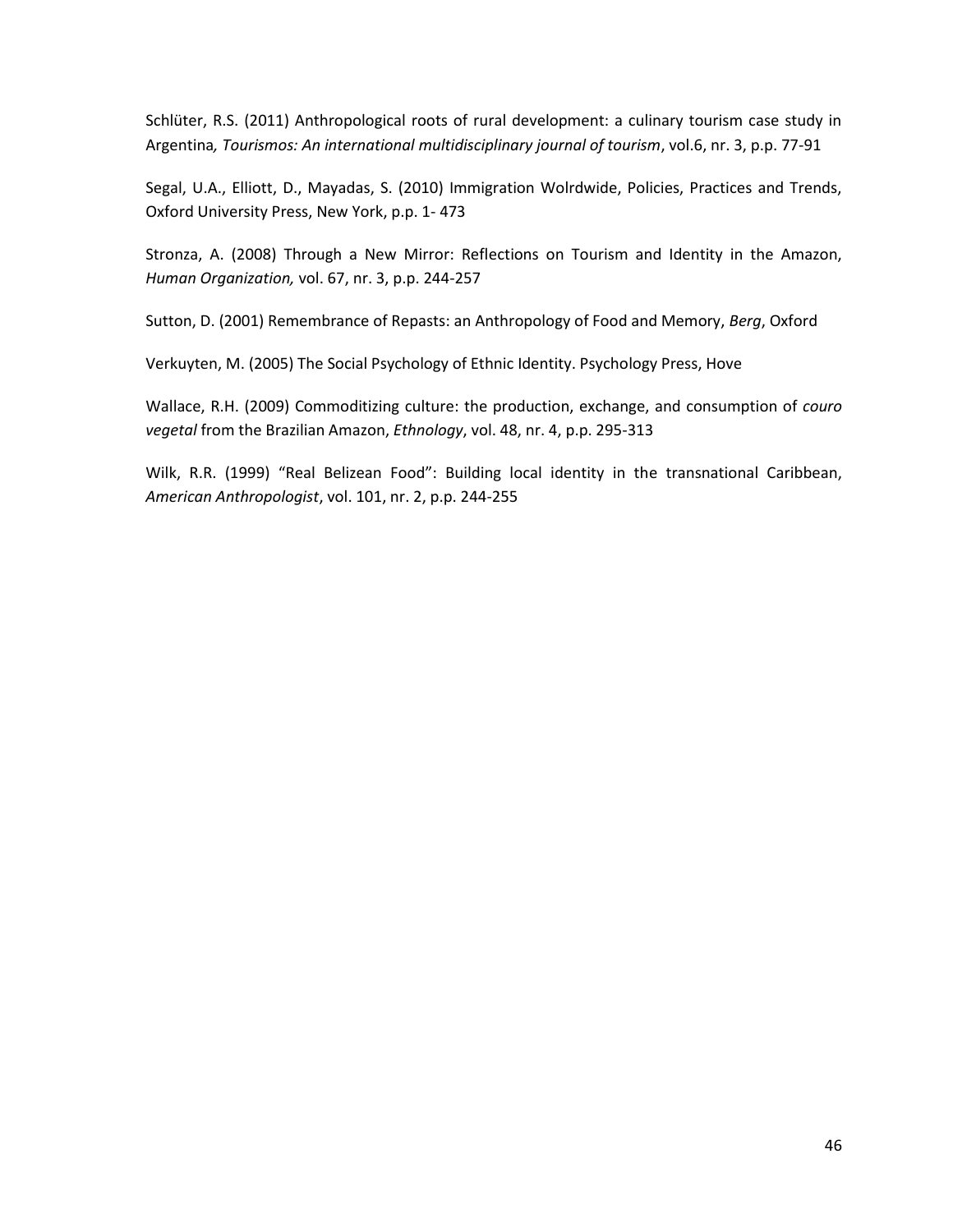Schlüter, R.S. (2011) Anthropological roots of rural development: a culinary tourism case study in Argentina*, Tourismos: An international multidisciplinary journal of tourism*, vol.6, nr. 3, p.p. 77-91

Segal, U.A., Elliott, D., Mayadas, S. (2010) Immigration Wolrdwide, Policies, Practices and Trends, Oxford University Press, New York, p.p. 1- 473

Stronza, A. (2008) Through a New Mirror: Reflections on Tourism and Identity in the Amazon, *Human Organization,* vol. 67, nr. 3, p.p. 244-257

Sutton, D. (2001) Remembrance of Repasts: an Anthropology of Food and Memory, *Berg*, Oxford

Verkuyten, M. (2005) The Social Psychology of Ethnic Identity. Psychology Press, Hove

Wallace, R.H. (2009) Commoditizing culture: the production, exchange, and consumption of *couro vegetal* from the Brazilian Amazon, *Ethnology*, vol. 48, nr. 4, p.p. 295-313

Wilk, R.R. (1999) "Real Belizean Food": Building local identity in the transnational Caribbean, *American Anthropologist*, vol. 101, nr. 2, p.p. 244-255